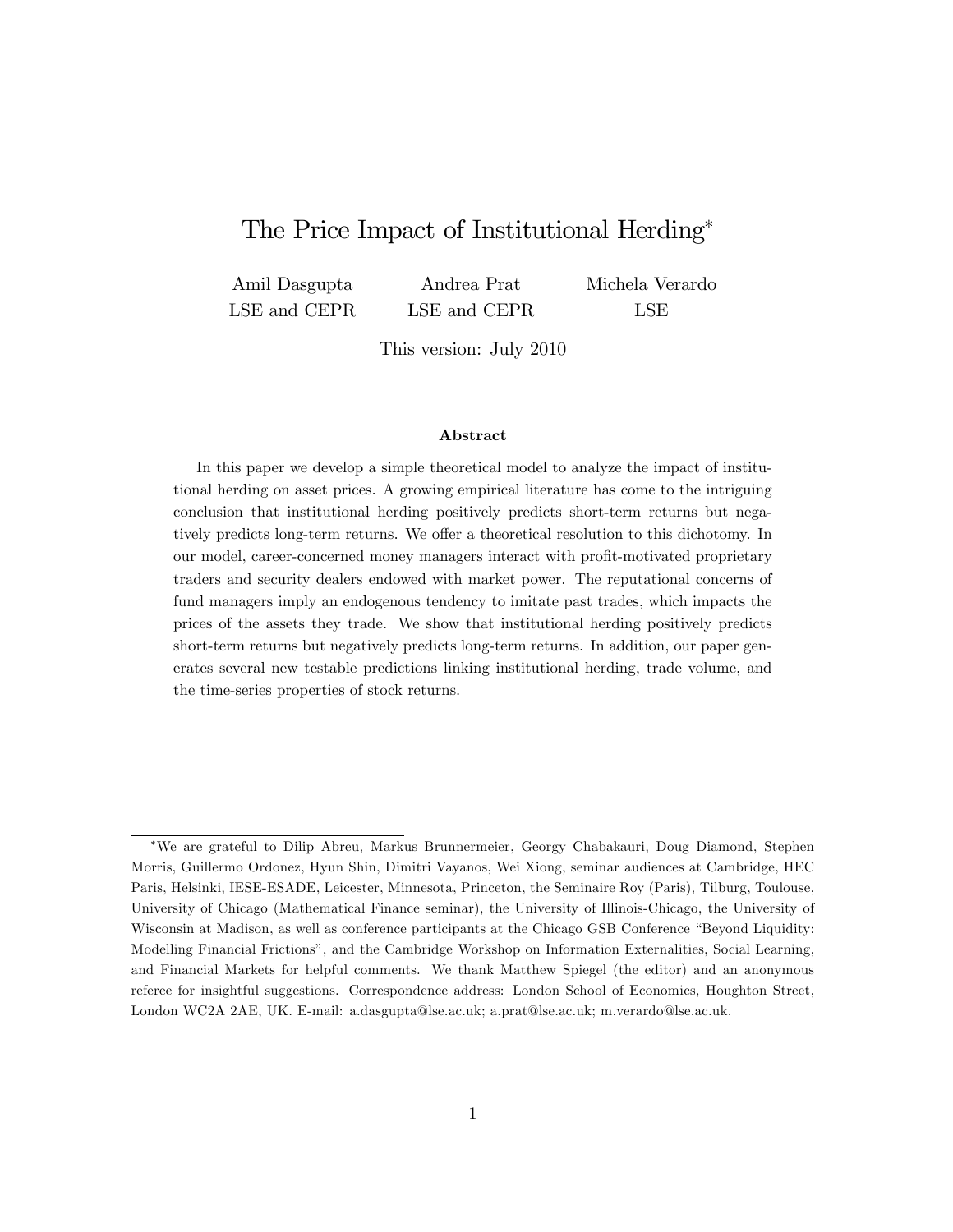# The Price Impact of Institutional Herding*

Amil Dasgupta
LSE and CEPR

Andrea Prat
LSE and CEPR

Michela Verardo
LSE

This version: July 2010

### Abstract

In this paper we develop a simple theoretical model to analyze the impact of institutional herding on asset prices. A growing empirical literature has come to the intriguing conclusion that institutional herding positively predicts short-term returns but negatively predicts long-term returns. We offer a theoretical resolution to this dichotomy. In our model, career-concerned money managers interact with profit-motivated proprietary traders and security dealers endowed with market power. The reputational concerns of fund managers imply an endogenous tendency to imitate past trades, which impacts the prices of the assets they trade. We show that institutional herding positively predicts short-term returns but negatively predicts long-term returns. In addition, our paper generates several new testable predictions linking institutional herding, trade volume, and the time-series properties of stock returns.

---

*We are grateful to Dilip Abreu, Markus Brunnermeier, Georgy Chabakauri, Doug Diamond, Stephen Morris, Guillermo Ordonez, Hyun Shin, Dimitri Vayanos, Wei Xiong, seminar audiences at Cambridge, HEC Paris, Helsinki, IESE-ESADE, Leicester, Minnesota, Princeton, the Seminaire Roy (Paris), Tilburg, Toulouse, University of Chicago (Mathematical Finance seminar), the University of Illinois-Chicago, the University of Wisconsin at Madison, as well as conference participants at the Chicago GSB Conference "Beyond Liquidity: Modelling Financial Frictions", and the Cambridge Workshop on Information Externalities, Social Learning, and Financial Markets for helpful comments. We thank Matthew Spiegel (the editor) and an anonymous referee for insightful suggestions. Correspondence address: London School of Economics, Houghton Street, London WC2A 2AE, UK. E-mail: a.dasgupta@lse.ac.uk; a.prat@lse.ac.uk; m.verardo@lse.ac.uk.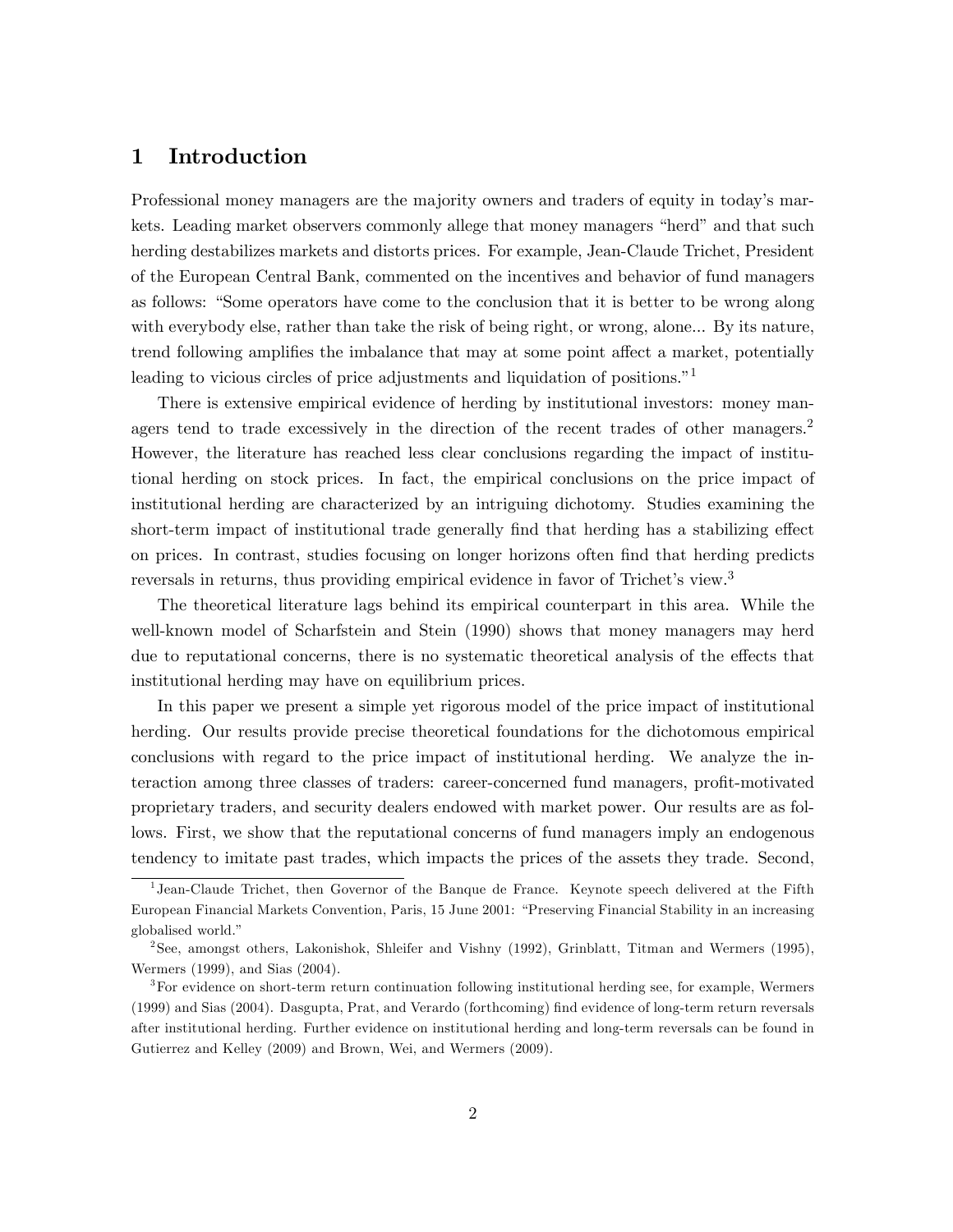# 1 Introduction

Professional money managers are the majority owners and traders of equity in today's markets. Leading market observers commonly allege that money managers "herd" and that such herding destabilizes markets and distorts prices. For example, Jean-Claude Trichet, President of the European Central Bank, commented on the incentives and behavior of fund managers as follows: "Some operators have come to the conclusion that it is better to be wrong along with everybody else, rather than take the risk of being right, or wrong, alone... By its nature, trend following amplifies the imbalance that may at some point affect a market, potentially leading to vicious circles of price adjustments and liquidation of positions."[1]

There is extensive empirical evidence of herding by institutional investors: money managers tend to trade excessively in the direction of the recent trades of other managers.[2] However, the literature has reached less clear conclusions regarding the impact of institutional herding on stock prices. In fact, the empirical conclusions on the price impact of institutional herding are characterized by an intriguing dichotomy. Studies examining the short-term impact of institutional trade generally find that herding has a stabilizing effect on prices. In contrast, studies focusing on longer horizons often find that herding predicts reversals in returns, thus providing empirical evidence in favor of Trichet's view.[3]

The theoretical literature lags behind its empirical counterpart in this area. While the well-known model of Scharfstein and Stein (1990) shows that money managers may herd due to reputational concerns, there is no systematic theoretical analysis of the effects that institutional herding may have on equilibrium prices.

In this paper we present a simple yet rigorous model of the price impact of institutional herding. Our results provide precise theoretical foundations for the dichotomous empirical conclusions with regard to the price impact of institutional herding. We analyze the interaction among three classes of traders: career-concerned fund managers, profit-motivated proprietary traders, and security dealers endowed with market power. Our results are as follows. First, we show that the reputational concerns of fund managers imply an endogenous tendency to imitate past trades, which impacts the prices of the assets they trade. Second,

[1] Jean-Claude Trichet, then Governor of the Banque de France. Keynote speech delivered at the Fifth European Financial Markets Convention, Paris, 15 June 2001: "Preserving Financial Stability in an increasing globalised world."

[2] See, amongst others, Lakonishok, Shleifer and Vishny (1992), Grinblatt, Titman and Wermers (1995), Wermers (1999), and Sias (2004).

[3] For evidence on short-term return continuation following institutional herding see, for example, Wermers (1999) and Sias (2004). Dasgupta, Prat, and Verardo (forthcoming) find evidence of long-term return reversals after institutional herding. Further evidence on institutional herding and long-term reversals can be found in Gutierrez and Kelley (2009) and Brown, Wei, and Wermers (2009).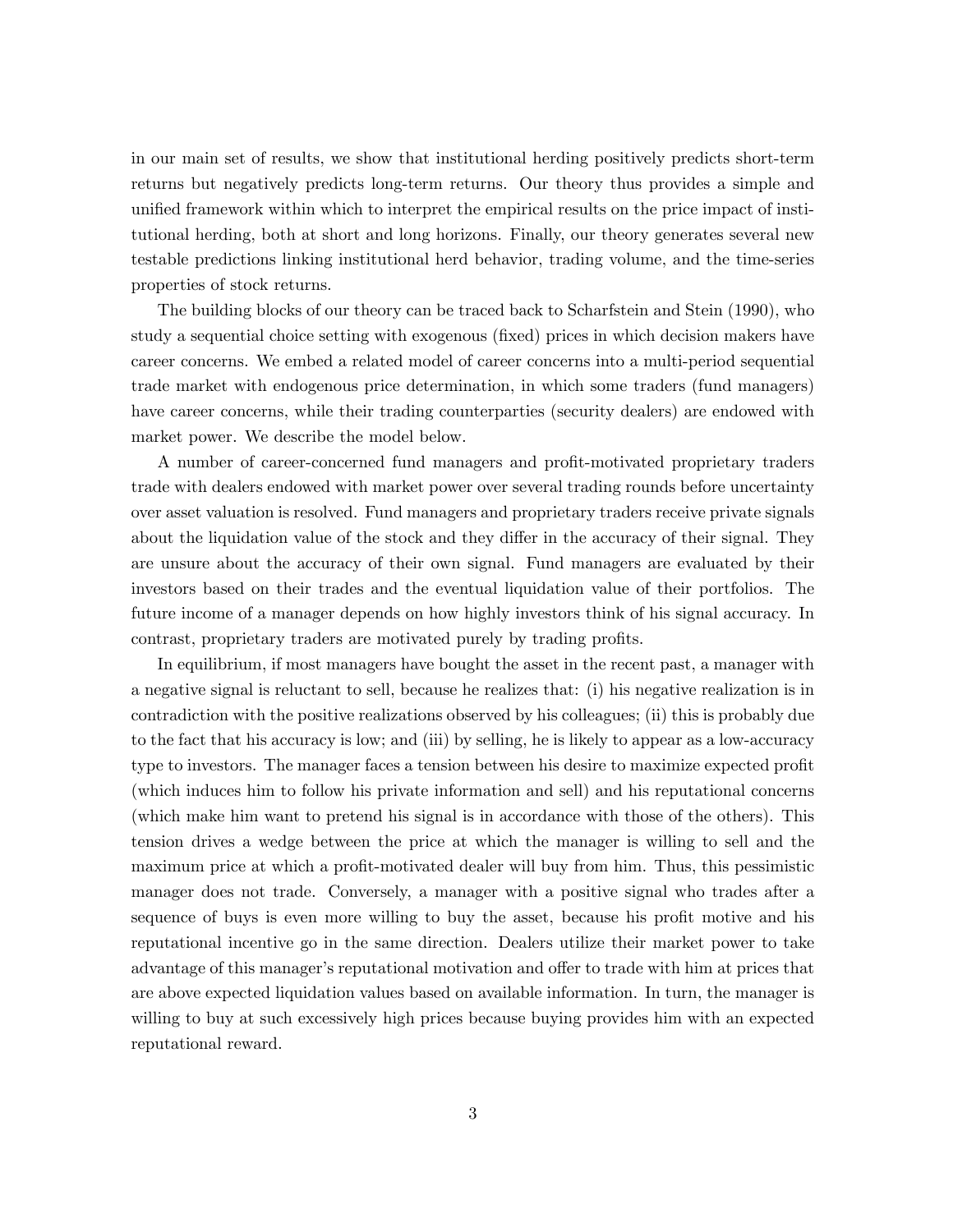in our main set of results, we show that institutional herding positively predicts short-term returns but negatively predicts long-term returns. Our theory thus provides a simple and unified framework within which to interpret the empirical results on the price impact of institutional herding, both at short and long horizons. Finally, our theory generates several new testable predictions linking institutional herd behavior, trading volume, and the time-series properties of stock returns.

The building blocks of our theory can be traced back to Scharfstein and Stein (1990), who study a sequential choice setting with exogenous (fixed) prices in which decision makers have career concerns. We embed a related model of career concerns into a multi-period sequential trade market with endogenous price determination, in which some traders (fund managers) have career concerns, while their trading counterparties (security dealers) are endowed with market power. We describe the model below.

A number of career-concerned fund managers and profit-motivated proprietary traders trade with dealers endowed with market power over several trading rounds before uncertainty over asset valuation is resolved. Fund managers and proprietary traders receive private signals about the liquidation value of the stock and they differ in the accuracy of their signal. They are unsure about the accuracy of their own signal. Fund managers are evaluated by their investors based on their trades and the eventual liquidation value of their portfolios. The future income of a manager depends on how highly investors think of his signal accuracy. In contrast, proprietary traders are motivated purely by trading profits.

In equilibrium, if most managers have bought the asset in the recent past, a manager with a negative signal is reluctant to sell, because he realizes that: (i) his negative realization is in contradiction with the positive realizations observed by his colleagues; (ii) this is probably due to the fact that his accuracy is low; and (iii) by selling, he is likely to appear as a low-accuracy type to investors. The manager faces a tension between his desire to maximize expected profit (which induces him to follow his private information and sell) and his reputational concerns (which make him want to pretend his signal is in accordance with those of the others). This tension drives a wedge between the price at which the manager is willing to sell and the maximum price at which a profit-motivated dealer will buy from him. Thus, this pessimistic manager does not trade. Conversely, a manager with a positive signal who trades after a sequence of buys is even more willing to buy the asset, because his profit motive and his reputational incentive go in the same direction. Dealers utilize their market power to take advantage of this manager's reputational motivation and offer to trade with him at prices that are above expected liquidation values based on available information. In turn, the manager is willing to buy at such excessively high prices because buying provides him with an expected reputational reward.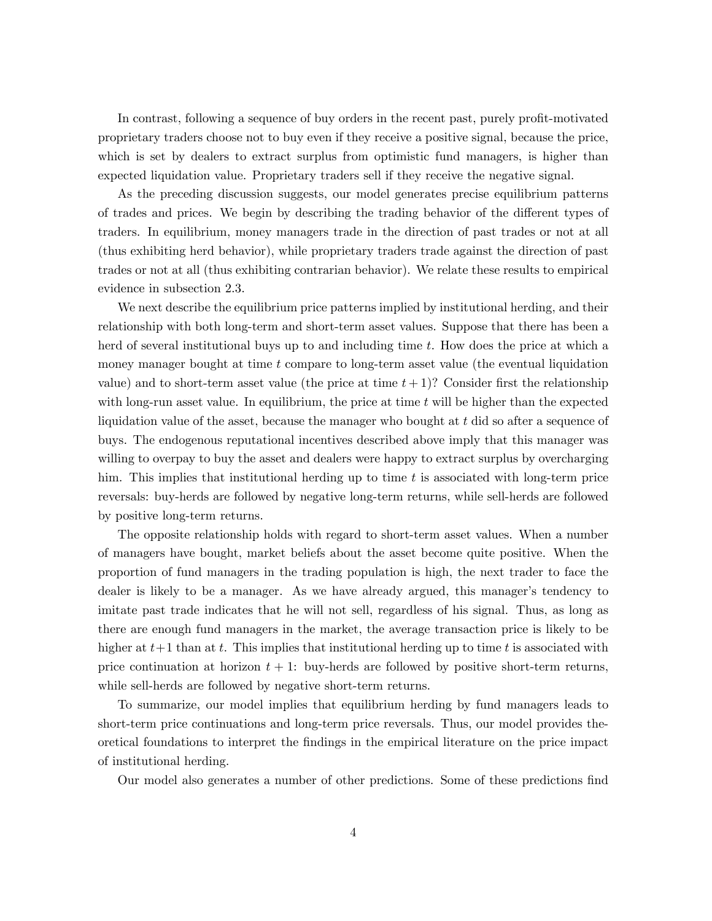In contrast, following a sequence of buy orders in the recent past, purely profit-motivated proprietary traders choose not to buy even if they receive a positive signal, because the price, which is set by dealers to extract surplus from optimistic fund managers, is higher than expected liquidation value. Proprietary traders sell if they receive the negative signal.

As the preceding discussion suggests, our model generates precise equilibrium patterns of trades and prices. We begin by describing the trading behavior of the different types of traders. In equilibrium, money managers trade in the direction of past trades or not at all (thus exhibiting herd behavior), while proprietary traders trade against the direction of past trades or not at all (thus exhibiting contrarian behavior). We relate these results to empirical evidence in subsection 2.3.

We next describe the equilibrium price patterns implied by institutional herding, and their relationship with both long-term and short-term asset values. Suppose that there has been a herd of several institutional buys up to and including time $t$. How does the price at which a money manager bought at time $t$ compare to long-term asset value (the eventual liquidation value) and to short-term asset value (the price at time $t+1$)? Consider first the relationship with long-run asset value. In equilibrium, the price at time $t$ will be higher than the expected liquidation value of the asset, because the manager who bought at $t$ did so after a sequence of buys. The endogenous reputational incentives described above imply that this manager was willing to overpay to buy the asset and dealers were happy to extract surplus by overcharging him. This implies that institutional herding up to time $t$ is associated with long-term price reversals: buy-herds are followed by negative long-term returns, while sell-herds are followed by positive long-term returns.

The opposite relationship holds with regard to short-term asset values. When a number of managers have bought, market beliefs about the asset become quite positive. When the proportion of fund managers in the trading population is high, the next trader to face the dealer is likely to be a manager. As we have already argued, this manager's tendency to imitate past trade indicates that he will not sell, regardless of his signal. Thus, as long as there are enough fund managers in the market, the average transaction price is likely to be higher at $t+1$ than at $t$. This implies that institutional herding up to time $t$ is associated with price continuation at horizon $t+1$: buy-herds are followed by positive short-term returns, while sell-herds are followed by negative short-term returns.

To summarize, our model implies that equilibrium herding by fund managers leads to short-term price continuations and long-term price reversals. Thus, our model provides theoretical foundations to interpret the findings in the empirical literature on the price impact of institutional herding.

Our model also generates a number of other predictions. Some of these predictions find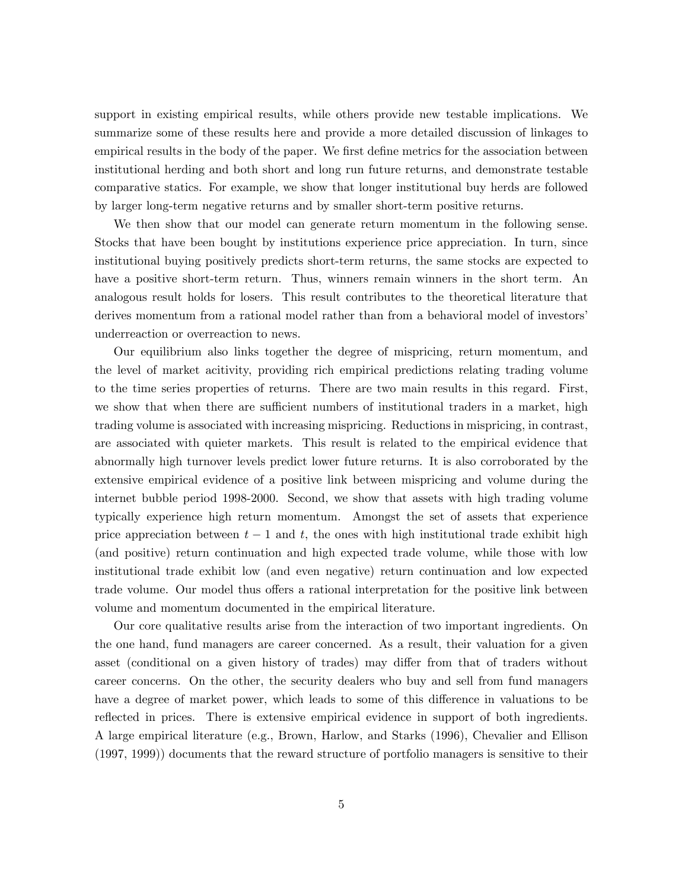support in existing empirical results, while others provide new testable implications. We summarize some of these results here and provide a more detailed discussion of linkages to empirical results in the body of the paper. We first define metrics for the association between institutional herding and both short and long run future returns, and demonstrate testable comparative statics. For example, we show that longer institutional buy herds are followed by larger long-term negative returns and by smaller short-term positive returns.

We then show that our model can generate return momentum in the following sense. Stocks that have been bought by institutions experience price appreciation. In turn, since institutional buying positively predicts short-term returns, the same stocks are expected to have a positive short-term return. Thus, winners remain winners in the short term. An analogous result holds for losers. This result contributes to the theoretical literature that derives momentum from a rational model rather than from a behavioral model of investors' underreaction or overreaction to news.

Our equilibrium also links together the degree of mispricing, return momentum, and the level of market acitivity, providing rich empirical predictions relating trading volume to the time series properties of returns. There are two main results in this regard. First, we show that when there are sufficient numbers of institutional traders in a market, high trading volume is associated with increasing mispricing. Reductions in mispricing, in contrast, are associated with quieter markets. This result is related to the empirical evidence that abnormally high turnover levels predict lower future returns. It is also corroborated by the extensive empirical evidence of a positive link between mispricing and volume during the internet bubble period 1998-2000. Second, we show that assets with high trading volume typically experience high return momentum. Amongst the set of assets that experience price appreciation between $t-1$ and $t$, the ones with high institutional trade exhibit high (and positive) return continuation and high expected trade volume, while those with low institutional trade exhibit low (and even negative) return continuation and low expected trade volume. Our model thus offers a rational interpretation for the positive link between volume and momentum documented in the empirical literature.

Our core qualitative results arise from the interaction of two important ingredients. On the one hand, fund managers are career concerned. As a result, their valuation for a given asset (conditional on a given history of trades) may differ from that of traders without career concerns. On the other, the security dealers who buy and sell from fund managers have a degree of market power, which leads to some of this difference in valuations to be reflected in prices. There is extensive empirical evidence in support of both ingredients. A large empirical literature (e.g., Brown, Harlow, and Starks (1996), Chevalier and Ellison (1997, 1999)) documents that the reward structure of portfolio managers is sensitive to their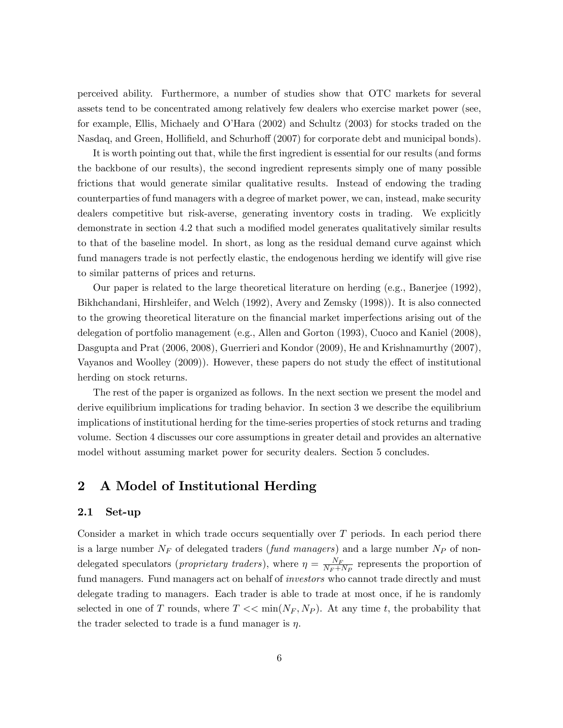perceived ability. Furthermore, a number of studies show that OTC markets for several assets tend to be concentrated among relatively few dealers who exercise market power (see, for example, Ellis, Michaely and O'Hara (2002) and Schultz (2003) for stocks traded on the Nasdaq, and Green, Hollifield, and Schurhoff (2007) for corporate debt and municipal bonds).

It is worth pointing out that, while the first ingredient is essential for our results (and forms the backbone of our results), the second ingredient represents simply one of many possible frictions that would generate similar qualitative results. Instead of endowing the trading counterparties of fund managers with a degree of market power, we can, instead, make security dealers competitive but risk-averse, generating inventory costs in trading. We explicitly demonstrate in section 4.2 that such a modified model generates qualitatively similar results to that of the baseline model. In short, as long as the residual demand curve against which fund managers trade is not perfectly elastic, the endogenous herding we identify will give rise to similar patterns of prices and returns.

Our paper is related to the large theoretical literature on herding (e.g., Banerjee (1992), Bikhchandani, Hirshleifer, and Welch (1992), Avery and Zemsky (1998)). It is also connected to the growing theoretical literature on the financial market imperfections arising out of the delegation of portfolio management (e.g., Allen and Gorton (1993), Cuoco and Kaniel (2008), Dasgupta and Prat (2006, 2008), Guerrieri and Kondor (2009), He and Krishnamurthy (2007), Vayanos and Woolley (2009)). However, these papers do not study the effect of institutional herding on stock returns.

The rest of the paper is organized as follows. In the next section we present the model and derive equilibrium implications for trading behavior. In section 3 we describe the equilibrium implications of institutional herding for the time-series properties of stock returns and trading volume. Section 4 discusses our core assumptions in greater detail and provides an alternative model without assuming market power for security dealers. Section 5 concludes.

# 2 A Model of Institutional Herding

## 2.1 Set-up

Consider a market in which trade occurs sequentially over $T$ periods. In each period there is a large number $N_F$ of delegated traders (*fund managers*) and a large number $N_P$ of non-delegated speculators (*proprietary traders*), where $\eta = \frac{N_F}{N_F+N_P}$ represents the proportion of fund managers. Fund managers act on behalf of *investors* who cannot trade directly and must delegate trading to managers. Each trader is able to trade at most once, if he is randomly selected in one of $T$ rounds, where $T << \min(N_F, N_P)$. At any time $t$, the probability that the trader selected to trade is a fund manager is $\eta$.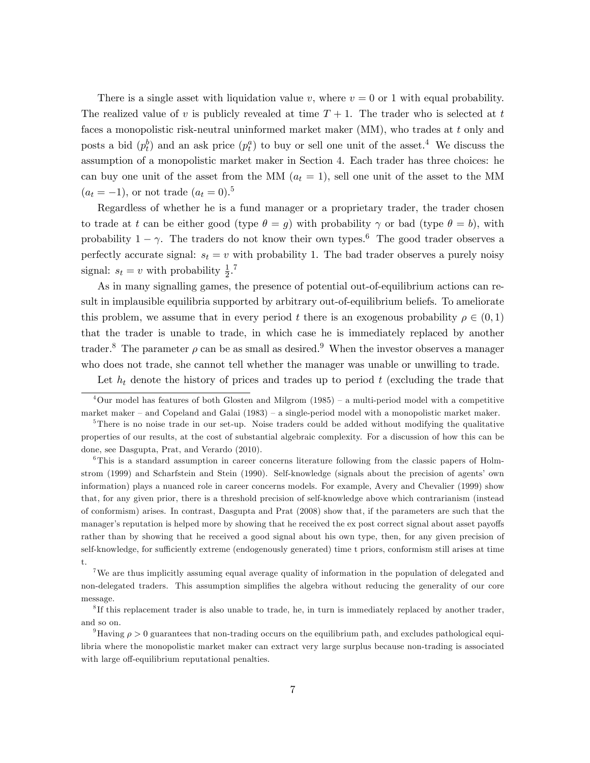There is a single asset with liquidation value $v$, where $v = 0$ or 1 with equal probability. The realized value of $v$ is publicly revealed at time $T + 1$. The trader who is selected at $t$ faces a monopolistic risk-neutral uninformed market maker (MM), who trades at $t$ only and posts a bid ($p_t^b$) and an ask price ($p_t^a$) to buy or sell one unit of the asset.[4] We discuss the assumption of a monopolistic market maker in Section 4. Each trader has three choices: he can buy one unit of the asset from the MM ($a_t = 1$), sell one unit of the asset to the MM ($a_t = -1$), or not trade ($a_t = 0$).[5]

Regardless of whether he is a fund manager or a proprietary trader, the trader chosen to trade at $t$ can be either good (type $\theta = g$) with probability $\gamma$ or bad (type $\theta = b$), with probability $1 - \gamma$. The traders do not know their own types.[6] The good trader observes a perfectly accurate signal: $s_t = v$ with probability 1. The bad trader observes a purely noisy signal: $s_t = v$ with probability $\frac{1}{2}$.[7]

As in many signalling games, the presence of potential out-of-equilibrium actions can result in implausible equilibria supported by arbitrary out-of-equilibrium beliefs. To ameliorate this problem, we assume that in every period $t$ there is an exogenous probability $\rho \in (0, 1)$ that the trader is unable to trade, in which case he is immediately replaced by another trader.[8] The parameter $\rho$ can be as small as desired.[9] When the investor observes a manager who does not trade, she cannot tell whether the manager was unable or unwilling to trade.

Let $h_t$ denote the history of prices and trades up to period $t$ (excluding the trade that

---

[4] Our model has features of both Glosten and Milgrom (1985) – a multi-period model with a competitive market maker – and Copeland and Galai (1983) – a single-period model with a monopolistic market maker.

[5] There is no noise trade in our set-up. Noise traders could be added without modifying the qualitative properties of our results, at the cost of substantial algebraic complexity. For a discussion of how this can be done, see Dasgupta, Prat, and Verardo (2010).

[6] This is a standard assumption in career concerns literature following from the classic papers of Holmstrom (1999) and Scharfstein and Stein (1990). Self-knowledge (signals about the precision of agents' own information) plays a nuanced role in career concerns models. For example, Avery and Chevalier (1999) show that, for any given prior, there is a threshold precision of self-knowledge above which contrarianism (instead of conformism) arises. In contrast, Dasgupta and Prat (2008) show that, if the parameters are such that the manager's reputation is helped more by showing that he received the ex post correct signal about asset payoffs rather than by showing that he received a good signal about his own type, then, for any given precision of self-knowledge, for sufficiently extreme (endogenously generated) time t priors, conformism still arises at time t.

[7] We are thus implicitly assuming equal average quality of information in the population of delegated and non-delegated traders. This assumption simplifies the algebra without reducing the generality of our core message.

[8] If this replacement trader is also unable to trade, he, in turn is immediately replaced by another trader, and so on.

[9] Having $\rho > 0$ guarantees that non-trading occurs on the equilibrium path, and excludes pathological equilibria where the monopolistic market maker can extract very large surplus because non-trading is associated with large off-equilibrium reputational penalties.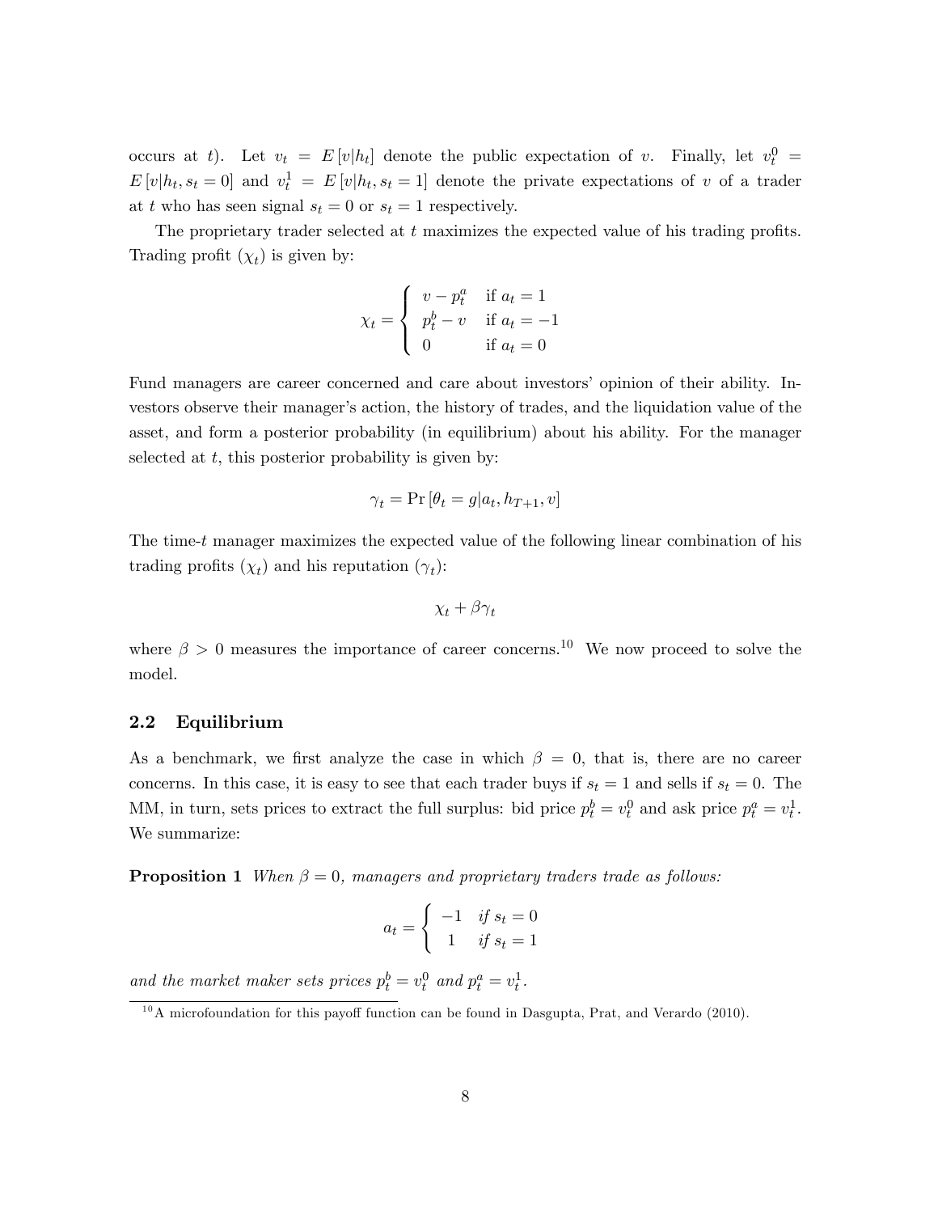occurs at $t$). Let $v_t = E[v|h_t]$ denote the public expectation of $v$. Finally, let $v_t^0 = E[v|h_t, s_t = 0]$ and $v_t^1 = E[v|h_t, s_t = 1]$ denote the private expectations of $v$ of a trader at $t$ who has seen signal $s_t = 0$ or $s_t = 1$ respectively.

The proprietary trader selected at $t$ maximizes the expected value of his trading profits. Trading profit ($\chi_t$) is given by:

$$\chi_t = \begin{cases} v - p_t^a & \text{if } a_t = 1 \\ p_t^b - v & \text{if } a_t = -1 \\ 0 & \text{if } a_t = 0 \end{cases}$$

Fund managers are career concerned and care about investors' opinion of their ability. Investors observe their manager's action, the history of trades, and the liquidation value of the asset, and form a posterior probability (in equilibrium) about his ability. For the manager selected at $t$, this posterior probability is given by:

$$\gamma_t = \Pr[\theta_t = g|a_t, h_{T+1}, v]$$

The time-$t$ manager maximizes the expected value of the following linear combination of his trading profits ($\chi_t$) and his reputation ($\gamma_t$):

$$\chi_t + \beta\gamma_t$$

where $\beta > 0$ measures the importance of career concerns.[10] We now proceed to solve the model.

## 2.2 Equilibrium

As a benchmark, we first analyze the case in which $\beta = 0$, that is, there are no career concerns. In this case, it is easy to see that each trader buys if $s_t = 1$ and sells if $s_t = 0$. The MM, in turn, sets prices to extract the full surplus: bid price $p_t^b = v_t^0$ and ask price $p_t^a = v_t^1$. We summarize:

**Proposition 1** *When $\beta = 0$, managers and proprietary traders trade as follows:*

$$a_t = \begin{cases} -1 & \text{if } s_t = 0 \\ 1 & \text{if } s_t = 1 \end{cases}$$

*and the market maker sets prices $p_t^b = v_t^0$ and $p_t^a = v_t^1$.*

[10] A microfoundation for this payoff function can be found in Dasgupta, Prat, and Verardo (2010).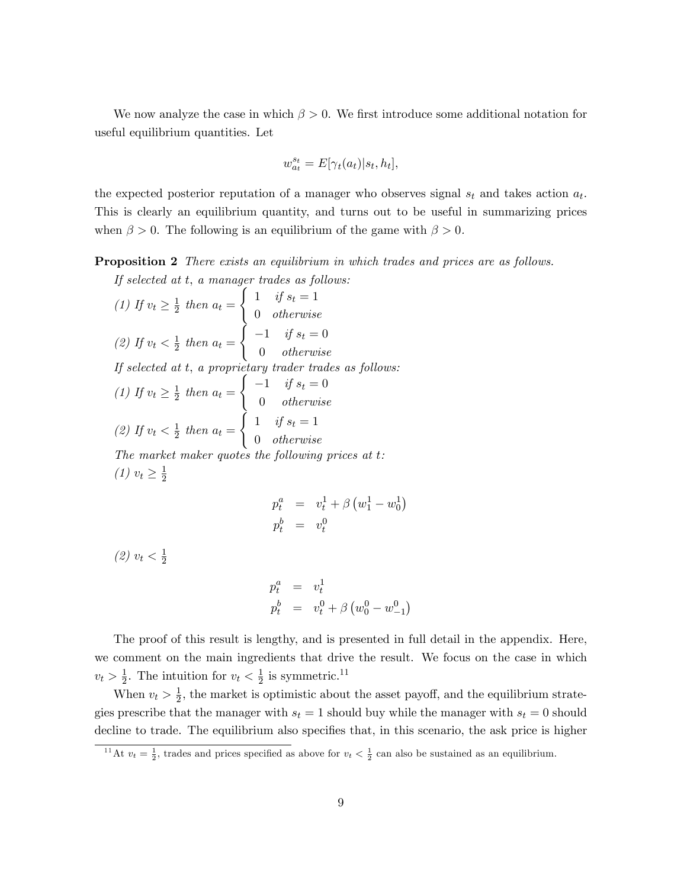We now analyze the case in which $\beta > 0$. We first introduce some additional notation for useful equilibrium quantities. Let

$$w_{a_t}^{s_t} = E[\gamma_t(a_t)|s_t, h_t],$$

the expected posterior reputation of a manager who observes signal $s_t$ and takes action $a_t$. This is clearly an equilibrium quantity, and turns out to be useful in summarizing prices when $\beta > 0$. The following is an equilibrium of the game with $\beta > 0$.

**Proposition 2** *There exists an equilibrium in which trades and prices are as follows.*

*If selected at t, a manager trades as follows:*

*(1) If* $v_t \geq \frac{1}{2}$ *then* $a_t = \begin{cases} 1 & \text{if } s_t = 1 \\ 0 & \text{otherwise} \end{cases}$

*(2) If* $v_t < \frac{1}{2}$ *then* $a_t = \begin{cases} -1 & \text{if } s_t = 0 \\ 0 & \text{otherwise} \end{cases}$

*If selected at t, a proprietary trader trades as follows:*

*(1) If* $v_t \geq \frac{1}{2}$ *then* $a_t = \begin{cases} -1 & \text{if } s_t = 0 \\ 0 & \text{otherwise} \end{cases}$

*(2) If* $v_t < \frac{1}{2}$ *then* $a_t = \begin{cases} 1 & \text{if } s_t = 1 \\ 0 & \text{otherwise} \end{cases}$

*The market maker quotes the following prices at t:*

*(1)* $v_t \geq \frac{1}{2}$

$$\begin{aligned} p_t^a &= v_t^1 + \beta\left(w_1^1 - w_0^1\right) \\ p_t^b &= v_t^0 \end{aligned}$$

*(2)* $v_t < \frac{1}{2}$

$$\begin{aligned} p_t^a &= v_t^1 \\ p_t^b &= v_t^0 + \beta\left(w_0^0 - w_{-1}^0\right) \end{aligned}$$

The proof of this result is lengthy, and is presented in full detail in the appendix. Here, we comment on the main ingredients that drive the result. We focus on the case in which $v_t > \frac{1}{2}$. The intuition for $v_t < \frac{1}{2}$ is symmetric.[11]

When $v_t > \frac{1}{2}$, the market is optimistic about the asset payoff, and the equilibrium strategies prescribe that the manager with $s_t = 1$ should buy while the manager with $s_t = 0$ should decline to trade. The equilibrium also specifies that, in this scenario, the ask price is higher

[11] At $v_t = \frac{1}{2}$, trades and prices specified as above for $v_t < \frac{1}{2}$ can also be sustained as an equilibrium.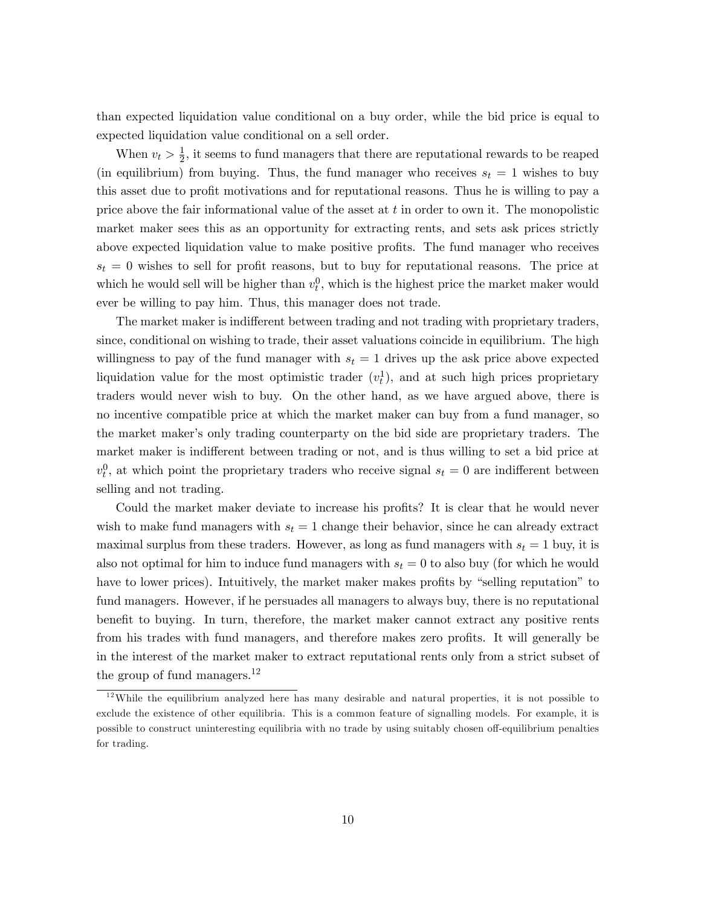than expected liquidation value conditional on a buy order, while the bid price is equal to expected liquidation value conditional on a sell order.

When $v_t > \frac{1}{2}$, it seems to fund managers that there are reputational rewards to be reaped (in equilibrium) from buying. Thus, the fund manager who receives $s_t = 1$ wishes to buy this asset due to profit motivations and for reputational reasons. Thus he is willing to pay a price above the fair informational value of the asset at $t$ in order to own it. The monopolistic market maker sees this as an opportunity for extracting rents, and sets ask prices strictly above expected liquidation value to make positive profits. The fund manager who receives $s_t = 0$ wishes to sell for profit reasons, but to buy for reputational reasons. The price at which he would sell will be higher than $v_t^0$, which is the highest price the market maker would ever be willing to pay him. Thus, this manager does not trade.

The market maker is indifferent between trading and not trading with proprietary traders, since, conditional on wishing to trade, their asset valuations coincide in equilibrium. The high willingness to pay of the fund manager with $s_t = 1$ drives up the ask price above expected liquidation value for the most optimistic trader ($v_t^1$), and at such high prices proprietary traders would never wish to buy. On the other hand, as we have argued above, there is no incentive compatible price at which the market maker can buy from a fund manager, so the market maker's only trading counterparty on the bid side are proprietary traders. The market maker is indifferent between trading or not, and is thus willing to set a bid price at $v_t^0$, at which point the proprietary traders who receive signal $s_t = 0$ are indifferent between selling and not trading.

Could the market maker deviate to increase his profits? It is clear that he would never wish to make fund managers with $s_t = 1$ change their behavior, since he can already extract maximal surplus from these traders. However, as long as fund managers with $s_t = 1$ buy, it is also not optimal for him to induce fund managers with $s_t = 0$ to also buy (for which he would have to lower prices). Intuitively, the market maker makes profits by "selling reputation" to fund managers. However, if he persuades all managers to always buy, there is no reputational benefit to buying. In turn, therefore, the market maker cannot extract any positive rents from his trades with fund managers, and therefore makes zero profits. It will generally be in the interest of the market maker to extract reputational rents only from a strict subset of the group of fund managers.[12]

[12] While the equilibrium analyzed here has many desirable and natural properties, it is not possible to exclude the existence of other equilibria. This is a common feature of signalling models. For example, it is possible to construct uninteresting equilibria with no trade by using suitably chosen off-equilibrium penalties for trading.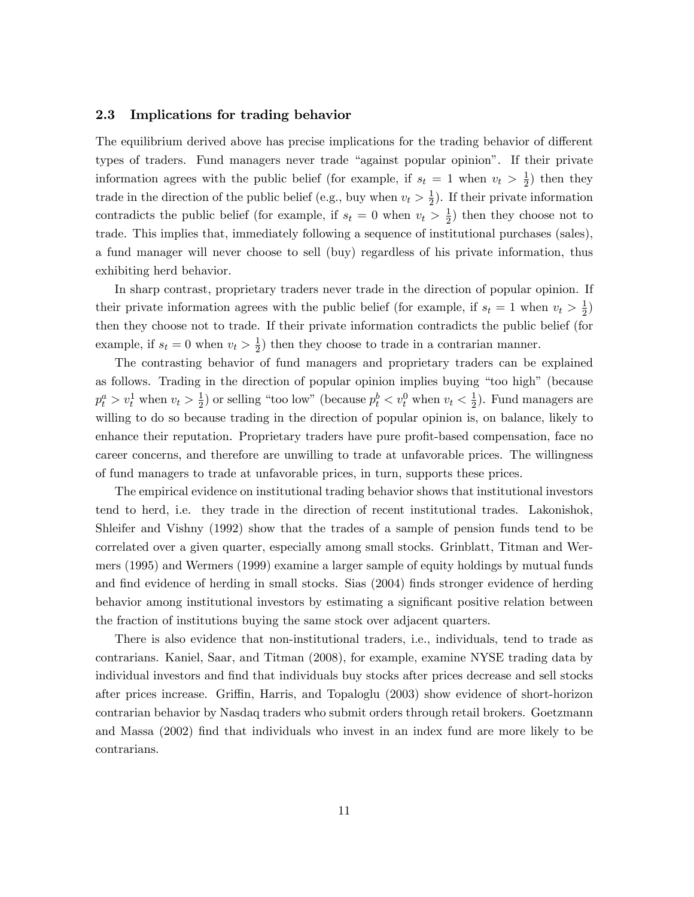### 2.3 Implications for trading behavior

The equilibrium derived above has precise implications for the trading behavior of different types of traders. Fund managers never trade "against popular opinion". If their private information agrees with the public belief (for example, if $s_t = 1$ when $v_t > \frac{1}{2}$) then they trade in the direction of the public belief (e.g., buy when $v_t > \frac{1}{2}$). If their private information contradicts the public belief (for example, if $s_t = 0$ when $v_t > \frac{1}{2}$) then they choose not to trade. This implies that, immediately following a sequence of institutional purchases (sales), a fund manager will never choose to sell (buy) regardless of his private information, thus exhibiting herd behavior.

In sharp contrast, proprietary traders never trade in the direction of popular opinion. If their private information agrees with the public belief (for example, if $s_t = 1$ when $v_t > \frac{1}{2}$) then they choose not to trade. If their private information contradicts the public belief (for example, if $s_t = 0$ when $v_t > \frac{1}{2}$) then they choose to trade in a contrarian manner.

The contrasting behavior of fund managers and proprietary traders can be explained as follows. Trading in the direction of popular opinion implies buying "too high" (because $p_t^a > v_t^1$ when $v_t > \frac{1}{2}$) or selling "too low" (because $p_t^b < v_t^0$ when $v_t < \frac{1}{2}$). Fund managers are willing to do so because trading in the direction of popular opinion is, on balance, likely to enhance their reputation. Proprietary traders have pure profit-based compensation, face no career concerns, and therefore are unwilling to trade at unfavorable prices. The willingness of fund managers to trade at unfavorable prices, in turn, supports these prices.

The empirical evidence on institutional trading behavior shows that institutional investors tend to herd, i.e. they trade in the direction of recent institutional trades. Lakonishok, Shleifer and Vishny (1992) show that the trades of a sample of pension funds tend to be correlated over a given quarter, especially among small stocks. Grinblatt, Titman and Wermers (1995) and Wermers (1999) examine a larger sample of equity holdings by mutual funds and find evidence of herding in small stocks. Sias (2004) finds stronger evidence of herding behavior among institutional investors by estimating a significant positive relation between the fraction of institutions buying the same stock over adjacent quarters.

There is also evidence that non-institutional traders, i.e., individuals, tend to trade as contrarians. Kaniel, Saar, and Titman (2008), for example, examine NYSE trading data by individual investors and find that individuals buy stocks after prices decrease and sell stocks after prices increase. Griffin, Harris, and Topaloglu (2003) show evidence of short-horizon contrarian behavior by Nasdaq traders who submit orders through retail brokers. Goetzmann and Massa (2002) find that individuals who invest in an index fund are more likely to be contrarians.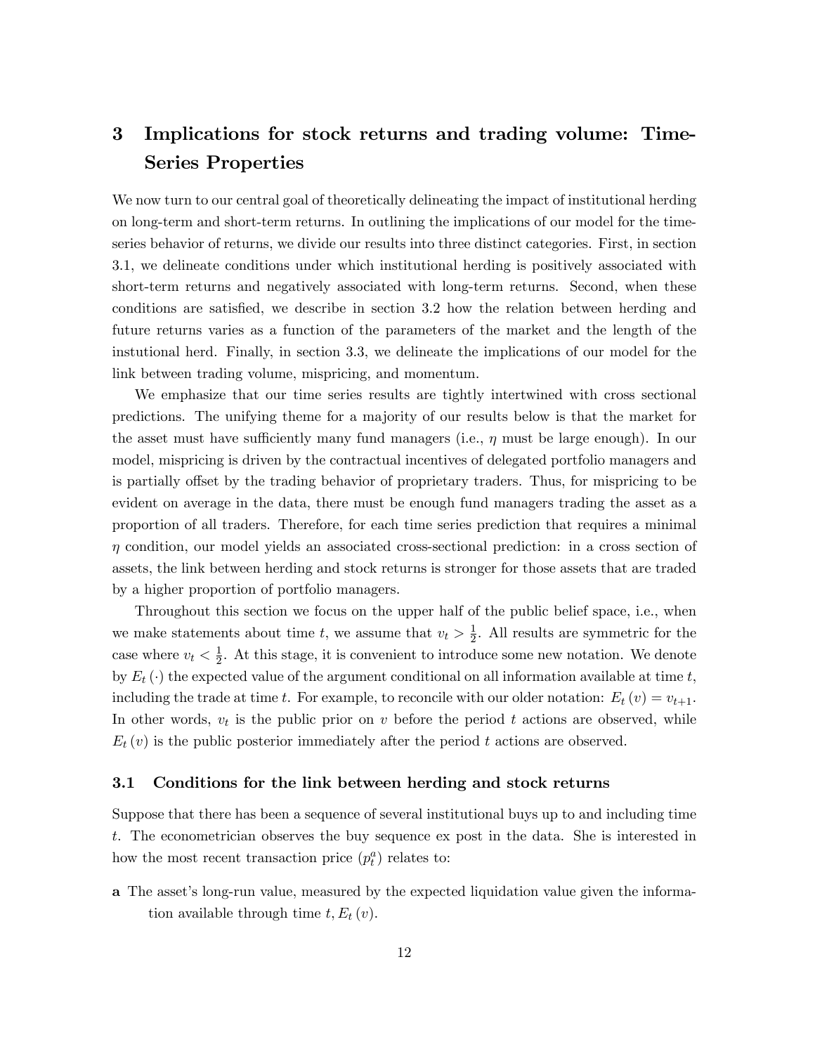# 3 Implications for stock returns and trading volume: Time-Series Properties

We now turn to our central goal of theoretically delineating the impact of institutional herding on long-term and short-term returns. In outlining the implications of our model for the time-series behavior of returns, we divide our results into three distinct categories. First, in section 3.1, we delineate conditions under which institutional herding is positively associated with short-term returns and negatively associated with long-term returns. Second, when these conditions are satisfied, we describe in section 3.2 how the relation between herding and future returns varies as a function of the parameters of the market and the length of the instutional herd. Finally, in section 3.3, we delineate the implications of our model for the link between trading volume, mispricing, and momentum.

We emphasize that our time series results are tightly intertwined with cross sectional predictions. The unifying theme for a majority of our results below is that the market for the asset must have sufficiently many fund managers (i.e., $\eta$ must be large enough). In our model, mispricing is driven by the contractual incentives of delegated portfolio managers and is partially offset by the trading behavior of proprietary traders. Thus, for mispricing to be evident on average in the data, there must be enough fund managers trading the asset as a proportion of all traders. Therefore, for each time series prediction that requires a minimal $\eta$ condition, our model yields an associated cross-sectional prediction: in a cross section of assets, the link between herding and stock returns is stronger for those assets that are traded by a higher proportion of portfolio managers.

Throughout this section we focus on the upper half of the public belief space, i.e., when we make statements about time $t$, we assume that $v_t > \frac{1}{2}$. All results are symmetric for the case where $v_t < \frac{1}{2}$. At this stage, it is convenient to introduce some new notation. We denote by $E_t(\cdot)$ the expected value of the argument conditional on all information available at time $t$, including the trade at time $t$. For example, to reconcile with our older notation: $E_t(v) = v_{t+1}$. In other words, $v_t$ is the public prior on $v$ before the period $t$ actions are observed, while $E_t(v)$ is the public posterior immediately after the period $t$ actions are observed.

## 3.1 Conditions for the link between herding and stock returns

Suppose that there has been a sequence of several institutional buys up to and including time $t$. The econometrician observes the buy sequence ex post in the data. She is interested in how the most recent transaction price ($p_t^a$) relates to:

**a** The asset's long-run value, measured by the expected liquidation value given the information available through time $t$, $E_t(v)$.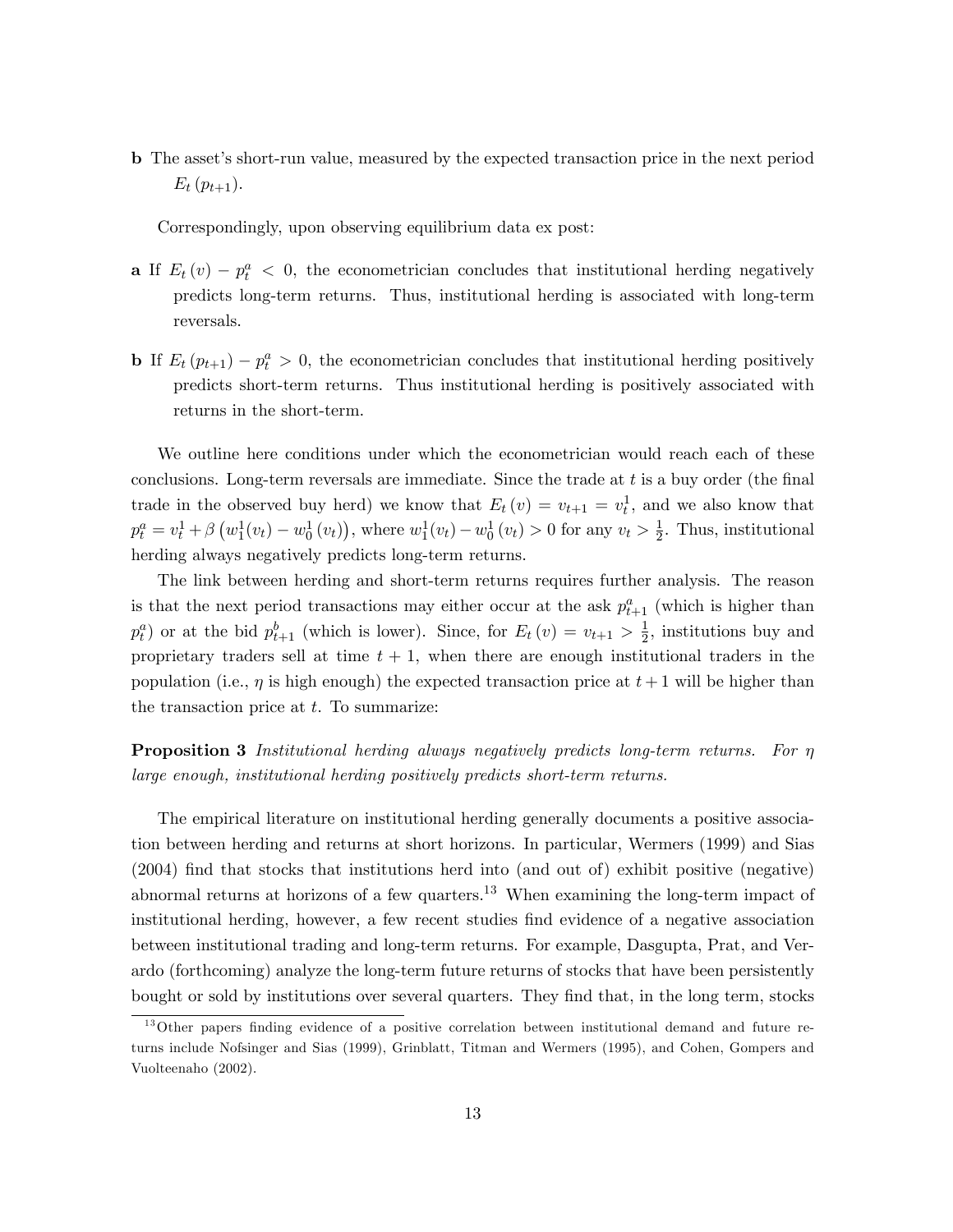**b** The asset's short-run value, measured by the expected transaction price in the next period $E_t(p_{t+1})$.

Correspondingly, upon observing equilibrium data ex post:

**a** If $E_t(v) - p_t^a < 0$, the econometrician concludes that institutional herding negatively predicts long-term returns. Thus, institutional herding is associated with long-term reversals.

**b** If $E_t(p_{t+1}) - p_t^a > 0$, the econometrician concludes that institutional herding positively predicts short-term returns. Thus institutional herding is positively associated with returns in the short-term.

We outline here conditions under which the econometrician would reach each of these conclusions. Long-term reversals are immediate. Since the trade at $t$ is a buy order (the final trade in the observed buy herd) we know that $E_t(v) = v_{t+1} = v_t^1$, and we also know that $p_t^a = v_t^1 + \beta\left(w_1^1(v_t) - w_0^1(v_t)\right)$, where $w_1^1(v_t) - w_0^1(v_t) > 0$ for any $v_t > \frac{1}{2}$. Thus, institutional herding always negatively predicts long-term returns.

The link between herding and short-term returns requires further analysis. The reason is that the next period transactions may either occur at the ask $p_{t+1}^a$ (which is higher than $p_t^a$) or at the bid $p_{t+1}^b$ (which is lower). Since, for $E_t(v) = v_{t+1} > \frac{1}{2}$, institutions buy and proprietary traders sell at time $t+1$, when there are enough institutional traders in the population (i.e., $\eta$ is high enough) the expected transaction price at $t+1$ will be higher than the transaction price at $t$. To summarize:

**Proposition 3** *Institutional herding always negatively predicts long-term returns. For $\eta$ large enough, institutional herding positively predicts short-term returns.*

The empirical literature on institutional herding generally documents a positive association between herding and returns at short horizons. In particular, Wermers (1999) and Sias (2004) find that stocks that institutions herd into (and out of) exhibit positive (negative) abnormal returns at horizons of a few quarters.[13] When examining the long-term impact of institutional herding, however, a few recent studies find evidence of a negative association between institutional trading and long-term returns. For example, Dasgupta, Prat, and Verardo (forthcoming) analyze the long-term future returns of stocks that have been persistently bought or sold by institutions over several quarters. They find that, in the long term, stocks

[13] Other papers finding evidence of a positive correlation between institutional demand and future returns include Nofsinger and Sias (1999), Grinblatt, Titman and Wermers (1995), and Cohen, Gompers and Vuolteenaho (2002).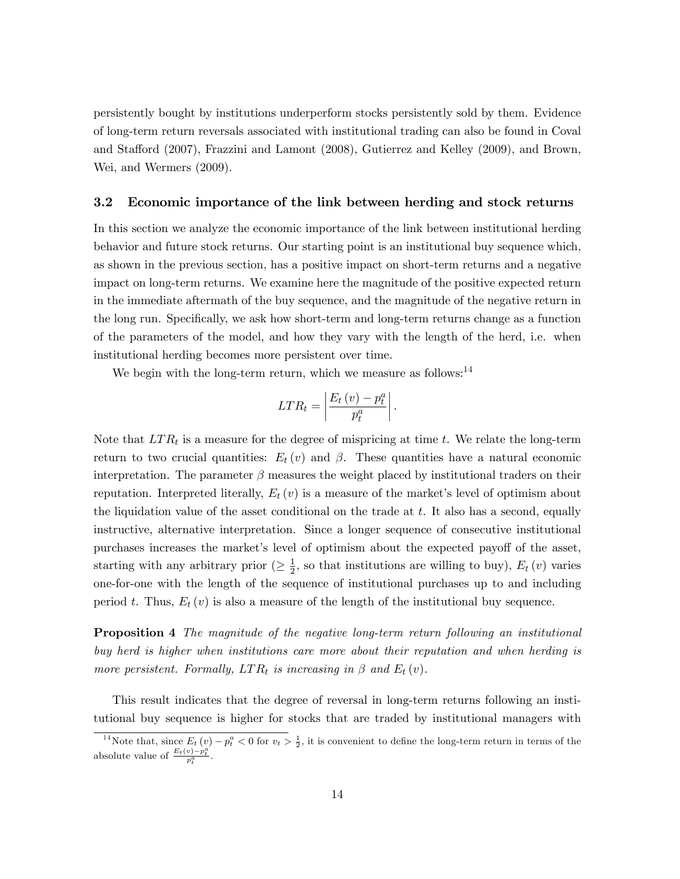persistently bought by institutions underperform stocks persistently sold by them. Evidence of long-term return reversals associated with institutional trading can also be found in Coval and Stafford (2007), Frazzini and Lamont (2008), Gutierrez and Kelley (2009), and Brown, Wei, and Wermers (2009).

### 3.2 Economic importance of the link between herding and stock returns

In this section we analyze the economic importance of the link between institutional herding behavior and future stock returns. Our starting point is an institutional buy sequence which, as shown in the previous section, has a positive impact on short-term returns and a negative impact on long-term returns. We examine here the magnitude of the positive expected return in the immediate aftermath of the buy sequence, and the magnitude of the negative return in the long run. Specifically, we ask how short-term and long-term returns change as a function of the parameters of the model, and how they vary with the length of the herd, i.e. when institutional herding becomes more persistent over time.

We begin with the long-term return, which we measure as follows:[14]

$$LTR_t = \left| \frac{E_t(v) - p_t^a}{p_t^a} \right|.$$

Note that $LTR_t$ is a measure for the degree of mispricing at time $t$. We relate the long-term return to two crucial quantities: $E_t(v)$ and $\beta$. These quantities have a natural economic interpretation. The parameter $\beta$ measures the weight placed by institutional traders on their reputation. Interpreted literally, $E_t(v)$ is a measure of the market's level of optimism about the liquidation value of the asset conditional on the trade at $t$. It also has a second, equally instructive, alternative interpretation. Since a longer sequence of consecutive institutional purchases increases the market's level of optimism about the expected payoff of the asset, starting with any arbitrary prior ($\geq \frac{1}{2}$, so that institutions are willing to buy), $E_t(v)$ varies one-for-one with the length of the sequence of institutional purchases up to and including period $t$. Thus, $E_t(v)$ is also a measure of the length of the institutional buy sequence.

**Proposition 4** *The magnitude of the negative long-term return following an institutional buy herd is higher when institutions care more about their reputation and when herding is more persistent. Formally, $LTR_t$ is increasing in $\beta$ and $E_t(v)$.*

This result indicates that the degree of reversal in long-term returns following an institutional buy sequence is higher for stocks that are traded by institutional managers with

[14] Note that, since $E_t(v) - p_t^a < 0$ for $v_t > \frac{1}{2}$, it is convenient to define the long-term return in terms of the absolute value of $\frac{E_t(v) - p_t^a}{p_t^a}$.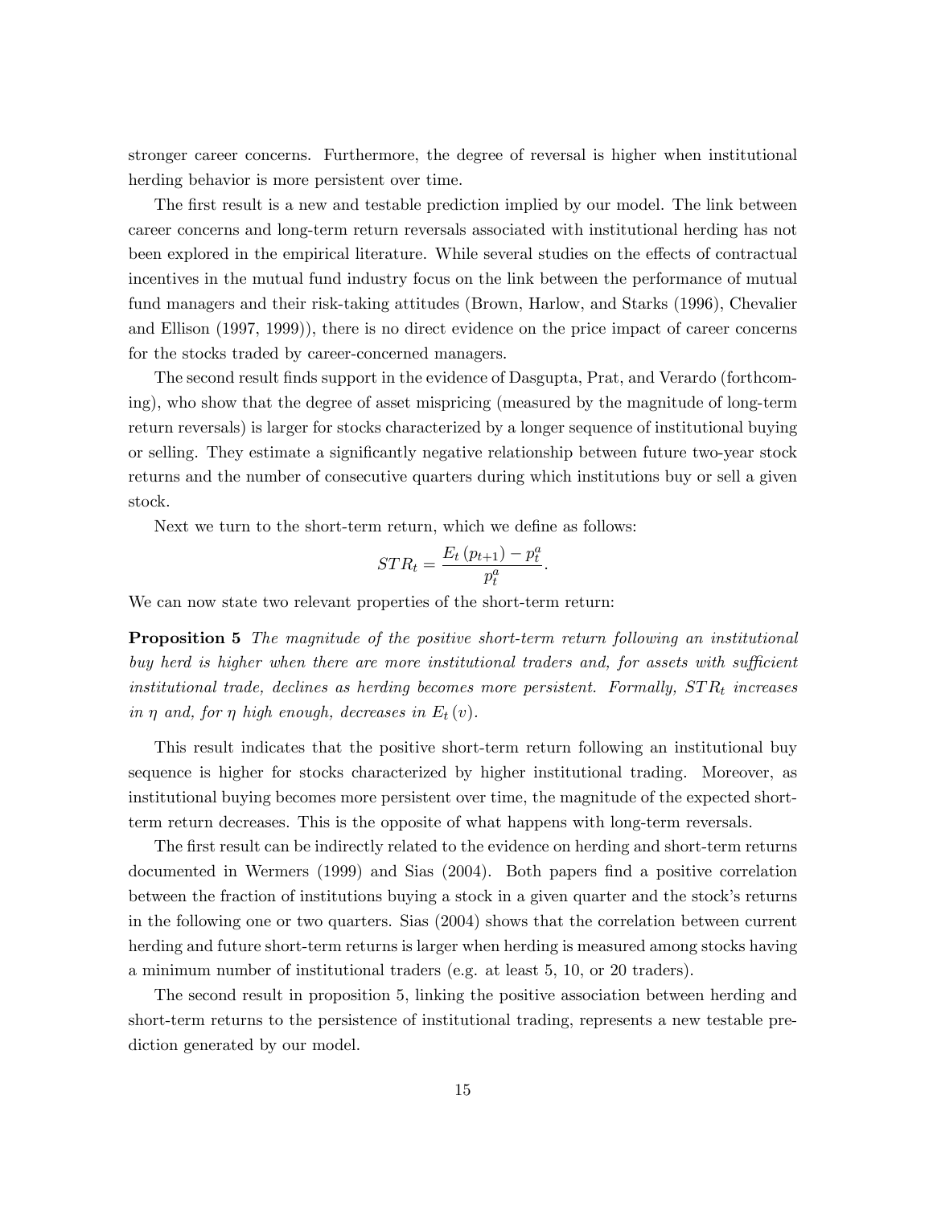stronger career concerns. Furthermore, the degree of reversal is higher when institutional herding behavior is more persistent over time.

The first result is a new and testable prediction implied by our model. The link between career concerns and long-term return reversals associated with institutional herding has not been explored in the empirical literature. While several studies on the effects of contractual incentives in the mutual fund industry focus on the link between the performance of mutual fund managers and their risk-taking attitudes (Brown, Harlow, and Starks (1996), Chevalier and Ellison (1997, 1999)), there is no direct evidence on the price impact of career concerns for the stocks traded by career-concerned managers.

The second result finds support in the evidence of Dasgupta, Prat, and Verardo (forthcoming), who show that the degree of asset mispricing (measured by the magnitude of long-term return reversals) is larger for stocks characterized by a longer sequence of institutional buying or selling. They estimate a significantly negative relationship between future two-year stock returns and the number of consecutive quarters during which institutions buy or sell a given stock.

Next we turn to the short-term return, which we define as follows:

$$STR_t = \frac{E_t(p_{t+1}) - p_t^a}{p_t^a}.$$

We can now state two relevant properties of the short-term return:

**Proposition 5** *The magnitude of the positive short-term return following an institutional buy herd is higher when there are more institutional traders and, for assets with sufficient institutional trade, declines as herding becomes more persistent. Formally, $STR_t$ increases in $\eta$ and, for $\eta$ high enough, decreases in $E_t(v)$.*

This result indicates that the positive short-term return following an institutional buy sequence is higher for stocks characterized by higher institutional trading. Moreover, as institutional buying becomes more persistent over time, the magnitude of the expected short-term return decreases. This is the opposite of what happens with long-term reversals.

The first result can be indirectly related to the evidence on herding and short-term returns documented in Wermers (1999) and Sias (2004). Both papers find a positive correlation between the fraction of institutions buying a stock in a given quarter and the stock's returns in the following one or two quarters. Sias (2004) shows that the correlation between current herding and future short-term returns is larger when herding is measured among stocks having a minimum number of institutional traders (e.g. at least 5, 10, or 20 traders).

The second result in proposition 5, linking the positive association between herding and short-term returns to the persistence of institutional trading, represents a new testable prediction generated by our model.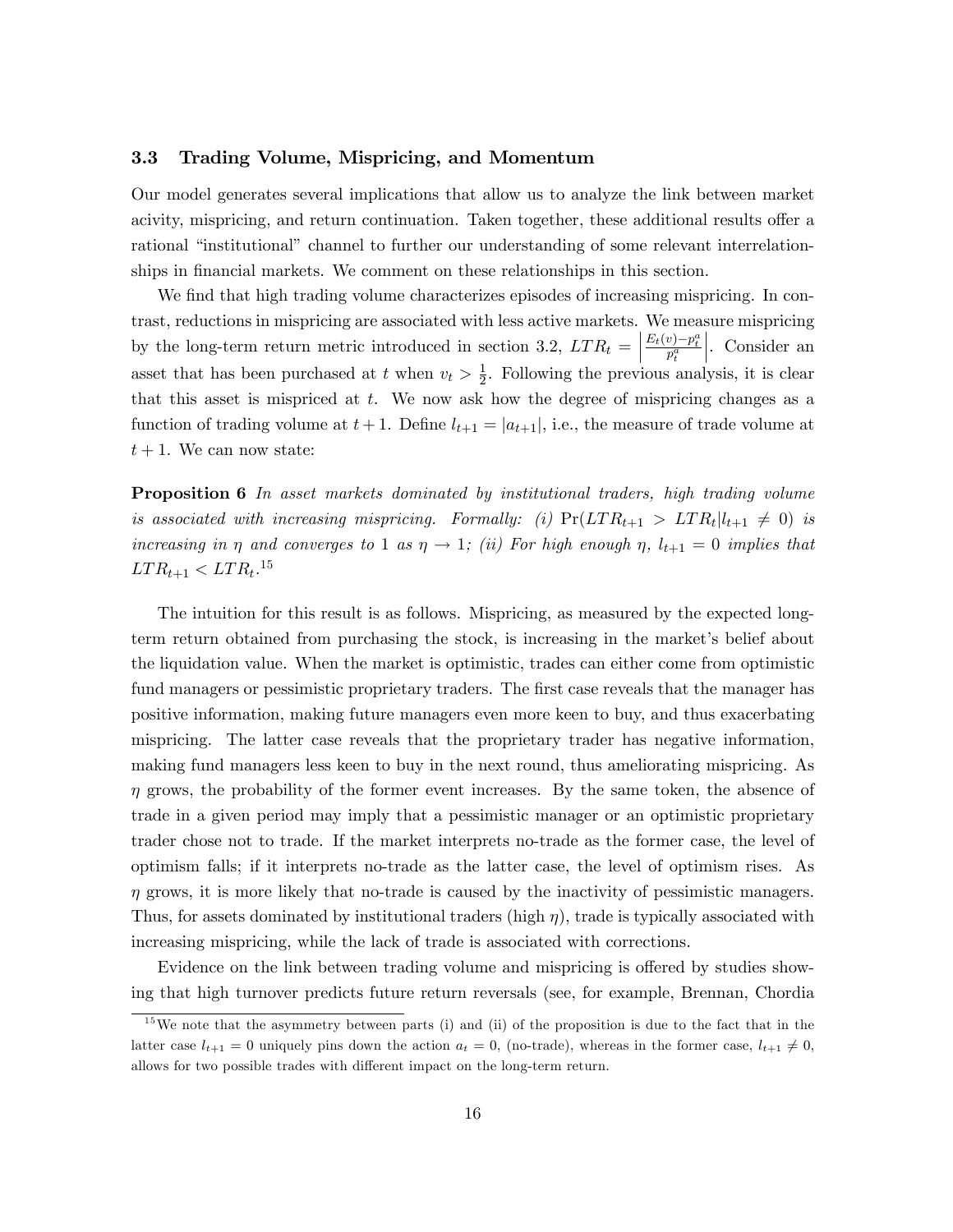### 3.3 Trading Volume, Mispricing, and Momentum

Our model generates several implications that allow us to analyze the link between market acivity, mispricing, and return continuation. Taken together, these additional results offer a rational "institutional" channel to further our understanding of some relevant interrelationships in financial markets. We comment on these relationships in this section.

We find that high trading volume characterizes episodes of increasing mispricing. In contrast, reductions in mispricing are associated with less active markets. We measure mispricing by the long-term return metric introduced in section 3.2, $LTR_t = \left| \frac{E_t(v) - p_t^a}{p_t^a} \right|$. Consider an asset that has been purchased at $t$ when $v_t > \frac{1}{2}$. Following the previous analysis, it is clear that this asset is mispriced at $t$. We now ask how the degree of mispricing changes as a function of trading volume at $t+1$. Define $l_{t+1} = |a_{t+1}|$, i.e., the measure of trade volume at $t+1$. We can now state:

**Proposition 6** *In asset markets dominated by institutional traders, high trading volume is associated with increasing mispricing. Formally: (i)* $\Pr(LTR_{t+1} > LTR_t | l_{t+1} \neq 0)$ *is increasing in* $\eta$ *and converges to* 1 *as* $\eta \to 1$*; (ii) For high enough* $\eta$*,* $l_{t+1} = 0$ *implies that* $LTR_{t+1} < LTR_t$*.*[15]

The intuition for this result is as follows. Mispricing, as measured by the expected long-term return obtained from purchasing the stock, is increasing in the market's belief about the liquidation value. When the market is optimistic, trades can either come from optimistic fund managers or pessimistic proprietary traders. The first case reveals that the manager has positive information, making future managers even more keen to buy, and thus exacerbating mispricing. The latter case reveals that the proprietary trader has negative information, making fund managers less keen to buy in the next round, thus ameliorating mispricing. As $\eta$ grows, the probability of the former event increases. By the same token, the absence of trade in a given period may imply that a pessimistic manager or an optimistic proprietary trader chose not to trade. If the market interprets no-trade as the former case, the level of optimism falls; if it interprets no-trade as the latter case, the level of optimism rises. As $\eta$ grows, it is more likely that no-trade is caused by the inactivity of pessimistic managers. Thus, for assets dominated by institutional traders (high $\eta$), trade is typically associated with increasing mispricing, while the lack of trade is associated with corrections.

Evidence on the link between trading volume and mispricing is offered by studies showing that high turnover predicts future return reversals (see, for example, Brennan, Chordia

[15] We note that the asymmetry between parts (i) and (ii) of the proposition is due to the fact that in the latter case $l_{t+1} = 0$ uniquely pins down the action $a_t = 0$, (no-trade), whereas in the former case, $l_{t+1} \neq 0$, allows for two possible trades with different impact on the long-term return.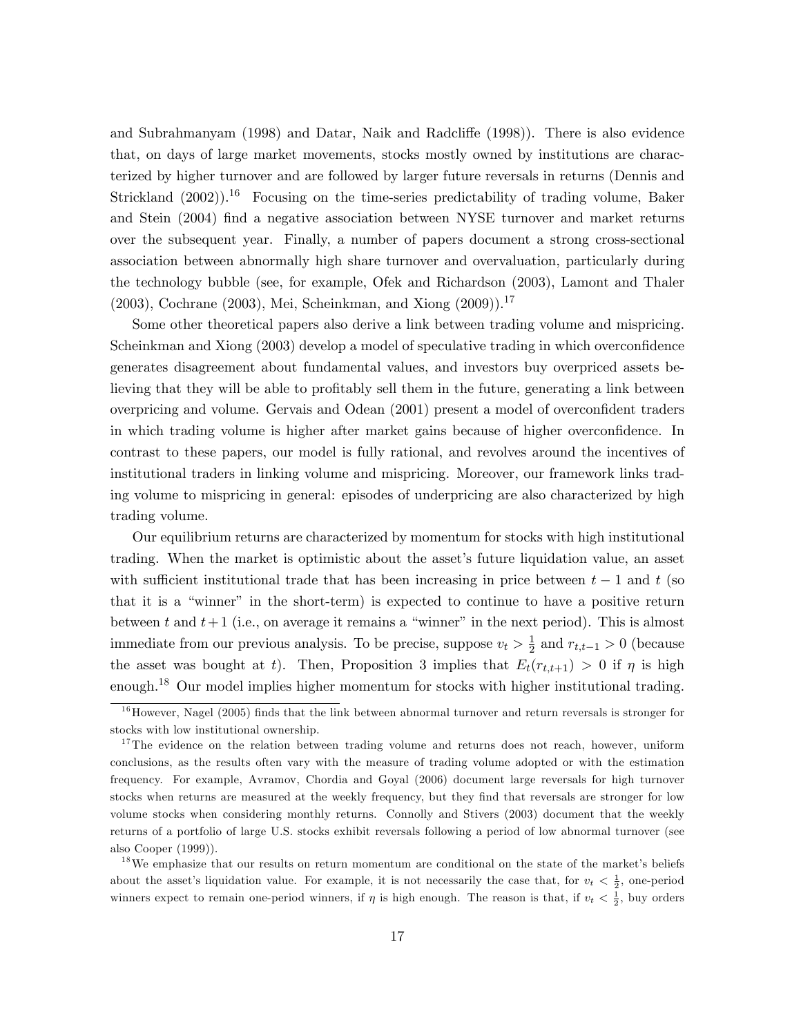and Subrahmanyam (1998) and Datar, Naik and Radcliffe (1998)). There is also evidence that, on days of large market movements, stocks mostly owned by institutions are characterized by higher turnover and are followed by larger future reversals in returns (Dennis and Strickland (2002)).[16] Focusing on the time-series predictability of trading volume, Baker and Stein (2004) find a negative association between NYSE turnover and market returns over the subsequent year. Finally, a number of papers document a strong cross-sectional association between abnormally high share turnover and overvaluation, particularly during the technology bubble (see, for example, Ofek and Richardson (2003), Lamont and Thaler (2003), Cochrane (2003), Mei, Scheinkman, and Xiong (2009)).[17]

Some other theoretical papers also derive a link between trading volume and mispricing. Scheinkman and Xiong (2003) develop a model of speculative trading in which overconfidence generates disagreement about fundamental values, and investors buy overpriced assets believing that they will be able to profitably sell them in the future, generating a link between overpricing and volume. Gervais and Odean (2001) present a model of overconfident traders in which trading volume is higher after market gains because of higher overconfidence. In contrast to these papers, our model is fully rational, and revolves around the incentives of institutional traders in linking volume and mispricing. Moreover, our framework links trading volume to mispricing in general: episodes of underpricing are also characterized by high trading volume.

Our equilibrium returns are characterized by momentum for stocks with high institutional trading. When the market is optimistic about the asset's future liquidation value, an asset with sufficient institutional trade that has been increasing in price between $t-1$ and $t$ (so that it is a "winner" in the short-term) is expected to continue to have a positive return between $t$ and $t+1$ (i.e., on average it remains a "winner" in the next period). This is almost immediate from our previous analysis. To be precise, suppose $v_t > \frac{1}{2}$ and $r_{t,t-1} > 0$ (because the asset was bought at $t$). Then, Proposition 3 implies that $E_t(r_{t,t+1}) > 0$ if $\eta$ is high enough.[18] Our model implies higher momentum for stocks with higher institutional trading.

[16] However, Nagel (2005) finds that the link between abnormal turnover and return reversals is stronger for stocks with low institutional ownership.

[17] The evidence on the relation between trading volume and returns does not reach, however, uniform conclusions, as the results often vary with the measure of trading volume adopted or with the estimation frequency. For example, Avramov, Chordia and Goyal (2006) document large reversals for high turnover stocks when returns are measured at the weekly frequency, but they find that reversals are stronger for low volume stocks when considering monthly returns. Connolly and Stivers (2003) document that the weekly returns of a portfolio of large U.S. stocks exhibit reversals following a period of low abnormal turnover (see also Cooper (1999)).

[18] We emphasize that our results on return momentum are conditional on the state of the market's beliefs about the asset's liquidation value. For example, it is not necessarily the case that, for $v_t < \frac{1}{2}$, one-period winners expect to remain one-period winners, if $\eta$ is high enough. The reason is that, if $v_t < \frac{1}{2}$, buy orders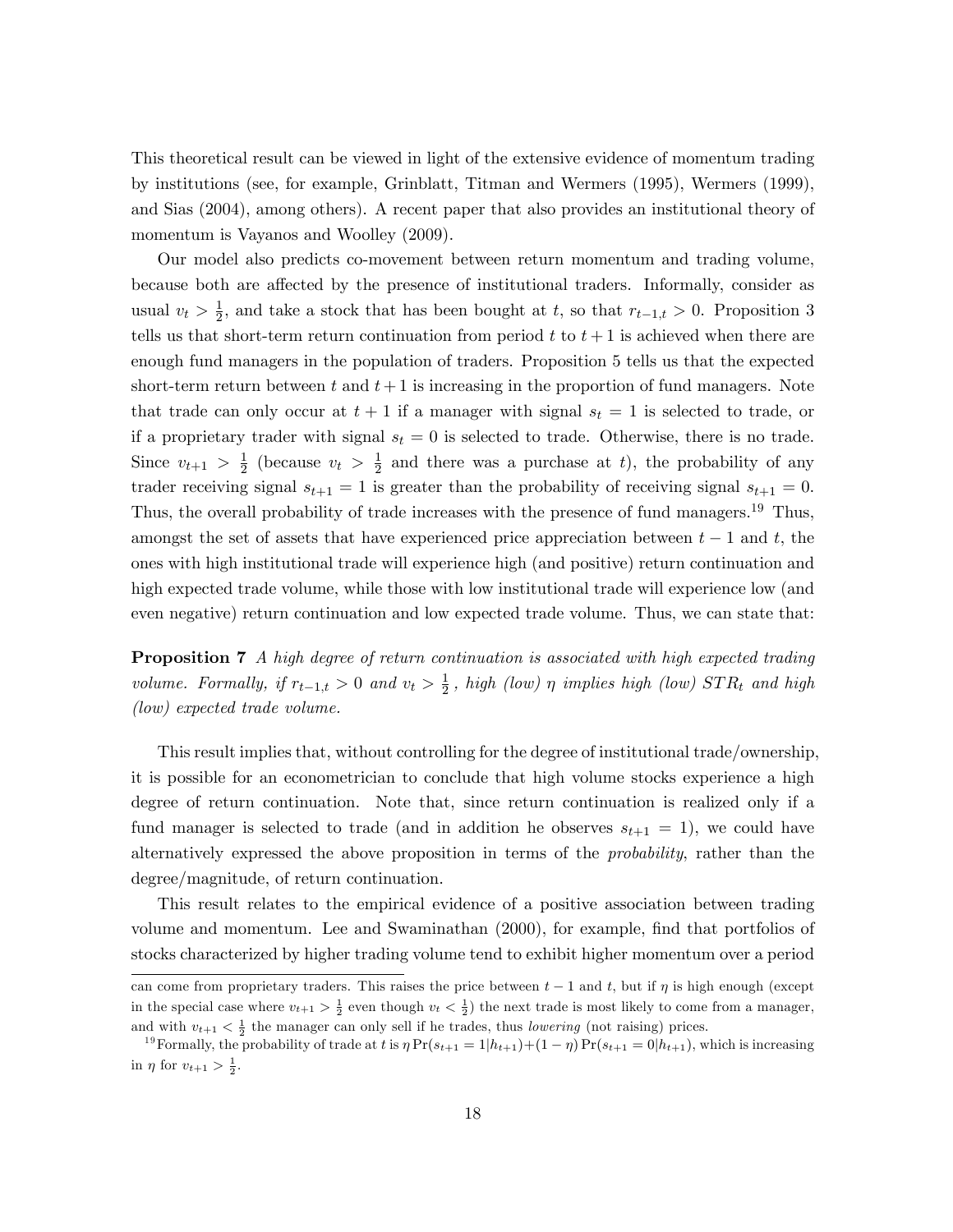This theoretical result can be viewed in light of the extensive evidence of momentum trading by institutions (see, for example, Grinblatt, Titman and Wermers (1995), Wermers (1999), and Sias (2004), among others). A recent paper that also provides an institutional theory of momentum is Vayanos and Woolley (2009).

Our model also predicts co-movement between return momentum and trading volume, because both are affected by the presence of institutional traders. Informally, consider as usual $v_t > \frac{1}{2}$, and take a stock that has been bought at $t$, so that $r_{t-1,t} > 0$. Proposition 3 tells us that short-term return continuation from period $t$ to $t+1$ is achieved when there are enough fund managers in the population of traders. Proposition 5 tells us that the expected short-term return between $t$ and $t+1$ is increasing in the proportion of fund managers. Note that trade can only occur at $t+1$ if a manager with signal $s_t = 1$ is selected to trade, or if a proprietary trader with signal $s_t = 0$ is selected to trade. Otherwise, there is no trade. Since $v_{t+1} > \frac{1}{2}$ (because $v_t > \frac{1}{2}$ and there was a purchase at $t$), the probability of any trader receiving signal $s_{t+1} = 1$ is greater than the probability of receiving signal $s_{t+1} = 0$. Thus, the overall probability of trade increases with the presence of fund managers.[19] Thus, amongst the set of assets that have experienced price appreciation between $t-1$ and $t$, the ones with high institutional trade will experience high (and positive) return continuation and high expected trade volume, while those with low institutional trade will experience low (and even negative) return continuation and low expected trade volume. Thus, we can state that:

**Proposition 7** *A high degree of return continuation is associated with high expected trading volume. Formally, if $r_{t-1,t} > 0$ and $v_t > \frac{1}{2}$, high (low) $\eta$ implies high (low) $STR_t$ and high (low) expected trade volume.*

This result implies that, without controlling for the degree of institutional trade/ownership, it is possible for an econometrician to conclude that high volume stocks experience a high degree of return continuation. Note that, since return continuation is realized only if a fund manager is selected to trade (and in addition he observes $s_{t+1} = 1$), we could have alternatively expressed the above proposition in terms of the *probability*, rather than the degree/magnitude, of return continuation.

This result relates to the empirical evidence of a positive association between trading volume and momentum. Lee and Swaminathan (2000), for example, find that portfolios of stocks characterized by higher trading volume tend to exhibit higher momentum over a period

---

can come from proprietary traders. This raises the price between $t-1$ and $t$, but if $\eta$ is high enough (except in the special case where $v_{t+1} > \frac{1}{2}$ even though $v_t < \frac{1}{2}$) the next trade is most likely to come from a manager, and with $v_{t+1} < \frac{1}{2}$ the manager can only sell if he trades, thus *lowering* (not raising) prices.

[19] Formally, the probability of trade at $t$ is $\eta \Pr(s_{t+1} = 1|h_{t+1}) + (1-\eta)\Pr(s_{t+1} = 0|h_{t+1})$, which is increasing in $\eta$ for $v_{t+1} > \frac{1}{2}$.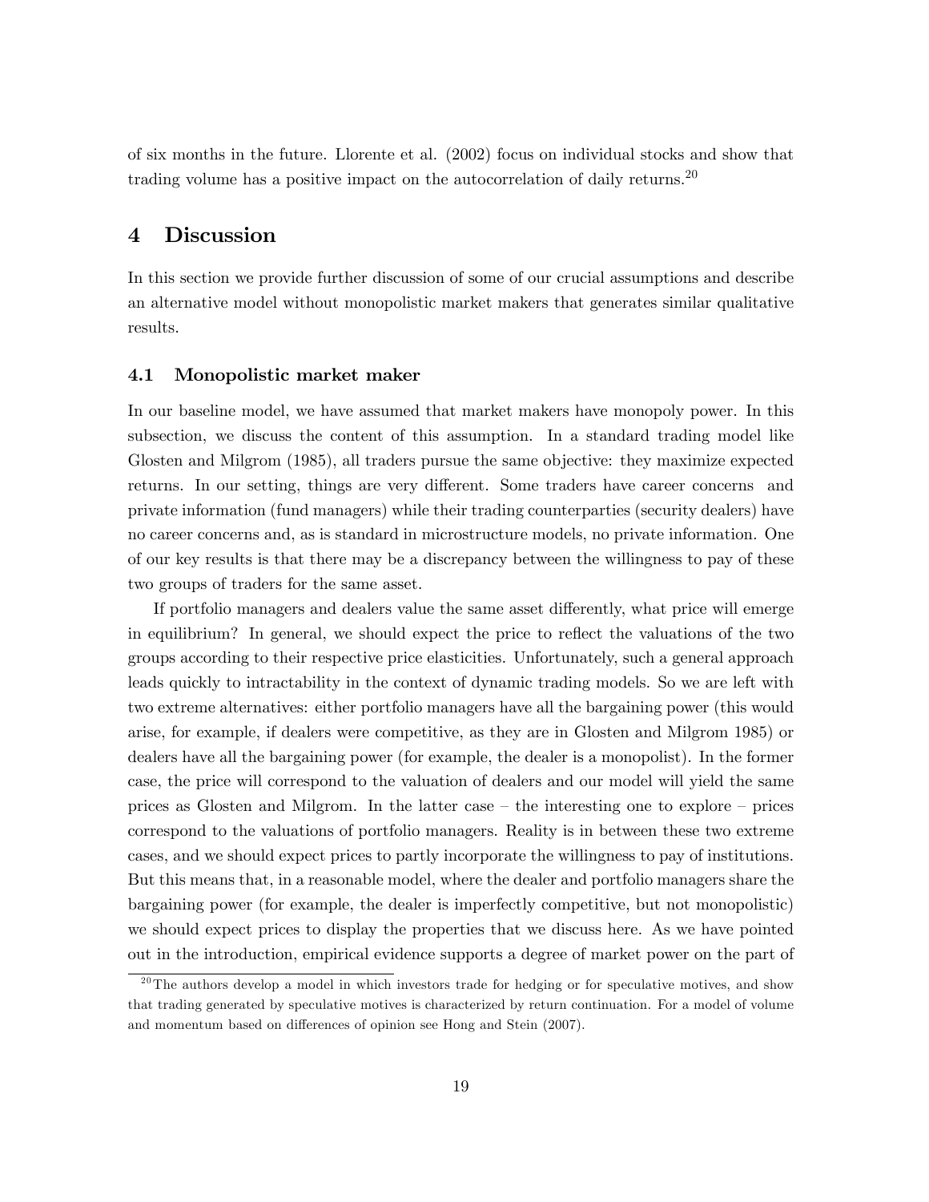of six months in the future. Llorente et al. (2002) focus on individual stocks and show that trading volume has a positive impact on the autocorrelation of daily returns.[20]

# 4 Discussion

In this section we provide further discussion of some of our crucial assumptions and describe an alternative model without monopolistic market makers that generates similar qualitative results.

## 4.1 Monopolistic market maker

In our baseline model, we have assumed that market makers have monopoly power. In this subsection, we discuss the content of this assumption. In a standard trading model like Glosten and Milgrom (1985), all traders pursue the same objective: they maximize expected returns. In our setting, things are very different. Some traders have career concerns and private information (fund managers) while their trading counterparties (security dealers) have no career concerns and, as is standard in microstructure models, no private information. One of our key results is that there may be a discrepancy between the willingness to pay of these two groups of traders for the same asset.

If portfolio managers and dealers value the same asset differently, what price will emerge in equilibrium? In general, we should expect the price to reflect the valuations of the two groups according to their respective price elasticities. Unfortunately, such a general approach leads quickly to intractability in the context of dynamic trading models. So we are left with two extreme alternatives: either portfolio managers have all the bargaining power (this would arise, for example, if dealers were competitive, as they are in Glosten and Milgrom 1985) or dealers have all the bargaining power (for example, the dealer is a monopolist). In the former case, the price will correspond to the valuation of dealers and our model will yield the same prices as Glosten and Milgrom. In the latter case – the interesting one to explore – prices correspond to the valuations of portfolio managers. Reality is in between these two extreme cases, and we should expect prices to partly incorporate the willingness to pay of institutions. But this means that, in a reasonable model, where the dealer and portfolio managers share the bargaining power (for example, the dealer is imperfectly competitive, but not monopolistic) we should expect prices to display the properties that we discuss here. As we have pointed out in the introduction, empirical evidence supports a degree of market power on the part of

[20] The authors develop a model in which investors trade for hedging or for speculative motives, and show that trading generated by speculative motives is characterized by return continuation. For a model of volume and momentum based on differences of opinion see Hong and Stein (2007).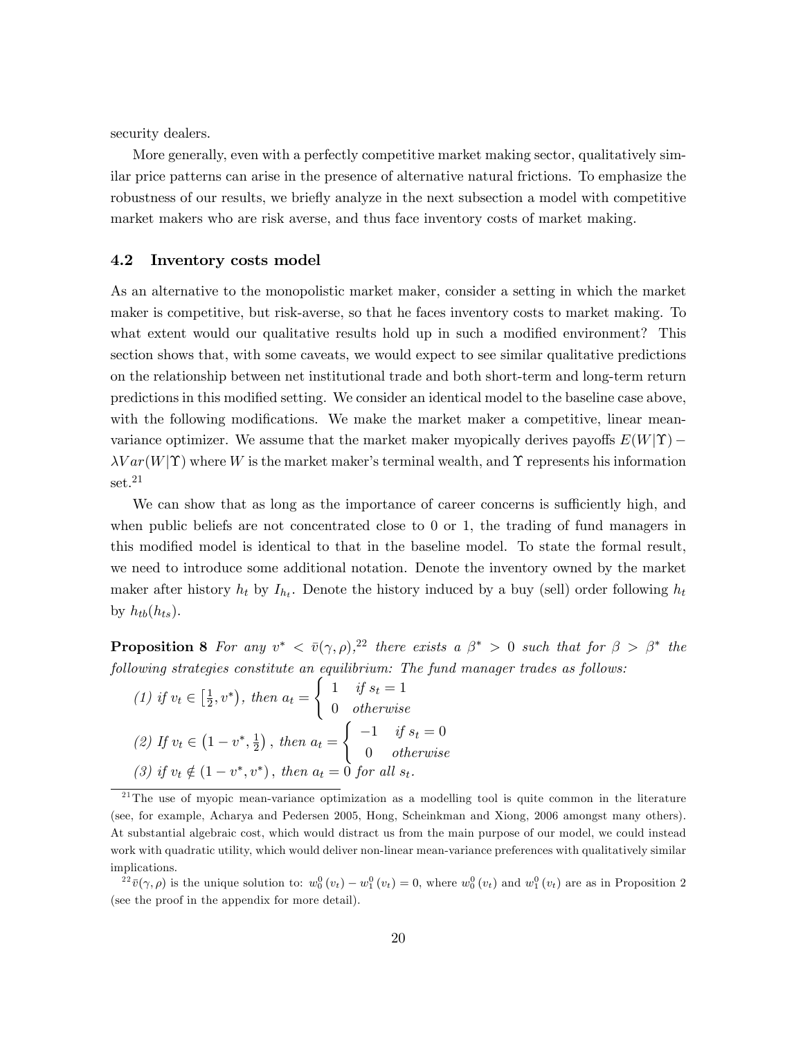security dealers.

More generally, even with a perfectly competitive market making sector, qualitatively similar price patterns can arise in the presence of alternative natural frictions. To emphasize the robustness of our results, we briefly analyze in the next subsection a model with competitive market makers who are risk averse, and thus face inventory costs of market making.

### 4.2 Inventory costs model

As an alternative to the monopolistic market maker, consider a setting in which the market maker is competitive, but risk-averse, so that he faces inventory costs to market making. To what extent would our qualitative results hold up in such a modified environment? This section shows that, with some caveats, we would expect to see similar qualitative predictions on the relationship between net institutional trade and both short-term and long-term return predictions in this modified setting. We consider an identical model to the baseline case above, with the following modifications. We make the market maker a competitive, linear mean-variance optimizer. We assume that the market maker myopically derives payoffs $E(W|\Upsilon) - \lambda Var(W|\Upsilon)$ where $W$ is the market maker's terminal wealth, and $\Upsilon$ represents his information set.[21]

We can show that as long as the importance of career concerns is sufficiently high, and when public beliefs are not concentrated close to 0 or 1, the trading of fund managers in this modified model is identical to that in the baseline model. To state the formal result, we need to introduce some additional notation. Denote the inventory owned by the market maker after history $h_t$ by $I_{h_t}$. Denote the history induced by a buy (sell) order following $h_t$ by $h_{tb}(h_{ts})$.

**Proposition 8** *For any $v^* < \bar{v}(\gamma, \rho)$,[22] there exists a $\beta^* > 0$ such that for $\beta > \beta^*$ the following strategies constitute an equilibrium: The fund manager trades as follows:*

*(1) if $v_t \in \left[\frac{1}{2}, v^*\right)$, then* $a_t = \begin{cases} 1 & \text{if } s_t = 1 \\ 0 & \text{otherwise} \end{cases}$

*(2) If $v_t \in \left(1 - v^*, \frac{1}{2}\right)$, then* $a_t = \begin{cases} -1 & \text{if } s_t = 0 \\ 0 & \text{otherwise} \end{cases}$

*(3) if $v_t \notin (1 - v^*, v^*)$, then $a_t = 0$ for all $s_t$.*

---

[21] The use of myopic mean-variance optimization as a modelling tool is quite common in the literature (see, for example, Acharya and Pedersen 2005, Hong, Scheinkman and Xiong, 2006 amongst many others). At substantial algebraic cost, which would distract us from the main purpose of our model, we could instead work with quadratic utility, which would deliver non-linear mean-variance preferences with qualitatively similar implications.

[22] $\bar{v}(\gamma, \rho)$ is the unique solution to: $w_0^0(v_t) - w_1^0(v_t) = 0$, where $w_0^0(v_t)$ and $w_1^0(v_t)$ are as in Proposition 2 (see the proof in the appendix for more detail).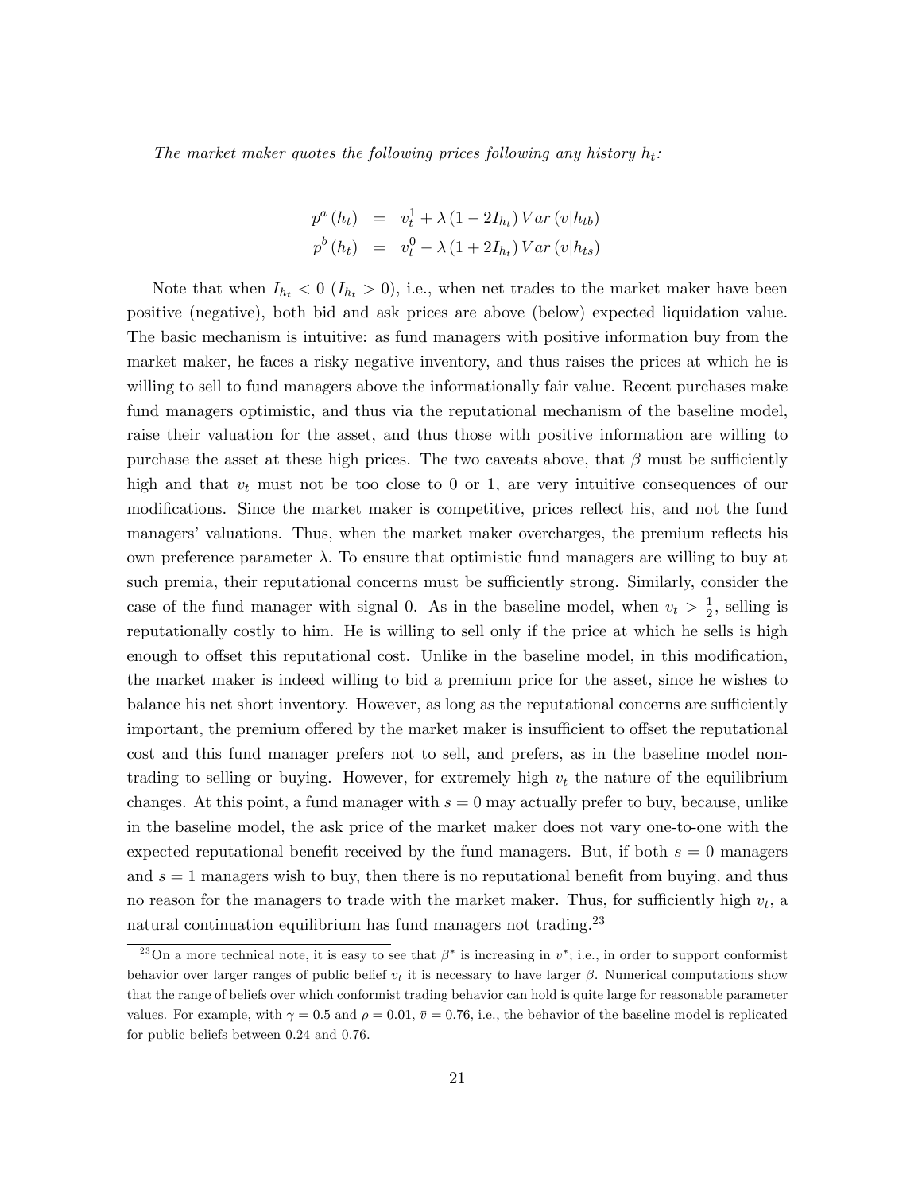*The market maker quotes the following prices following any history $h_t$:*

$$
\begin{aligned}
p^a(h_t) &= v_t^1 + \lambda(1 - 2I_{h_t}) Var(v|h_{tb}) \\
p^b(h_t) &= v_t^0 - \lambda(1 + 2I_{h_t}) Var(v|h_{ts})
\end{aligned}
$$

Note that when $I_{h_t} < 0$ ($I_{h_t} > 0$), i.e., when net trades to the market maker have been positive (negative), both bid and ask prices are above (below) expected liquidation value. The basic mechanism is intuitive: as fund managers with positive information buy from the market maker, he faces a risky negative inventory, and thus raises the prices at which he is willing to sell to fund managers above the informationally fair value. Recent purchases make fund managers optimistic, and thus via the reputational mechanism of the baseline model, raise their valuation for the asset, and thus those with positive information are willing to purchase the asset at these high prices. The two caveats above, that $\beta$ must be sufficiently high and that $v_t$ must not be too close to 0 or 1, are very intuitive consequences of our modifications. Since the market maker is competitive, prices reflect his, and not the fund managers' valuations. Thus, when the market maker overcharges, the premium reflects his own preference parameter $\lambda$. To ensure that optimistic fund managers are willing to buy at such premia, their reputational concerns must be sufficiently strong. Similarly, consider the case of the fund manager with signal 0. As in the baseline model, when $v_t > \frac{1}{2}$, selling is reputationally costly to him. He is willing to sell only if the price at which he sells is high enough to offset this reputational cost. Unlike in the baseline model, in this modification, the market maker is indeed willing to bid a premium price for the asset, since he wishes to balance his net short inventory. However, as long as the reputational concerns are sufficiently important, the premium offered by the market maker is insufficient to offset the reputational cost and this fund manager prefers not to sell, and prefers, as in the baseline model non-trading to selling or buying. However, for extremely high $v_t$ the nature of the equilibrium changes. At this point, a fund manager with $s = 0$ may actually prefer to buy, because, unlike in the baseline model, the ask price of the market maker does not vary one-to-one with the expected reputational benefit received by the fund managers. But, if both $s = 0$ managers and $s = 1$ managers wish to buy, then there is no reputational benefit from buying, and thus no reason for the managers to trade with the market maker. Thus, for sufficiently high $v_t$, a natural continuation equilibrium has fund managers not trading.[23]

[23] On a more technical note, it is easy to see that $\beta^*$ is increasing in $v^*$; i.e., in order to support conformist behavior over larger ranges of public belief $v_t$ it is necessary to have larger $\beta$. Numerical computations show that the range of beliefs over which conformist trading behavior can hold is quite large for reasonable parameter values. For example, with $\gamma = 0.5$ and $\rho = 0.01$, $\bar{v} = 0.76$, i.e., the behavior of the baseline model is replicated for public beliefs between 0.24 and 0.76.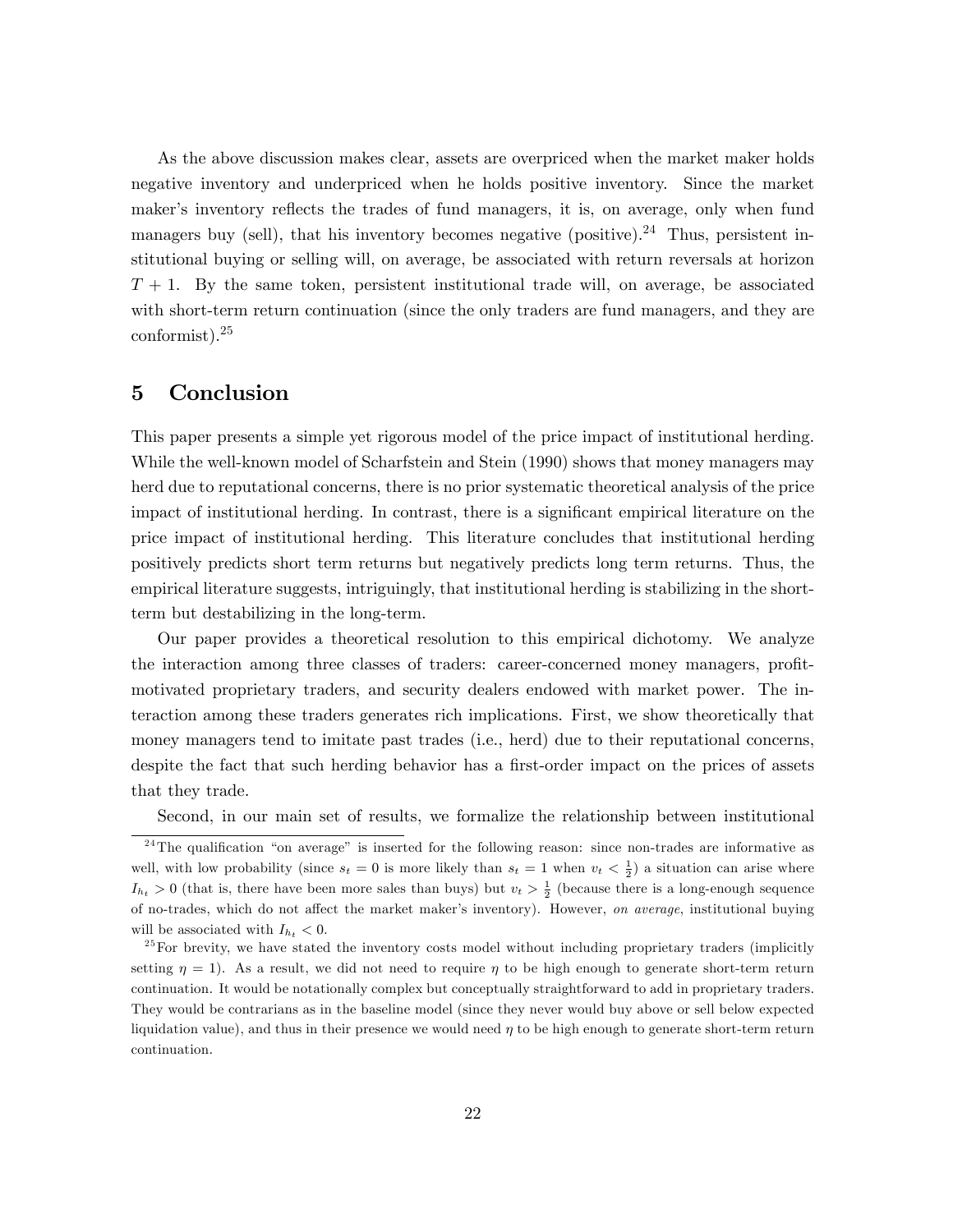As the above discussion makes clear, assets are overpriced when the market maker holds negative inventory and underpriced when he holds positive inventory. Since the market maker's inventory reflects the trades of fund managers, it is, on average, only when fund managers buy (sell), that his inventory becomes negative (positive).[24] Thus, persistent institutional buying or selling will, on average, be associated with return reversals at horizon $T+1$. By the same token, persistent institutional trade will, on average, be associated with short-term return continuation (since the only traders are fund managers, and they are conformist).[25]

# 5 Conclusion

This paper presents a simple yet rigorous model of the price impact of institutional herding. While the well-known model of Scharfstein and Stein (1990) shows that money managers may herd due to reputational concerns, there is no prior systematic theoretical analysis of the price impact of institutional herding. In contrast, there is a significant empirical literature on the price impact of institutional herding. This literature concludes that institutional herding positively predicts short term returns but negatively predicts long term returns. Thus, the empirical literature suggests, intriguingly, that institutional herding is stabilizing in the short-term but destabilizing in the long-term.

Our paper provides a theoretical resolution to this empirical dichotomy. We analyze the interaction among three classes of traders: career-concerned money managers, profit-motivated proprietary traders, and security dealers endowed with market power. The interaction among these traders generates rich implications. First, we show theoretically that money managers tend to imitate past trades (i.e., herd) due to their reputational concerns, despite the fact that such herding behavior has a first-order impact on the prices of assets that they trade.

Second, in our main set of results, we formalize the relationship between institutional

[24] The qualification "on average" is inserted for the following reason: since non-trades are informative as well, with low probability (since $s_t = 0$ is more likely than $s_t = 1$ when $v_t < \frac{1}{2}$) a situation can arise where $I_{h_t} > 0$ (that is, there have been more sales than buys) but $v_t > \frac{1}{2}$ (because there is a long-enough sequence of no-trades, which do not affect the market maker's inventory). However, *on average*, institutional buying will be associated with $I_{h_t} < 0$.

[25] For brevity, we have stated the inventory costs model without including proprietary traders (implicitly setting $\eta = 1$). As a result, we did not need to require $\eta$ to be high enough to generate short-term return continuation. It would be notationally complex but conceptually straightforward to add in proprietary traders. They would be contrarians as in the baseline model (since they never would buy above or sell below expected liquidation value), and thus in their presence we would need $\eta$ to be high enough to generate short-term return continuation.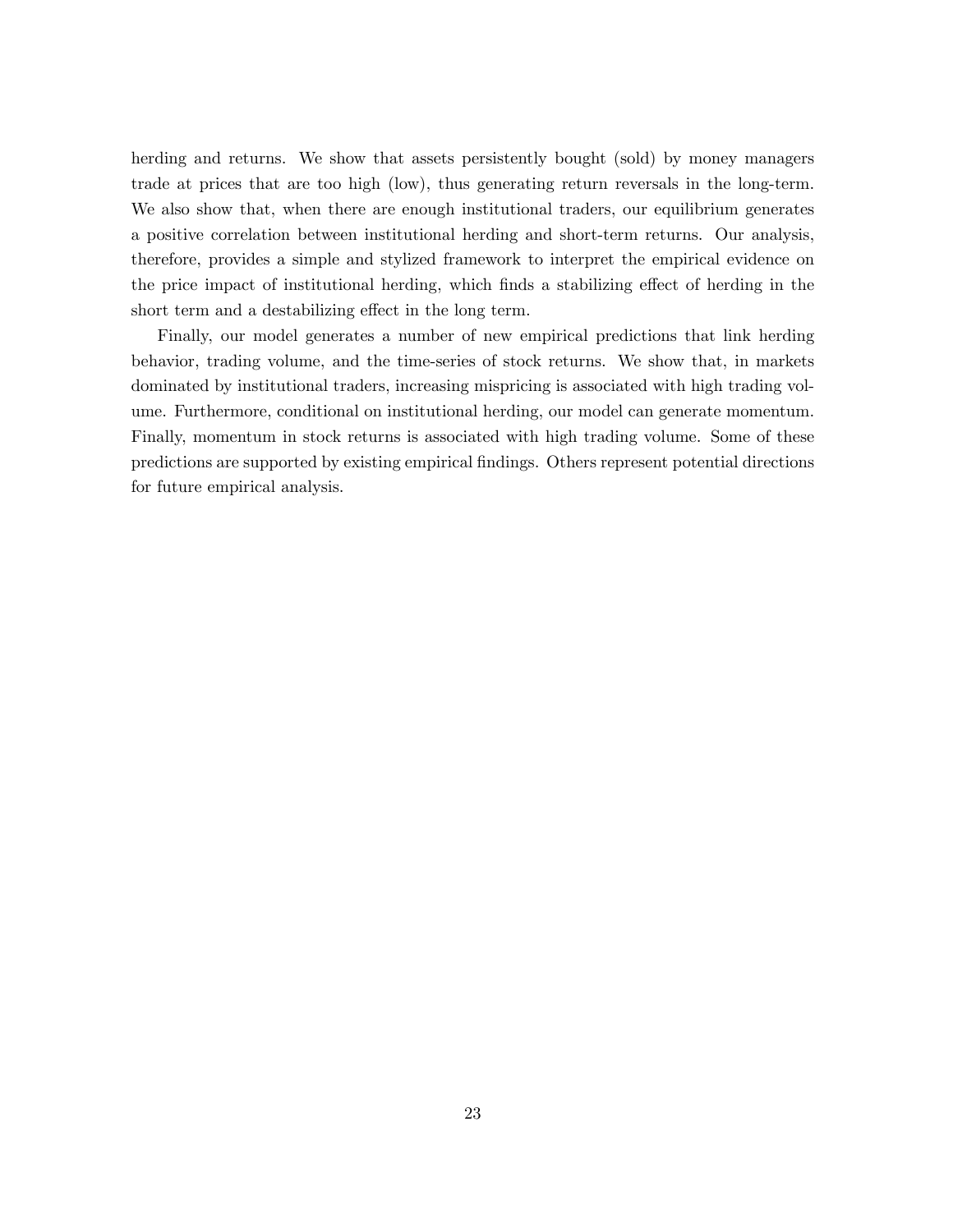herding and returns. We show that assets persistently bought (sold) by money managers trade at prices that are too high (low), thus generating return reversals in the long-term. We also show that, when there are enough institutional traders, our equilibrium generates a positive correlation between institutional herding and short-term returns. Our analysis, therefore, provides a simple and stylized framework to interpret the empirical evidence on the price impact of institutional herding, which finds a stabilizing effect of herding in the short term and a destabilizing effect in the long term.

Finally, our model generates a number of new empirical predictions that link herding behavior, trading volume, and the time-series of stock returns. We show that, in markets dominated by institutional traders, increasing mispricing is associated with high trading volume. Furthermore, conditional on institutional herding, our model can generate momentum. Finally, momentum in stock returns is associated with high trading volume. Some of these predictions are supported by existing empirical findings. Others represent potential directions for future empirical analysis.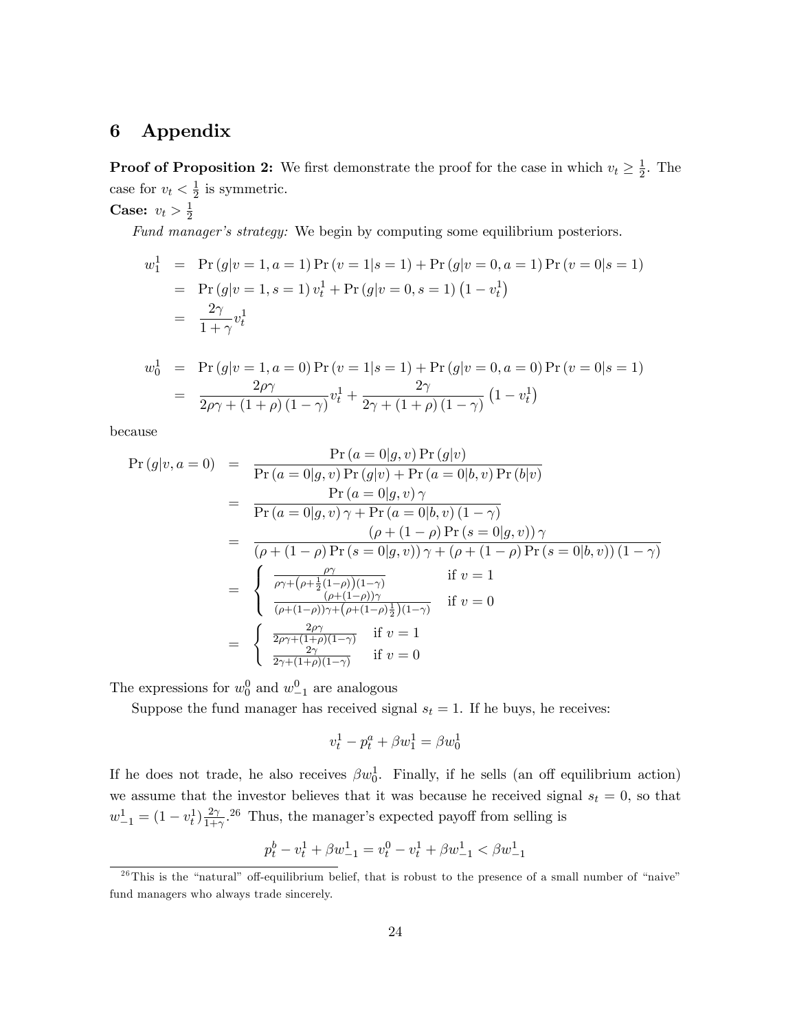# 6 Appendix

**Proof of Proposition 2:** We first demonstrate the proof for the case in which $v_t \geq \frac{1}{2}$. The case for $v_t < \frac{1}{2}$ is symmetric.

**Case:** $v_t > \frac{1}{2}$

*Fund manager's strategy:* We begin by computing some equilibrium posteriors.

$$
\begin{aligned}
w_1^1 &= \Pr(g|v=1,a=1)\Pr(v=1|s=1) + \Pr(g|v=0,a=1)\Pr(v=0|s=1) \\
&= \Pr(g|v=1,s=1)\, v_t^1 + \Pr(g|v=0,s=1)\left(1-v_t^1\right) \\
&= \frac{2\gamma}{1+\gamma} v_t^1
\end{aligned}
$$

$$
\begin{aligned}
w_0^1 &= \Pr(g|v=1,a=0)\Pr(v=1|s=1) + \Pr(g|v=0,a=0)\Pr(v=0|s=1) \\
&= \frac{2\rho\gamma}{2\rho\gamma + (1+\rho)(1-\gamma)} v_t^1 + \frac{2\gamma}{2\gamma + (1+\rho)(1-\gamma)}\left(1-v_t^1\right)
\end{aligned}
$$

because

$$
\begin{aligned}
\Pr(g|v,a=0) &= \frac{\Pr(a=0|g,v)\Pr(g|v)}{\Pr(a=0|g,v)\Pr(g|v) + \Pr(a=0|b,v)\Pr(b|v)} \\
&= \frac{\Pr(a=0|g,v)\,\gamma}{\Pr(a=0|g,v)\,\gamma + \Pr(a=0|b,v)(1-\gamma)} \\
&= \frac{(\rho + (1-\rho)\Pr(s=0|g,v))\,\gamma}{(\rho + (1-\rho)\Pr(s=0|g,v))\,\gamma + (\rho + (1-\rho)\Pr(s=0|b,v))(1-\gamma)} \\
&= \begin{cases} \frac{\rho\gamma}{\rho\gamma + \left(\rho + \frac{1}{2}(1-\rho)\right)(1-\gamma)} & \text{if } v=1 \\ \frac{(\rho+(1-\rho))\gamma}{(\rho+(1-\rho))\gamma + \left(\rho + (1-\rho)\frac{1}{2}\right)(1-\gamma)} & \text{if } v=0 \end{cases} \\
&= \begin{cases} \frac{2\rho\gamma}{2\rho\gamma + (1+\rho)(1-\gamma)} & \text{if } v=1 \\ \frac{2\gamma}{2\gamma + (1+\rho)(1-\gamma)} & \text{if } v=0 \end{cases}
\end{aligned}
$$

The expressions for $w_0^0$ and $w_{-1}^0$ are analogous

Suppose the fund manager has received signal $s_t = 1$. If he buys, he receives:

$$
v_t^1 - p_t^a + \beta w_1^1 = \beta w_0^1
$$

If he does not trade, he also receives $\beta w_0^1$. Finally, if he sells (an off equilibrium action) we assume that the investor believes that it was because he received signal $s_t = 0$, so that $w_{-1}^1 = (1 - v_t^1)\frac{2\gamma}{1+\gamma}$.[26] Thus, the manager's expected payoff from selling is

$$
p_t^b - v_t^1 + \beta w_{-1}^1 = v_t^0 - v_t^1 + \beta w_{-1}^1 < \beta w_{-1}^1
$$

[26] This is the "natural" off-equilibrium belief, that is robust to the presence of a small number of "naive" fund managers who always trade sincerely.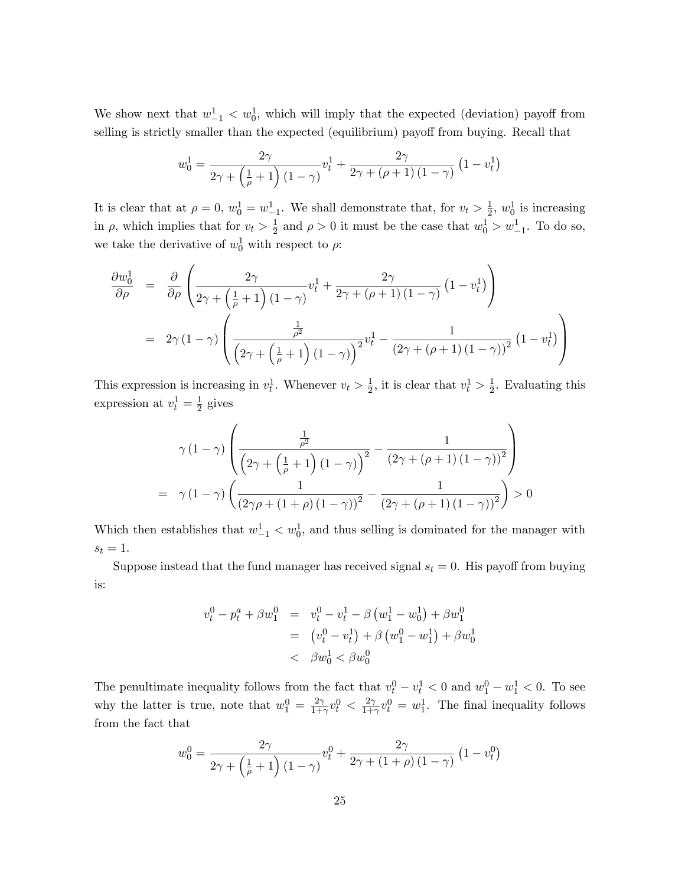We show next that $w_{-1}^1 < w_0^1$, which will imply that the expected (deviation) payoff from selling is strictly smaller than the expected (equilibrium) payoff from buying. Recall that

$$w_0^1 = \frac{2\gamma}{2\gamma + \left(\frac{1}{\rho}+1\right)(1-\gamma)} v_t^1 + \frac{2\gamma}{2\gamma + (\rho+1)(1-\gamma)}\left(1-v_t^1\right)$$

It is clear that at $\rho = 0$, $w_0^1 = w_{-1}^1$. We shall demonstrate that, for $v_t > \frac{1}{2}$, $w_0^1$ is increasing in $\rho$, which implies that for $v_t > \frac{1}{2}$ and $\rho > 0$ it must be the case that $w_0^1 > w_{-1}^1$. To do so, we take the derivative of $w_0^1$ with respect to $\rho$:

$$\begin{aligned}
\frac{\partial w_0^1}{\partial \rho} &= \frac{\partial}{\partial \rho}\left(\frac{2\gamma}{2\gamma + \left(\frac{1}{\rho}+1\right)(1-\gamma)} v_t^1 + \frac{2\gamma}{2\gamma + (\rho+1)(1-\gamma)}\left(1-v_t^1\right)\right) \\
&= 2\gamma(1-\gamma)\left(\frac{\frac{1}{\rho^2}}{\left(2\gamma + \left(\frac{1}{\rho}+1\right)(1-\gamma)\right)^2} v_t^1 - \frac{1}{\left(2\gamma + (\rho+1)(1-\gamma)\right)^2}\left(1-v_t^1\right)\right)
\end{aligned}$$

This expression is increasing in $v_t^1$. Whenever $v_t > \frac{1}{2}$, it is clear that $v_t^1 > \frac{1}{2}$. Evaluating this expression at $v_t^1 = \frac{1}{2}$ gives

$$\begin{aligned}
&\gamma(1-\gamma)\left(\frac{\frac{1}{\rho^2}}{\left(2\gamma + \left(\frac{1}{\rho}+1\right)(1-\gamma)\right)^2} - \frac{1}{\left(2\gamma + (\rho+1)(1-\gamma)\right)^2}\right) \\
= \;&\gamma(1-\gamma)\left(\frac{1}{\left(2\gamma\rho + (1+\rho)(1-\gamma)\right)^2} - \frac{1}{\left(2\gamma + (\rho+1)(1-\gamma)\right)^2}\right) > 0
\end{aligned}$$

Which then establishes that $w_{-1}^1 < w_0^1$, and thus selling is dominated for the manager with $s_t = 1$.

Suppose instead that the fund manager has received signal $s_t = 0$. His payoff from buying is:

$$\begin{aligned}
v_t^0 - p_t^a + \beta w_1^0 &= v_t^0 - v_t^1 - \beta\left(w_1^1 - w_0^1\right) + \beta w_1^0 \\
&= \left(v_t^0 - v_t^1\right) + \beta\left(w_1^0 - w_1^1\right) + \beta w_0^1 \\
&< \beta w_0^1 < \beta w_0^0
\end{aligned}$$

The penultimate inequality follows from the fact that $v_t^0 - v_t^1 < 0$ and $w_1^0 - w_1^1 < 0$. To see why the latter is true, note that $w_1^0 = \frac{2\gamma}{1+\gamma} v_t^0 < \frac{2\gamma}{1+\gamma} v_t^0 = w_1^1$. The final inequality follows from the fact that

$$w_0^0 = \frac{2\gamma}{2\gamma + \left(\frac{1}{\rho}+1\right)(1-\gamma)} v_t^0 + \frac{2\gamma}{2\gamma + (1+\rho)(1-\gamma)}\left(1-v_t^0\right)$$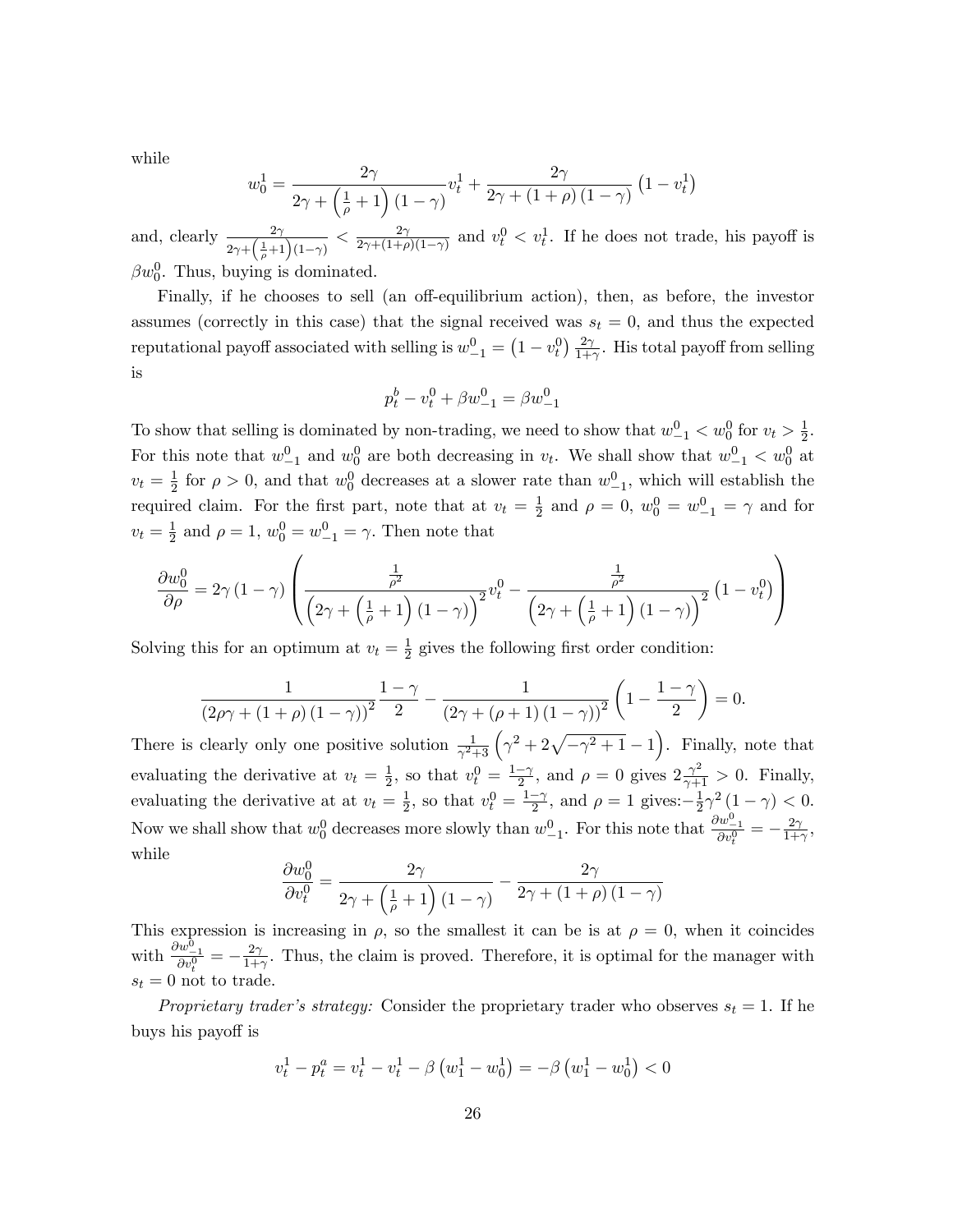while

$$w_0^1 = \frac{2\gamma}{2\gamma + \left(\frac{1}{\rho}+1\right)(1-\gamma)} v_t^1 + \frac{2\gamma}{2\gamma + (1+\rho)(1-\gamma)}\left(1 - v_t^1\right)$$

and, clearly $\frac{2\gamma}{2\gamma+\left(\frac{1}{\rho}+1\right)(1-\gamma)} < \frac{2\gamma}{2\gamma+(1+\rho)(1-\gamma)}$ and $v_t^0 < v_t^1$. If he does not trade, his payoff is $\beta w_0^0$. Thus, buying is dominated.

Finally, if he chooses to sell (an off-equilibrium action), then, as before, the investor assumes (correctly in this case) that the signal received was $s_t = 0$, and thus the expected reputational payoff associated with selling is $w_{-1}^0 = \left(1 - v_t^0\right)\frac{2\gamma}{1+\gamma}$. His total payoff from selling is

$$p_t^b - v_t^0 + \beta w_{-1}^0 = \beta w_{-1}^0$$

To show that selling is dominated by non-trading, we need to show that $w_{-1}^0 < w_0^0$ for $v_t > \frac{1}{2}$. For this note that $w_{-1}^0$ and $w_0^0$ are both decreasing in $v_t$. We shall show that $w_{-1}^0 < w_0^0$ at $v_t = \frac{1}{2}$ for $\rho > 0$, and that $w_0^0$ decreases at a slower rate than $w_{-1}^0$, which will establish the required claim. For the first part, note that at $v_t = \frac{1}{2}$ and $\rho = 0$, $w_0^0 = w_{-1}^0 = \gamma$ and for $v_t = \frac{1}{2}$ and $\rho = 1$, $w_0^0 = w_{-1}^0 = \gamma$. Then note that

$$\frac{\partial w_0^0}{\partial \rho} = 2\gamma(1-\gamma)\left(\frac{\frac{1}{\rho^2}}{\left(2\gamma + \left(\frac{1}{\rho}+1\right)(1-\gamma)\right)^2} v_t^0 - \frac{\frac{1}{\rho^2}}{\left(2\gamma + \left(\frac{1}{\rho}+1\right)(1-\gamma)\right)^2}\left(1 - v_t^0\right)\right)$$

Solving this for an optimum at $v_t = \frac{1}{2}$ gives the following first order condition:

$$\frac{1}{\left(2\rho\gamma + (1+\rho)(1-\gamma)\right)^2}\frac{1-\gamma}{2} - \frac{1}{\left(2\gamma + (\rho+1)(1-\gamma)\right)^2}\left(1 - \frac{1-\gamma}{2}\right) = 0.$$

There is clearly only one positive solution $\frac{1}{\gamma^2+3}\left(\gamma^2 + 2\sqrt{-\gamma^2+1} - 1\right)$. Finally, note that evaluating the derivative at $v_t = \frac{1}{2}$, so that $v_t^0 = \frac{1-\gamma}{2}$, and $\rho = 0$ gives $2\frac{\gamma^2}{\gamma+1} > 0$. Finally, evaluating the derivative at at $v_t = \frac{1}{2}$, so that $v_t^0 = \frac{1-\gamma}{2}$, and $\rho = 1$ gives:$-\frac{1}{2}\gamma^2(1-\gamma) < 0$. Now we shall show that $w_0^0$ decreases more slowly than $w_{-1}^0$. For this note that $\frac{\partial w_{-1}^0}{\partial v_t^0} = -\frac{2\gamma}{1+\gamma}$, while

$$\frac{\partial w_0^0}{\partial v_t^0} = \frac{2\gamma}{2\gamma + \left(\frac{1}{\rho}+1\right)(1-\gamma)} - \frac{2\gamma}{2\gamma + (1+\rho)(1-\gamma)}$$

This expression is increasing in $\rho$, so the smallest it can be is at $\rho = 0$, when it coincides with $\frac{\partial w_{-1}^0}{\partial v_t^0} = -\frac{2\gamma}{1+\gamma}$. Thus, the claim is proved. Therefore, it is optimal for the manager with $s_t = 0$ not to trade.

*Proprietary trader's strategy:* Consider the proprietary trader who observes $s_t = 1$. If he buys his payoff is

$$v_t^1 - p_t^a = v_t^1 - v_t^1 - \beta\left(w_1^1 - w_0^1\right) = -\beta\left(w_1^1 - w_0^1\right) < 0$$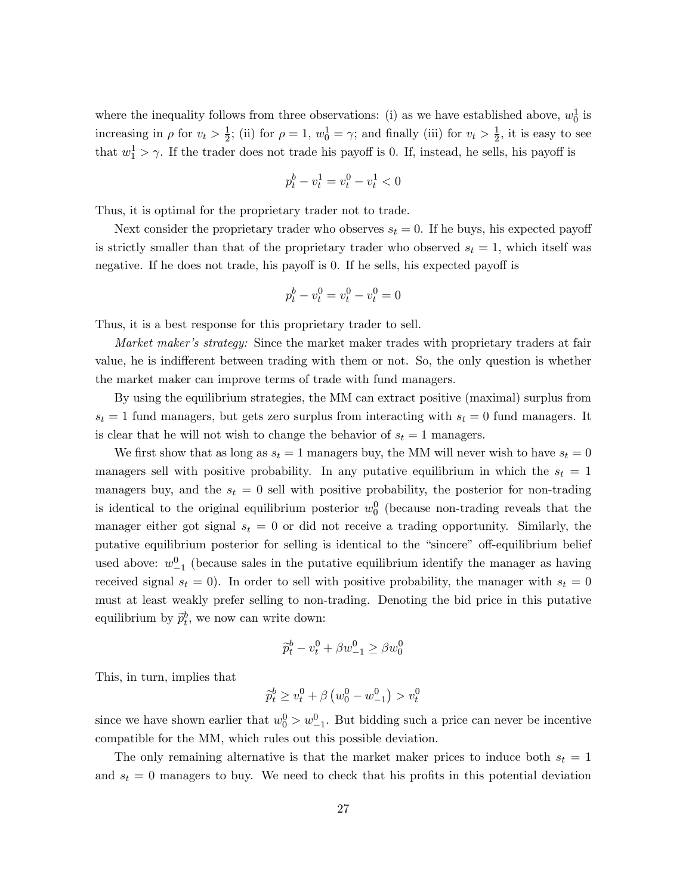where the inequality follows from three observations: (i) as we have established above, $w_0^1$ is increasing in $\rho$ for $v_t > \frac{1}{2}$; (ii) for $\rho = 1$, $w_0^1 = \gamma$; and finally (iii) for $v_t > \frac{1}{2}$, it is easy to see that $w_1^1 > \gamma$. If the trader does not trade his payoff is 0. If, instead, he sells, his payoff is

$$p_t^b - v_t^1 = v_t^0 - v_t^1 < 0$$

Thus, it is optimal for the proprietary trader not to trade.

Next consider the proprietary trader who observes $s_t = 0$. If he buys, his expected payoff is strictly smaller than that of the proprietary trader who observed $s_t = 1$, which itself was negative. If he does not trade, his payoff is 0. If he sells, his expected payoff is

$$p_t^b - v_t^0 = v_t^0 - v_t^0 = 0$$

Thus, it is a best response for this proprietary trader to sell.

*Market maker's strategy:* Since the market maker trades with proprietary traders at fair value, he is indifferent between trading with them or not. So, the only question is whether the market maker can improve terms of trade with fund managers.

By using the equilibrium strategies, the MM can extract positive (maximal) surplus from $s_t = 1$ fund managers, but gets zero surplus from interacting with $s_t = 0$ fund managers. It is clear that he will not wish to change the behavior of $s_t = 1$ managers.

We first show that as long as $s_t = 1$ managers buy, the MM will never wish to have $s_t = 0$ managers sell with positive probability. In any putative equilibrium in which the $s_t = 1$ managers buy, and the $s_t = 0$ sell with positive probability, the posterior for non-trading is identical to the original equilibrium posterior $w_0^0$ (because non-trading reveals that the manager either got signal $s_t = 0$ or did not receive a trading opportunity. Similarly, the putative equilibrium posterior for selling is identical to the "sincere" off-equilibrium belief used above: $w_{-1}^0$ (because sales in the putative equilibrium identify the manager as having received signal $s_t = 0$). In order to sell with positive probability, the manager with $s_t = 0$ must at least weakly prefer selling to non-trading. Denoting the bid price in this putative equilibrium by $\widetilde{p}_t^b$, we now can write down:

$$\widetilde{p}_t^b - v_t^0 + \beta w_{-1}^0 \geq \beta w_0^0$$

This, in turn, implies that

$$\widetilde{p}_t^b \geq v_t^0 + \beta\left(w_0^0 - w_{-1}^0\right) > v_t^0$$

since we have shown earlier that $w_0^0 > w_{-1}^0$. But bidding such a price can never be incentive compatible for the MM, which rules out this possible deviation.

The only remaining alternative is that the market maker prices to induce both $s_t = 1$ and $s_t = 0$ managers to buy. We need to check that his profits in this potential deviation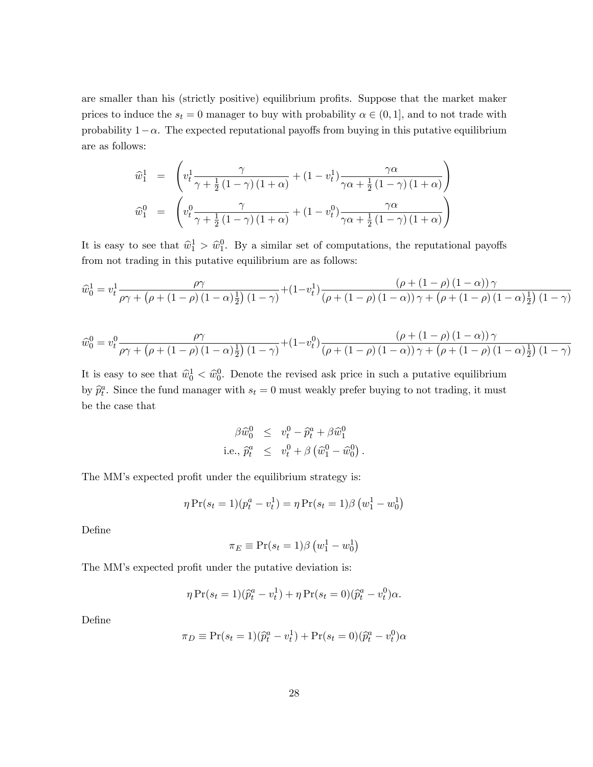are smaller than his (strictly positive) equilibrium profits. Suppose that the market maker prices to induce the $s_t = 0$ manager to buy with probability $\alpha \in (0, 1]$, and to not trade with probability $1 - \alpha$. The expected reputational payoffs from buying in this putative equilibrium are as follows:

$$
\begin{aligned}
\widehat{w}_1^1 &= \left( v_t^1 \frac{\gamma}{\gamma + \frac{1}{2}(1-\gamma)(1+\alpha)} + (1 - v_t^1) \frac{\gamma\alpha}{\gamma\alpha + \frac{1}{2}(1-\gamma)(1+\alpha)} \right) \\
\widehat{w}_1^0 &= \left( v_t^0 \frac{\gamma}{\gamma + \frac{1}{2}(1-\gamma)(1+\alpha)} + (1 - v_t^0) \frac{\gamma\alpha}{\gamma\alpha + \frac{1}{2}(1-\gamma)(1+\alpha)} \right)
\end{aligned}
$$

It is easy to see that $\widehat{w}_1^1 > \widehat{w}_1^0$. By a similar set of computations, the reputational payoffs from not trading in this putative equilibrium are as follows:

$$
\widehat{w}_0^1 = v_t^1 \frac{\rho\gamma}{\rho\gamma + \left(\rho + (1-\rho)(1-\alpha)\frac{1}{2}\right)(1-\gamma)} + (1 - v_t^1) \frac{(\rho + (1-\rho)(1-\alpha))\gamma}{(\rho + (1-\rho)(1-\alpha))\gamma + \left(\rho + (1-\rho)(1-\alpha)\frac{1}{2}\right)(1-\gamma)}
$$

$$
\widehat{w}_0^0 = v_t^0 \frac{\rho\gamma}{\rho\gamma + \left(\rho + (1-\rho)(1-\alpha)\frac{1}{2}\right)(1-\gamma)} + (1 - v_t^0) \frac{(\rho + (1-\rho)(1-\alpha))\gamma}{(\rho + (1-\rho)(1-\alpha))\gamma + \left(\rho + (1-\rho)(1-\alpha)\frac{1}{2}\right)(1-\gamma)}
$$

It is easy to see that $\widehat{w}_0^1 < \widehat{w}_0^0$. Denote the revised ask price in such a putative equilibrium by $\widehat{p}_t^a$. Since the fund manager with $s_t = 0$ must weakly prefer buying to not trading, it must be the case that

$$
\begin{aligned}
\beta \widehat{w}_0^0 &\leq v_t^0 - \widehat{p}_t^a + \beta \widehat{w}_1^0 \\
\text{i.e., } \widehat{p}_t^a &\leq v_t^0 + \beta\left(\widehat{w}_1^0 - \widehat{w}_0^0\right).
\end{aligned}
$$

The MM's expected profit under the equilibrium strategy is:

$$
\eta \Pr(s_t = 1)(p_t^a - v_t^1) = \eta \Pr(s_t = 1)\beta\left(w_1^1 - w_0^1\right)
$$

Define

$$
\pi_E \equiv \Pr(s_t = 1)\beta\left(w_1^1 - w_0^1\right)
$$

The MM's expected profit under the putative deviation is:

$$
\eta \Pr(s_t = 1)(\widehat{p}_t^a - v_t^1) + \eta \Pr(s_t = 0)(\widehat{p}_t^a - v_t^0)\alpha.
$$

Define

$$
\pi_D \equiv \Pr(s_t = 1)(\widehat{p}_t^a - v_t^1) + \Pr(s_t = 0)(\widehat{p}_t^a - v_t^0)\alpha
$$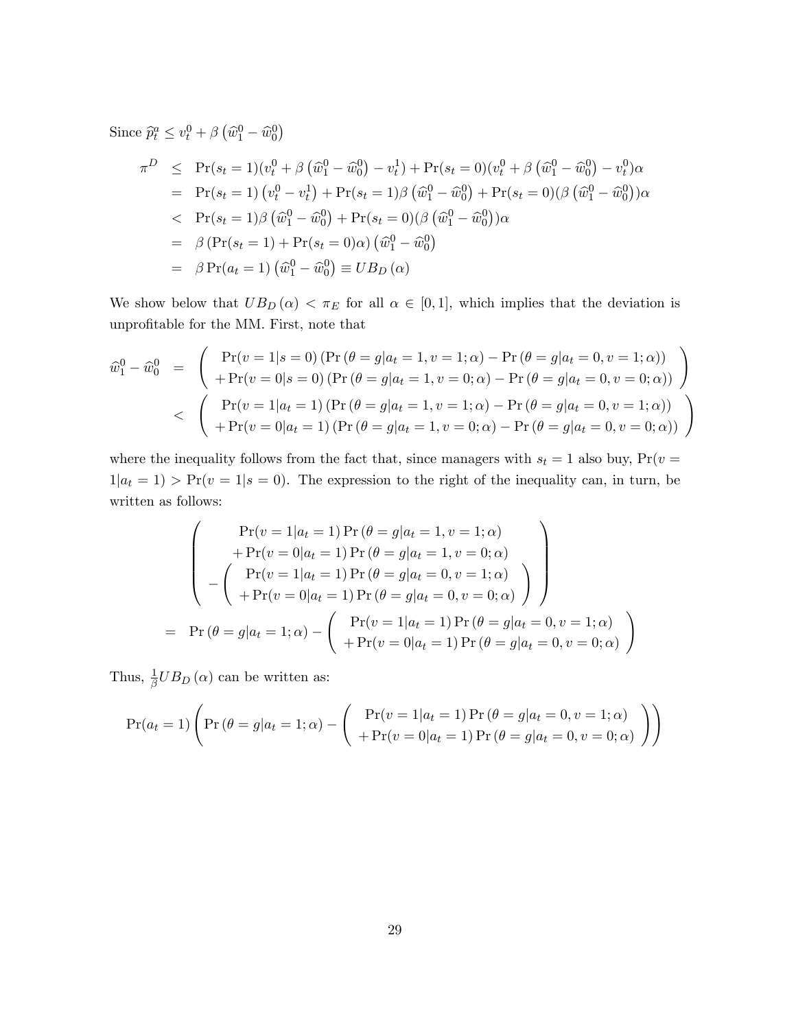Since $\widehat{p}_t^a \leq v_t^0 + \beta\left(\widehat{w}_1^0 - \widehat{w}_0^0\right)$

$$
\begin{aligned}
\pi^D &\leq \Pr(s_t = 1)(v_t^0 + \beta\left(\widehat{w}_1^0 - \widehat{w}_0^0\right) - v_t^1) + \Pr(s_t = 0)(v_t^0 + \beta\left(\widehat{w}_1^0 - \widehat{w}_0^0\right) - v_t^0)\alpha \\
&= \Pr(s_t = 1)\left(v_t^0 - v_t^1\right) + \Pr(s_t = 1)\beta\left(\widehat{w}_1^0 - \widehat{w}_0^0\right) + \Pr(s_t = 0)(\beta\left(\widehat{w}_1^0 - \widehat{w}_0^0\right))\alpha \\
&< \Pr(s_t = 1)\beta\left(\widehat{w}_1^0 - \widehat{w}_0^0\right) + \Pr(s_t = 0)(\beta\left(\widehat{w}_1^0 - \widehat{w}_0^0\right))\alpha \\
&= \beta\left(\Pr(s_t = 1) + \Pr(s_t = 0)\alpha\right)\left(\widehat{w}_1^0 - \widehat{w}_0^0\right) \\
&= \beta\Pr(a_t = 1)\left(\widehat{w}_1^0 - \widehat{w}_0^0\right) \equiv UB_D(\alpha)
\end{aligned}
$$

We show below that $UB_D(\alpha) < \pi_E$ for all $\alpha \in [0,1]$, which implies that the deviation is unprofitable for the MM. First, note that

$$
\begin{aligned}
\widehat{w}_1^0 - \widehat{w}_0^0 &= \begin{pmatrix} \Pr(v = 1|s = 0)\left(\Pr\left(\theta = g|a_t = 1, v = 1; \alpha\right) - \Pr\left(\theta = g|a_t = 0, v = 1; \alpha\right)\right) \\ + \Pr(v = 0|s = 0)\left(\Pr\left(\theta = g|a_t = 1, v = 0; \alpha\right) - \Pr\left(\theta = g|a_t = 0, v = 0; \alpha\right)\right) \end{pmatrix} \\
&< \begin{pmatrix} \Pr(v = 1|a_t = 1)\left(\Pr\left(\theta = g|a_t = 1, v = 1; \alpha\right) - \Pr\left(\theta = g|a_t = 0, v = 1; \alpha\right)\right) \\ + \Pr(v = 0|a_t = 1)\left(\Pr\left(\theta = g|a_t = 1, v = 0; \alpha\right) - \Pr\left(\theta = g|a_t = 0, v = 0; \alpha\right)\right) \end{pmatrix}
\end{aligned}
$$

where the inequality follows from the fact that, since managers with $s_t = 1$ also buy, $\Pr(v = 1|a_t = 1) > \Pr(v = 1|s = 0)$. The expression to the right of the inequality can, in turn, be written as follows:

$$
\begin{aligned}
&\begin{pmatrix} \Pr(v = 1|a_t = 1)\Pr\left(\theta = g|a_t = 1, v = 1; \alpha\right) \\ + \Pr(v = 0|a_t = 1)\Pr\left(\theta = g|a_t = 1, v = 0; \alpha\right) \\ - \begin{pmatrix} \Pr(v = 1|a_t = 1)\Pr\left(\theta = g|a_t = 0, v = 1; \alpha\right) \\ + \Pr(v = 0|a_t = 1)\Pr\left(\theta = g|a_t = 0, v = 0; \alpha\right) \end{pmatrix} \end{pmatrix} \\
&= \Pr\left(\theta = g|a_t = 1; \alpha\right) - \begin{pmatrix} \Pr(v = 1|a_t = 1)\Pr\left(\theta = g|a_t = 0, v = 1; \alpha\right) \\ + \Pr(v = 0|a_t = 1)\Pr\left(\theta = g|a_t = 0, v = 0; \alpha\right) \end{pmatrix}
\end{aligned}
$$

Thus, $\frac{1}{\beta}UB_D(\alpha)$ can be written as:

$$
\Pr(a_t = 1)\left(\Pr\left(\theta = g|a_t = 1; \alpha\right) - \begin{pmatrix} \Pr(v = 1|a_t = 1)\Pr\left(\theta = g|a_t = 0, v = 1; \alpha\right) \\ + \Pr(v = 0|a_t = 1)\Pr\left(\theta = g|a_t = 0, v = 0; \alpha\right) \end{pmatrix}\right)
$$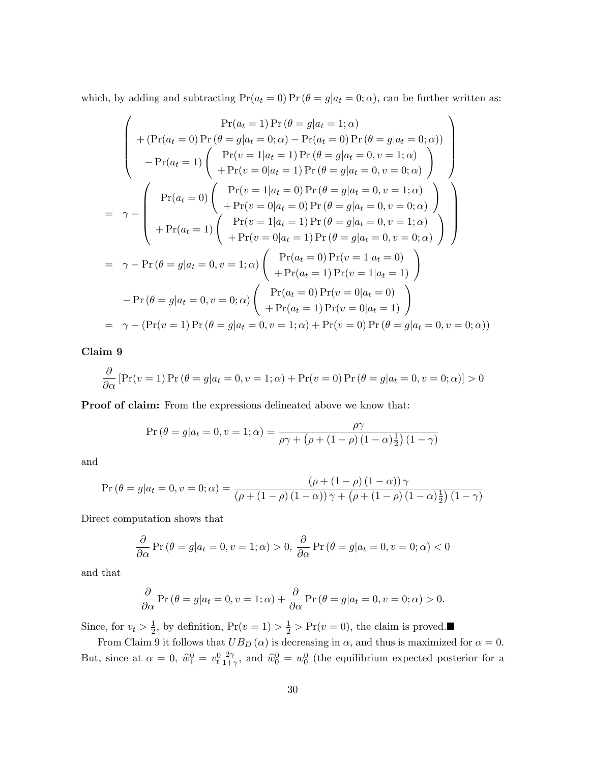which, by adding and subtracting $\Pr(a_t = 0)\Pr(\theta = g|a_t = 0; \alpha)$, can be further written as:

$$
\begin{aligned}
&\left(\begin{array}{c}
\Pr(a_t = 1)\Pr(\theta = g|a_t = 1; \alpha) \\
+\left(\Pr(a_t = 0)\Pr(\theta = g|a_t = 0; \alpha) - \Pr(a_t = 0)\Pr(\theta = g|a_t = 0; \alpha)\right) \\
-\Pr(a_t = 1)\left(\begin{array}{c}
\Pr(v = 1|a_t = 1)\Pr(\theta = g|a_t = 0, v = 1; \alpha) \\
+\Pr(v = 0|a_t = 1)\Pr(\theta = g|a_t = 0, v = 0; \alpha)
\end{array}\right)
\end{array}\right) \\
&= \gamma - \left(\begin{array}{c}
\Pr(a_t = 0)\left(\begin{array}{c}
\Pr(v = 1|a_t = 0)\Pr(\theta = g|a_t = 0, v = 1; \alpha) \\
+\Pr(v = 0|a_t = 0)\Pr(\theta = g|a_t = 0, v = 0; \alpha)
\end{array}\right) \\
+\Pr(a_t = 1)\left(\begin{array}{c}
\Pr(v = 1|a_t = 1)\Pr(\theta = g|a_t = 0, v = 1; \alpha) \\
+\Pr(v = 0|a_t = 1)\Pr(\theta = g|a_t = 0, v = 0; \alpha)
\end{array}\right)
\end{array}\right) \\
&= \gamma - \Pr(\theta = g|a_t = 0, v = 1; \alpha)\left(\begin{array}{c}
\Pr(a_t = 0)\Pr(v = 1|a_t = 0) \\
+\Pr(a_t = 1)\Pr(v = 1|a_t = 1)
\end{array}\right) \\
&\quad - \Pr(\theta = g|a_t = 0, v = 0; \alpha)\left(\begin{array}{c}
\Pr(a_t = 0)\Pr(v = 0|a_t = 0) \\
+\Pr(a_t = 1)\Pr(v = 0|a_t = 1)
\end{array}\right) \\
&= \gamma - \left(\Pr(v = 1)\Pr(\theta = g|a_t = 0, v = 1; \alpha) + \Pr(v = 0)\Pr(\theta = g|a_t = 0, v = 0; \alpha)\right)
\end{aligned}
$$

**Claim 9**

$$
\frac{\partial}{\partial \alpha}\left[\Pr(v = 1)\Pr(\theta = g|a_t = 0, v = 1; \alpha) + \Pr(v = 0)\Pr(\theta = g|a_t = 0, v = 0; \alpha)\right] > 0
$$

**Proof of claim:** From the expressions delineated above we know that:

$$
\Pr(\theta = g|a_t = 0, v = 1; \alpha) = \frac{\rho\gamma}{\rho\gamma + \left(\rho + (1-\rho)(1-\alpha)\frac{1}{2}\right)(1-\gamma)}
$$

and

$$
\Pr(\theta = g|a_t = 0, v = 0; \alpha) = \frac{(\rho + (1-\rho)(1-\alpha))\gamma}{(\rho + (1-\rho)(1-\alpha))\gamma + \left(\rho + (1-\rho)(1-\alpha)\frac{1}{2}\right)(1-\gamma)}
$$

Direct computation shows that

$$
\frac{\partial}{\partial \alpha}\Pr(\theta = g|a_t = 0, v = 1; \alpha) > 0, \ \frac{\partial}{\partial \alpha}\Pr(\theta = g|a_t = 0, v = 0; \alpha) < 0
$$

and that

$$
\frac{\partial}{\partial \alpha}\Pr(\theta = g|a_t = 0, v = 1; \alpha) + \frac{\partial}{\partial \alpha}\Pr(\theta = g|a_t = 0, v = 0; \alpha) > 0.
$$

Since, for $v_t > \frac{1}{2}$, by definition, $\Pr(v = 1) > \frac{1}{2} > \Pr(v = 0)$, the claim is proved.■

From Claim 9 it follows that $UB_D(\alpha)$ is decreasing in $\alpha$, and thus is maximized for $\alpha = 0$. But, since at $\alpha = 0$, $\widehat{w}_1^0 = v_t^0 \frac{2\gamma}{1+\gamma}$, and $\widehat{w}_0^0 = w_0^0$ (the equilibrium expected posterior for a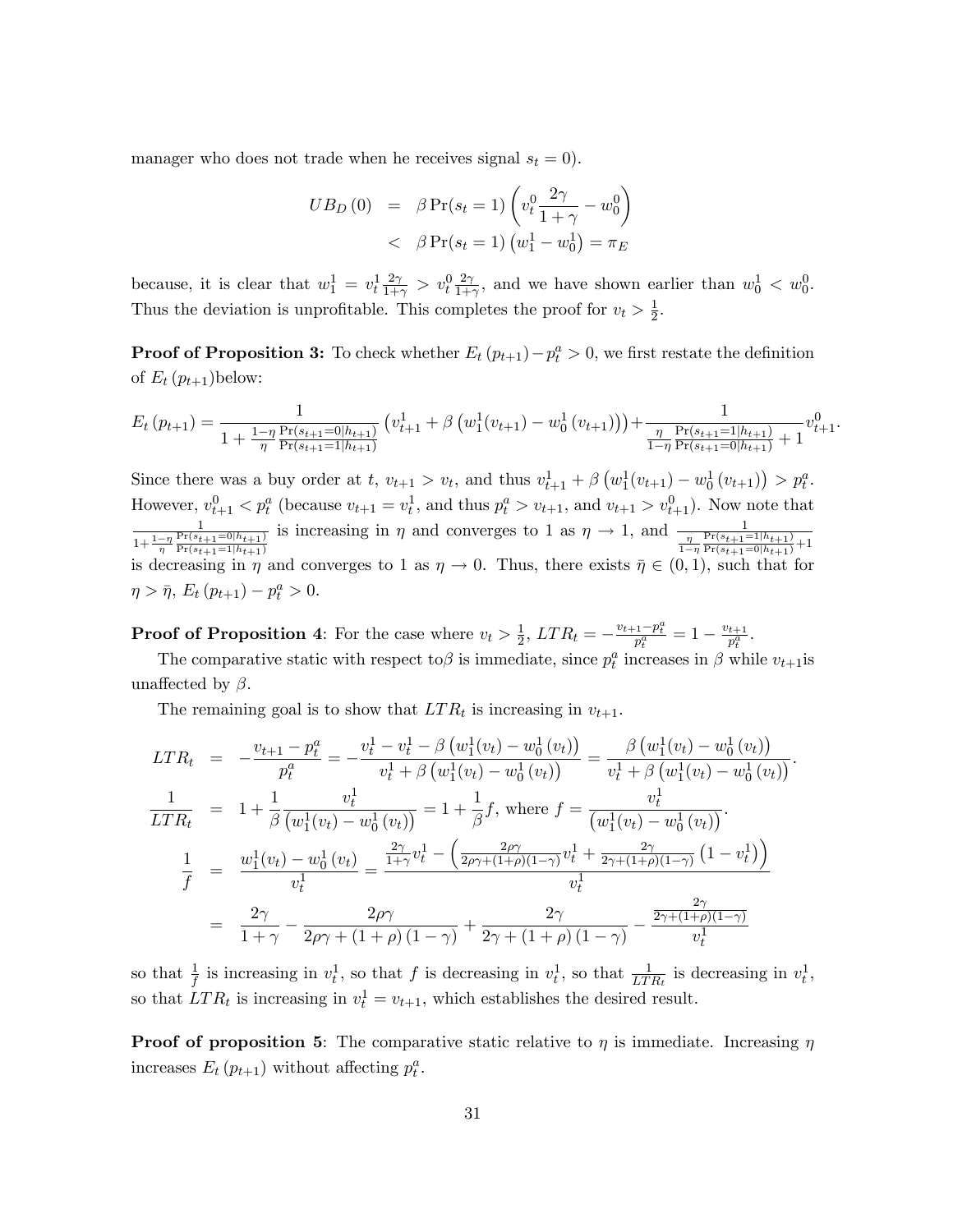manager who does not trade when he receives signal $s_t = 0$).

$$
\begin{aligned}
UB_D(0) &= \beta \Pr(s_t = 1) \left( v_t^0 \frac{2\gamma}{1+\gamma} - w_0^0 \right) \\
&< \beta \Pr(s_t = 1) \left( w_1^1 - w_0^1 \right) = \pi_E
\end{aligned}
$$

because, it is clear that $w_1^1 = v_t^1 \frac{2\gamma}{1+\gamma} > v_t^0 \frac{2\gamma}{1+\gamma}$, and we have shown earlier than $w_0^1 < w_0^0$. Thus the deviation is unprofitable. This completes the proof for $v_t > \frac{1}{2}$.

**Proof of Proposition 3:** To check whether $E_t(p_{t+1}) - p_t^a > 0$, we first restate the definition of $E_t(p_{t+1})$below:

$$
E_t(p_{t+1}) = \frac{1}{1 + \frac{1-\eta}{\eta} \frac{\Pr(s_{t+1}=0|h_{t+1})}{\Pr(s_{t+1}=1|h_{t+1})}} \left( v_{t+1}^1 + \beta \left( w_1^1(v_{t+1}) - w_0^1(v_{t+1}) \right) \right) + \frac{1}{\frac{\eta}{1-\eta} \frac{\Pr(s_{t+1}=1|h_{t+1})}{\Pr(s_{t+1}=0|h_{t+1})} + 1} v_{t+1}^0.
$$

Since there was a buy order at $t$, $v_{t+1} > v_t$, and thus $v_{t+1}^1 + \beta \left( w_1^1(v_{t+1}) - w_0^1(v_{t+1}) \right) > p_t^a$. However, $v_{t+1}^0 < p_t^a$ (because $v_{t+1} = v_t^1$, and thus $p_t^a > v_{t+1}$, and $v_{t+1} > v_{t+1}^0$). Now note that $\frac{1}{1 + \frac{1-\eta}{\eta} \frac{\Pr(s_{t+1}=0|h_{t+1})}{\Pr(s_{t+1}=1|h_{t+1})}}$ is increasing in $\eta$ and converges to 1 as $\eta \to 1$, and $\frac{1}{\frac{\eta}{1-\eta} \frac{\Pr(s_{t+1}=1|h_{t+1})}{\Pr(s_{t+1}=0|h_{t+1})} + 1}$ is decreasing in $\eta$ and converges to 1 as $\eta \to 0$. Thus, there exists $\bar{\eta} \in (0,1)$, such that for $\eta > \bar{\eta}$, $E_t(p_{t+1}) - p_t^a > 0$.

**Proof of Proposition 4**: For the case where $v_t > \frac{1}{2}$, $LTR_t = -\frac{v_{t+1} - p_t^a}{p_t^a} = 1 - \frac{v_{t+1}}{p_t^a}$.

The comparative static with respect to$\beta$ is immediate, since $p_t^a$ increases in $\beta$ while $v_{t+1}$is unaffected by $\beta$.

The remaining goal is to show that $LTR_t$ is increasing in $v_{t+1}$.

$$
\begin{aligned}
LTR_t &= -\frac{v_{t+1} - p_t^a}{p_t^a} = -\frac{v_t^1 - v_t^1 - \beta \left( w_1^1(v_t) - w_0^1(v_t) \right)}{v_t^1 + \beta \left( w_1^1(v_t) - w_0^1(v_t) \right)} = \frac{\beta \left( w_1^1(v_t) - w_0^1(v_t) \right)}{v_t^1 + \beta \left( w_1^1(v_t) - w_0^1(v_t) \right)}. \\
\frac{1}{LTR_t} &= 1 + \frac{1}{\beta} \frac{v_t^1}{\left( w_1^1(v_t) - w_0^1(v_t) \right)} = 1 + \frac{1}{\beta} f, \text{ where } f = \frac{v_t^1}{\left( w_1^1(v_t) - w_0^1(v_t) \right)}. \\
\frac{1}{f} &= \frac{w_1^1(v_t) - w_0^1(v_t)}{v_t^1} = \frac{\frac{2\gamma}{1+\gamma} v_t^1 - \left( \frac{2\rho\gamma}{2\rho\gamma + (1+\rho)(1-\gamma)} v_t^1 + \frac{2\gamma}{2\gamma + (1+\rho)(1-\gamma)} \left( 1 - v_t^1 \right) \right)}{v_t^1} \\
&= \frac{2\gamma}{1+\gamma} - \frac{2\rho\gamma}{2\rho\gamma + (1+\rho)(1-\gamma)} + \frac{2\gamma}{2\gamma + (1+\rho)(1-\gamma)} - \frac{\frac{2\gamma}{2\gamma + (1+\rho)(1-\gamma)}}{v_t^1}
\end{aligned}
$$

so that $\frac{1}{f}$ is increasing in $v_t^1$, so that $f$ is decreasing in $v_t^1$, so that $\frac{1}{LTR_t}$ is decreasing in $v_t^1$, so that $LTR_t$ is increasing in $v_t^1 = v_{t+1}$, which establishes the desired result.

**Proof of proposition 5**: The comparative static relative to $\eta$ is immediate. Increasing $\eta$ increases $E_t(p_{t+1})$ without affecting $p_t^a$.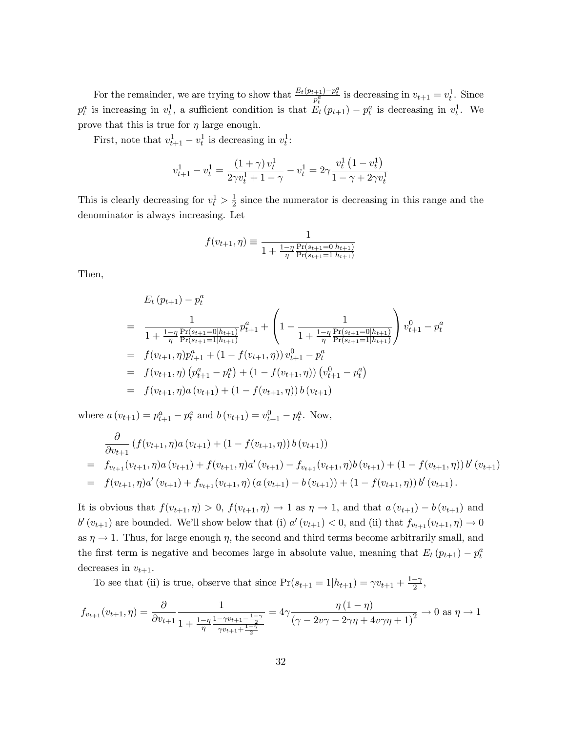For the remainder, we are trying to show that $\frac{E_t(p_{t+1})-p_t^a}{p_t^a}$ is decreasing in $v_{t+1} = v_t^1$. Since $p_t^a$ is increasing in $v_t^1$, a sufficient condition is that $E_t(p_{t+1}) - p_t^a$ is decreasing in $v_t^1$. We prove that this is true for $\eta$ large enough.

First, note that $v_{t+1}^1 - v_t^1$ is decreasing in $v_t^1$:

$$v_{t+1}^1 - v_t^1 = \frac{(1+\gamma)\, v_t^1}{2\gamma v_t^1 + 1 - \gamma} - v_t^1 = 2\gamma \frac{v_t^1\left(1 - v_t^1\right)}{1 - \gamma + 2\gamma v_t^1}$$

This is clearly decreasing for $v_t^1 > \frac{1}{2}$ since the numerator is decreasing in this range and the denominator is always increasing. Let

$$f(v_{t+1}, \eta) \equiv \frac{1}{1 + \frac{1-\eta}{\eta}\frac{\Pr(s_{t+1}=0|h_{t+1})}{\Pr(s_{t+1}=1|h_{t+1})}}$$

Then,

$$\begin{aligned}
& E_t(p_{t+1}) - p_t^a \\
= \;& \frac{1}{1 + \frac{1-\eta}{\eta}\frac{\Pr(s_{t+1}=0|h_{t+1})}{\Pr(s_{t+1}=1|h_{t+1})}} p_{t+1}^a + \left(1 - \frac{1}{1 + \frac{1-\eta}{\eta}\frac{\Pr(s_{t+1}=0|h_{t+1})}{\Pr(s_{t+1}=1|h_{t+1})}}\right) v_{t+1}^0 - p_t^a \\
= \;& f(v_{t+1}, \eta) p_{t+1}^a + \left(1 - f(v_{t+1}, \eta)\right) v_{t+1}^0 - p_t^a \\
= \;& f(v_{t+1}, \eta)\left(p_{t+1}^a - p_t^a\right) + \left(1 - f(v_{t+1}, \eta)\right)\left(v_{t+1}^0 - p_t^a\right) \\
= \;& f(v_{t+1}, \eta) a\left(v_{t+1}\right) + \left(1 - f(v_{t+1}, \eta)\right) b\left(v_{t+1}\right)
\end{aligned}$$

where $a(v_{t+1}) = p_{t+1}^a - p_t^a$ and $b(v_{t+1}) = v_{t+1}^0 - p_t^a$. Now,

$$\begin{aligned}
& \frac{\partial}{\partial v_{t+1}}\left(f(v_{t+1}, \eta) a\left(v_{t+1}\right) + \left(1 - f(v_{t+1}, \eta)\right) b\left(v_{t+1}\right)\right) \\
= \;& f_{v_{t+1}}(v_{t+1}, \eta) a\left(v_{t+1}\right) + f(v_{t+1}, \eta) a'\left(v_{t+1}\right) - f_{v_{t+1}}(v_{t+1}, \eta) b\left(v_{t+1}\right) + \left(1 - f(v_{t+1}, \eta)\right) b'\left(v_{t+1}\right) \\
= \;& f(v_{t+1}, \eta) a'\left(v_{t+1}\right) + f_{v_{t+1}}(v_{t+1}, \eta)\left(a\left(v_{t+1}\right) - b\left(v_{t+1}\right)\right) + \left(1 - f(v_{t+1}, \eta)\right) b'\left(v_{t+1}\right).
\end{aligned}$$

It is obvious that $f(v_{t+1}, \eta) > 0$, $f(v_{t+1}, \eta) \to 1$ as $\eta \to 1$, and that $a(v_{t+1}) - b(v_{t+1})$ and $b'(v_{t+1})$ are bounded. We'll show below that (i) $a'(v_{t+1}) < 0$, and (ii) that $f_{v_{t+1}}(v_{t+1}, \eta) \to 0$ as $\eta \to 1$. Thus, for large enough $\eta$, the second and third terms become arbitrarily small, and the first term is negative and becomes large in absolute value, meaning that $E_t(p_{t+1}) - p_t^a$ decreases in $v_{t+1}$.

To see that (ii) is true, observe that since $\Pr(s_{t+1} = 1|h_{t+1}) = \gamma v_{t+1} + \frac{1-\gamma}{2}$,

$$f_{v_{t+1}}(v_{t+1}, \eta) = \frac{\partial}{\partial v_{t+1}} \frac{1}{1 + \frac{1-\eta}{\eta}\frac{1 - \gamma v_{t+1} - \frac{1-\gamma}{2}}{\gamma v_{t+1} + \frac{1-\gamma}{2}}} = 4\gamma \frac{\eta(1-\eta)}{\left(\gamma - 2v\gamma - 2\gamma\eta + 4v\gamma\eta + 1\right)^2} \to 0 \text{ as } \eta \to 1$$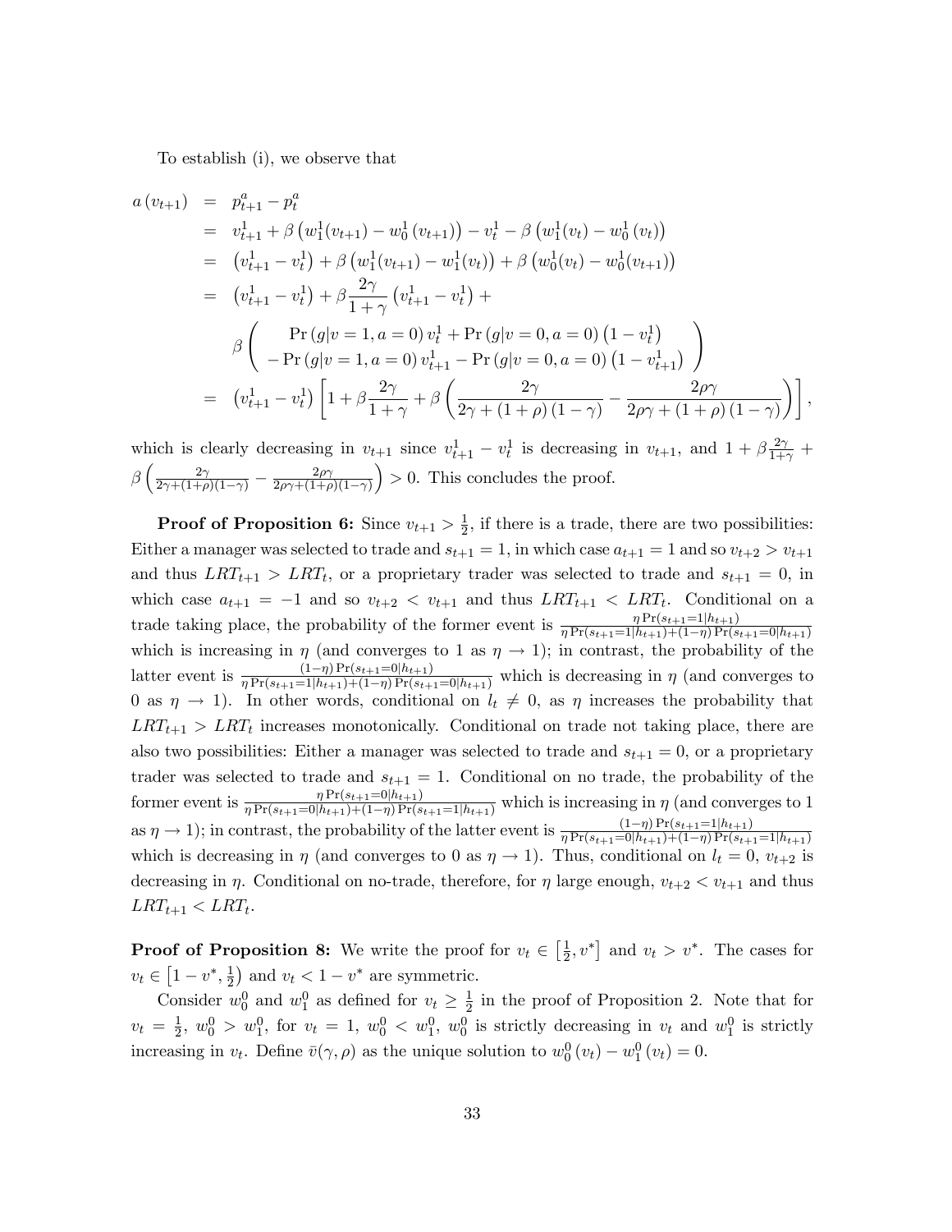To establish (i), we observe that

$$
\begin{aligned}
a\left(v_{t+1}\right) &= p_{t+1}^{a}-p_{t}^{a} \\
&= v_{t+1}^{1}+\beta\left(w_{1}^{1}(v_{t+1})-w_{0}^{1}\left(v_{t+1}\right)\right)-v_{t}^{1}-\beta\left(w_{1}^{1}(v_{t})-w_{0}^{1}\left(v_{t}\right)\right) \\
&= \left(v_{t+1}^{1}-v_{t}^{1}\right)+\beta\left(w_{1}^{1}(v_{t+1})-w_{1}^{1}(v_{t})\right)+\beta\left(w_{0}^{1}(v_{t})-w_{0}^{1}(v_{t+1})\right) \\
&= \left(v_{t+1}^{1}-v_{t}^{1}\right)+\beta\frac{2\gamma}{1+\gamma}\left(v_{t+1}^{1}-v_{t}^{1}\right)+ \\
&\quad \beta\left(\begin{array}{c} \Pr\left(g|v=1,a=0\right)v_{t}^{1}+\Pr\left(g|v=0,a=0\right)\left(1-v_{t}^{1}\right) \\ -\Pr\left(g|v=1,a=0\right)v_{t+1}^{1}-\Pr\left(g|v=0,a=0\right)\left(1-v_{t+1}^{1}\right) \end{array}\right) \\
&= \left(v_{t+1}^{1}-v_{t}^{1}\right)\left[1+\beta\frac{2\gamma}{1+\gamma}+\beta\left(\frac{2\gamma}{2\gamma+(1+\rho)(1-\gamma)}-\frac{2\rho\gamma}{2\rho\gamma+(1+\rho)(1-\gamma)}\right)\right],
\end{aligned}
$$

which is clearly decreasing in $v_{t+1}$ since $v_{t+1}^{1}-v_{t}^{1}$ is decreasing in $v_{t+1}$, and $1+\beta\frac{2\gamma}{1+\gamma}+\beta\left(\frac{2\gamma}{2\gamma+(1+\rho)(1-\gamma)}-\frac{2\rho\gamma}{2\rho\gamma+(1+\rho)(1-\gamma)}\right)>0$. This concludes the proof.

**Proof of Proposition 6:** Since $v_{t+1}>\frac{1}{2}$, if there is a trade, there are two possibilities: Either a manager was selected to trade and $s_{t+1}=1$, in which case $a_{t+1}=1$ and so $v_{t+2}>v_{t+1}$ and thus $LRT_{t+1}>LRT_{t}$, or a proprietary trader was selected to trade and $s_{t+1}=0$, in which case $a_{t+1}=-1$ and so $v_{t+2}<v_{t+1}$ and thus $LRT_{t+1}<LRT_{t}$. Conditional on a trade taking place, the probability of the former event is $\frac{\eta\Pr(s_{t+1}=1|h_{t+1})}{\eta\Pr(s_{t+1}=1|h_{t+1})+(1-\eta)\Pr(s_{t+1}=0|h_{t+1})}$ which is increasing in $\eta$ (and converges to 1 as $\eta\to1$); in contrast, the probability of the latter event is $\frac{(1-\eta)\Pr(s_{t+1}=0|h_{t+1})}{\eta\Pr(s_{t+1}=1|h_{t+1})+(1-\eta)\Pr(s_{t+1}=0|h_{t+1})}$ which is decreasing in $\eta$ (and converges to 0 as $\eta\to1$). In other words, conditional on $l_{t}\neq0$, as $\eta$ increases the probability that $LRT_{t+1}>LRT_{t}$ increases monotonically. Conditional on trade not taking place, there are also two possibilities: Either a manager was selected to trade and $s_{t+1}=0$, or a proprietary trader was selected to trade and $s_{t+1}=1$. Conditional on no trade, the probability of the former event is $\frac{\eta\Pr(s_{t+1}=0|h_{t+1})}{\eta\Pr(s_{t+1}=0|h_{t+1})+(1-\eta)\Pr(s_{t+1}=1|h_{t+1})}$ which is increasing in $\eta$ (and converges to 1 as $\eta\to1$); in contrast, the probability of the latter event is $\frac{(1-\eta)\Pr(s_{t+1}=1|h_{t+1})}{\eta\Pr(s_{t+1}=0|h_{t+1})+(1-\eta)\Pr(s_{t+1}=1|h_{t+1})}$ which is decreasing in $\eta$ (and converges to 0 as $\eta\to1$). Thus, conditional on $l_{t}=0$, $v_{t+2}$ is decreasing in $\eta$. Conditional on no-trade, therefore, for $\eta$ large enough, $v_{t+2}<v_{t+1}$ and thus $LRT_{t+1}<LRT_{t}$.

**Proof of Proposition 8:** We write the proof for $v_{t}\in\left[\frac{1}{2},v^{*}\right]$ and $v_{t}>v^{*}$. The cases for $v_{t}\in\left[1-v^{*},\frac{1}{2}\right)$ and $v_{t}<1-v^{*}$ are symmetric.

Consider $w_{0}^{0}$ and $w_{1}^{0}$ as defined for $v_{t}\geq\frac{1}{2}$ in the proof of Proposition 2. Note that for $v_{t}=\frac{1}{2}$, $w_{0}^{0}>w_{1}^{0}$, for $v_{t}=1$, $w_{0}^{0}<w_{1}^{0}$, $w_{0}^{0}$ is strictly decreasing in $v_{t}$ and $w_{1}^{0}$ is strictly increasing in $v_{t}$. Define $\bar{v}(\gamma,\rho)$ as the unique solution to $w_{0}^{0}\left(v_{t}\right)-w_{1}^{0}\left(v_{t}\right)=0$.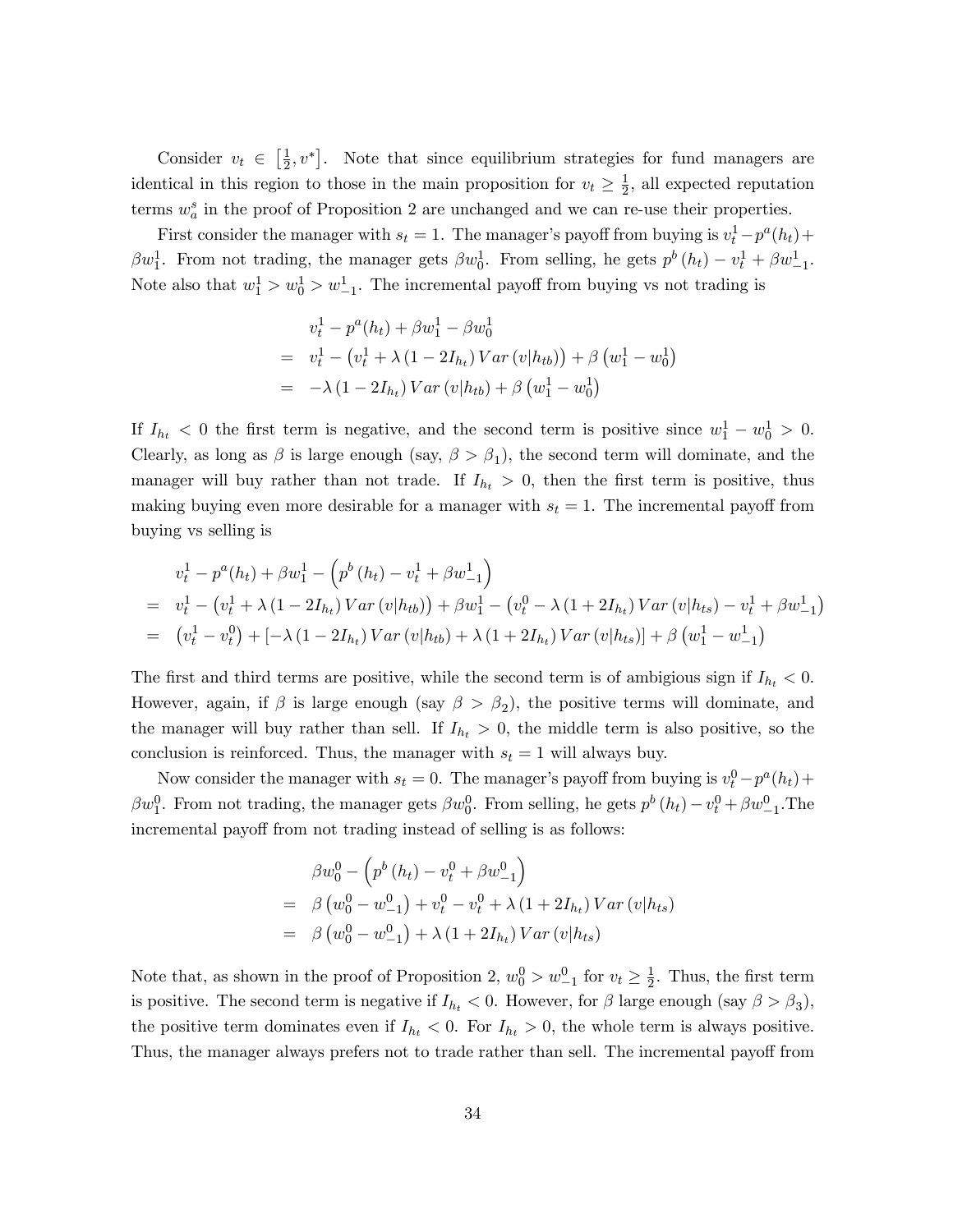Consider $v_t \in \left[\frac{1}{2}, v^*\right]$. Note that since equilibrium strategies for fund managers are identical in this region to those in the main proposition for $v_t \geq \frac{1}{2}$, all expected reputation terms $w_a^s$ in the proof of Proposition 2 are unchanged and we can re-use their properties.

First consider the manager with $s_t = 1$. The manager's payoff from buying is $v_t^1 - p^a(h_t) + \beta w_1^1$. From not trading, the manager gets $\beta w_0^1$. From selling, he gets $p^b(h_t) - v_t^1 + \beta w_{-1}^1$. Note also that $w_1^1 > w_0^1 > w_{-1}^1$. The incremental payoff from buying vs not trading is

$$
\begin{aligned}
& v_t^1 - p^a(h_t) + \beta w_1^1 - \beta w_0^1 \\
= \quad & v_t^1 - \left(v_t^1 + \lambda\left(1 - 2I_{h_t}\right) Var\left(v|h_{tb}\right)\right) + \beta\left(w_1^1 - w_0^1\right) \\
= \quad & -\lambda\left(1 - 2I_{h_t}\right) Var\left(v|h_{tb}\right) + \beta\left(w_1^1 - w_0^1\right)
\end{aligned}
$$

If $I_{h_t} < 0$ the first term is negative, and the second term is positive since $w_1^1 - w_0^1 > 0$. Clearly, as long as $\beta$ is large enough (say, $\beta > \beta_1$), the second term will dominate, and the manager will buy rather than not trade. If $I_{h_t} > 0$, then the first term is positive, thus making buying even more desirable for a manager with $s_t = 1$. The incremental payoff from buying vs selling is

$$
\begin{aligned}
& v_t^1 - p^a(h_t) + \beta w_1^1 - \left(p^b(h_t) - v_t^1 + \beta w_{-1}^1\right) \\
= \quad & v_t^1 - \left(v_t^1 + \lambda\left(1 - 2I_{h_t}\right) Var\left(v|h_{tb}\right)\right) + \beta w_1^1 - \left(v_t^0 - \lambda\left(1 + 2I_{h_t}\right) Var\left(v|h_{ts}\right) - v_t^1 + \beta w_{-1}^1\right) \\
= \quad & \left(v_t^1 - v_t^0\right) + \left[-\lambda\left(1 - 2I_{h_t}\right) Var\left(v|h_{tb}\right) + \lambda\left(1 + 2I_{h_t}\right) Var\left(v|h_{ts}\right)\right] + \beta\left(w_1^1 - w_{-1}^1\right)
\end{aligned}
$$

The first and third terms are positive, while the second term is of ambigious sign if $I_{h_t} < 0$. However, again, if $\beta$ is large enough (say $\beta > \beta_2$), the positive terms will dominate, and the manager will buy rather than sell. If $I_{h_t} > 0$, the middle term is also positive, so the conclusion is reinforced. Thus, the manager with $s_t = 1$ will always buy.

Now consider the manager with $s_t = 0$. The manager's payoff from buying is $v_t^0 - p^a(h_t) + \beta w_1^0$. From not trading, the manager gets $\beta w_0^0$. From selling, he gets $p^b(h_t) - v_t^0 + \beta w_{-1}^0$. The incremental payoff from not trading instead of selling is as follows:

$$
\begin{aligned}
& \beta w_0^0 - \left(p^b(h_t) - v_t^0 + \beta w_{-1}^0\right) \\
= \quad & \beta\left(w_0^0 - w_{-1}^0\right) + v_t^0 - v_t^0 + \lambda\left(1 + 2I_{h_t}\right) Var\left(v|h_{ts}\right) \\
= \quad & \beta\left(w_0^0 - w_{-1}^0\right) + \lambda\left(1 + 2I_{h_t}\right) Var\left(v|h_{ts}\right)
\end{aligned}
$$

Note that, as shown in the proof of Proposition 2, $w_0^0 > w_{-1}^0$ for $v_t \geq \frac{1}{2}$. Thus, the first term is positive. The second term is negative if $I_{h_t} < 0$. However, for $\beta$ large enough (say $\beta > \beta_3$), the positive term dominates even if $I_{h_t} < 0$. For $I_{h_t} > 0$, the whole term is always positive. Thus, the manager always prefers not to trade rather than sell. The incremental payoff from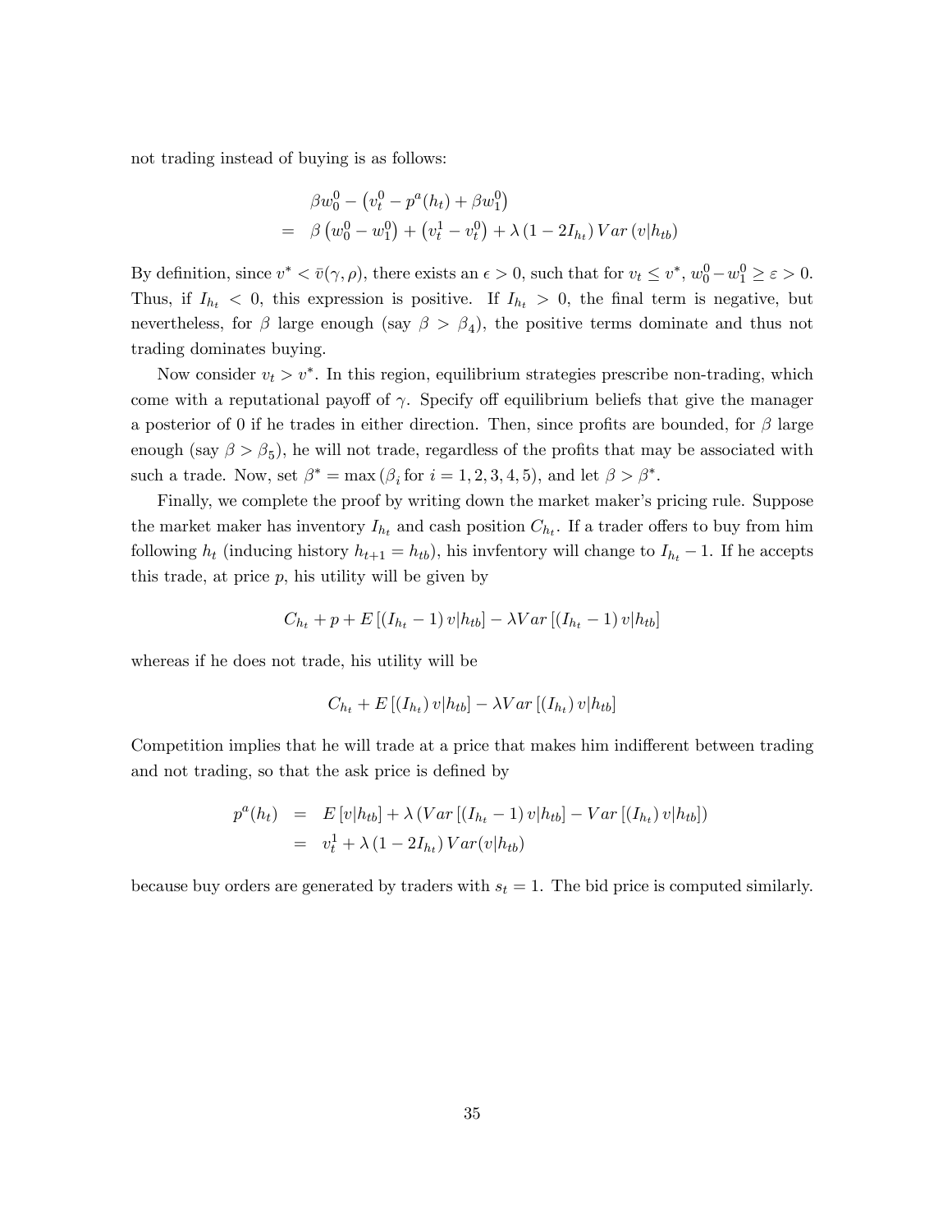not trading instead of buying is as follows:

$$
\begin{aligned}
& \beta w_0^0 - \left(v_t^0 - p^a(h_t) + \beta w_1^0\right) \\
= \; & \beta \left(w_0^0 - w_1^0\right) + \left(v_t^1 - v_t^0\right) + \lambda \left(1 - 2I_{h_t}\right) Var\left(v|h_{tb}\right)
\end{aligned}
$$

By definition, since $v^* < \bar{v}(\gamma, \rho)$, there exists an $\epsilon > 0$, such that for $v_t \leq v^*$, $w_0^0 - w_1^0 \geq \varepsilon > 0$. Thus, if $I_{h_t} < 0$, this expression is positive. If $I_{h_t} > 0$, the final term is negative, but nevertheless, for $\beta$ large enough (say $\beta > \beta_4$), the positive terms dominate and thus not trading dominates buying.

Now consider $v_t > v^*$. In this region, equilibrium strategies prescribe non-trading, which come with a reputational payoff of $\gamma$. Specify off equilibrium beliefs that give the manager a posterior of 0 if he trades in either direction. Then, since profits are bounded, for $\beta$ large enough (say $\beta > \beta_5$), he will not trade, regardless of the profits that may be associated with such a trade. Now, set $\beta^* = \max\left(\beta_i \text{ for } i = 1, 2, 3, 4, 5\right)$, and let $\beta > \beta^*$.

Finally, we complete the proof by writing down the market maker's pricing rule. Suppose the market maker has inventory $I_{h_t}$ and cash position $C_{h_t}$. If a trader offers to buy from him following $h_t$ (inducing history $h_{t+1} = h_{tb}$), his invfentory will change to $I_{h_t} - 1$. If he accepts this trade, at price $p$, his utility will be given by

$$
C_{h_t} + p + E\left[\left(I_{h_t} - 1\right) v|h_{tb}\right] - \lambda Var\left[\left(I_{h_t} - 1\right) v|h_{tb}\right]
$$

whereas if he does not trade, his utility will be

$$
C_{h_t} + E\left[\left(I_{h_t}\right) v|h_{tb}\right] - \lambda Var\left[\left(I_{h_t}\right) v|h_{tb}\right]
$$

Competition implies that he will trade at a price that makes him indifferent between trading and not trading, so that the ask price is defined by

$$
\begin{aligned}
p^a(h_t) &= E\left[v|h_{tb}\right] + \lambda \left(Var\left[\left(I_{h_t} - 1\right) v|h_{tb}\right] - Var\left[\left(I_{h_t}\right) v|h_{tb}\right]\right) \\
&= v_t^1 + \lambda \left(1 - 2I_{h_t}\right) Var(v|h_{tb})
\end{aligned}
$$

because buy orders are generated by traders with $s_t = 1$. The bid price is computed similarly.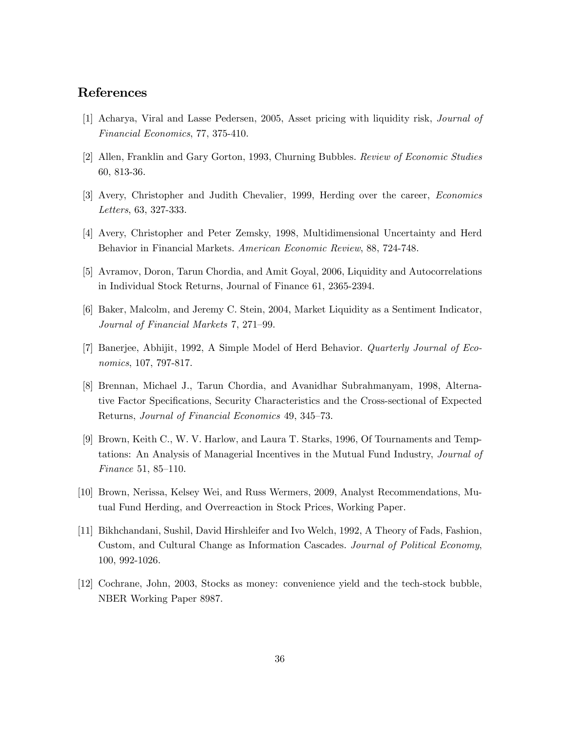## References

[1] Acharya, Viral and Lasse Pedersen, 2005, Asset pricing with liquidity risk, *Journal of Financial Economics*, 77, 375-410.

[2] Allen, Franklin and Gary Gorton, 1993, Churning Bubbles. *Review of Economic Studies* 60, 813-36.

[3] Avery, Christopher and Judith Chevalier, 1999, Herding over the career, *Economics Letters*, 63, 327-333.

[4] Avery, Christopher and Peter Zemsky, 1998, Multidimensional Uncertainty and Herd Behavior in Financial Markets. *American Economic Review*, 88, 724-748.

[5] Avramov, Doron, Tarun Chordia, and Amit Goyal, 2006, Liquidity and Autocorrelations in Individual Stock Returns, Journal of Finance 61, 2365-2394.

[6] Baker, Malcolm, and Jeremy C. Stein, 2004, Market Liquidity as a Sentiment Indicator, *Journal of Financial Markets* 7, 271–99.

[7] Banerjee, Abhijit, 1992, A Simple Model of Herd Behavior. *Quarterly Journal of Economics*, 107, 797-817.

[8] Brennan, Michael J., Tarun Chordia, and Avanidhar Subrahmanyam, 1998, Alternative Factor Specifications, Security Characteristics and the Cross-sectional of Expected Returns, *Journal of Financial Economics* 49, 345–73.

[9] Brown, Keith C., W. V. Harlow, and Laura T. Starks, 1996, Of Tournaments and Temptations: An Analysis of Managerial Incentives in the Mutual Fund Industry, *Journal of Finance* 51, 85–110.

[10] Brown, Nerissa, Kelsey Wei, and Russ Wermers, 2009, Analyst Recommendations, Mutual Fund Herding, and Overreaction in Stock Prices, Working Paper.

[11] Bikhchandani, Sushil, David Hirshleifer and Ivo Welch, 1992, A Theory of Fads, Fashion, Custom, and Cultural Change as Information Cascades. *Journal of Political Economy*, 100, 992-1026.

[12] Cochrane, John, 2003, Stocks as money: convenience yield and the tech-stock bubble, NBER Working Paper 8987.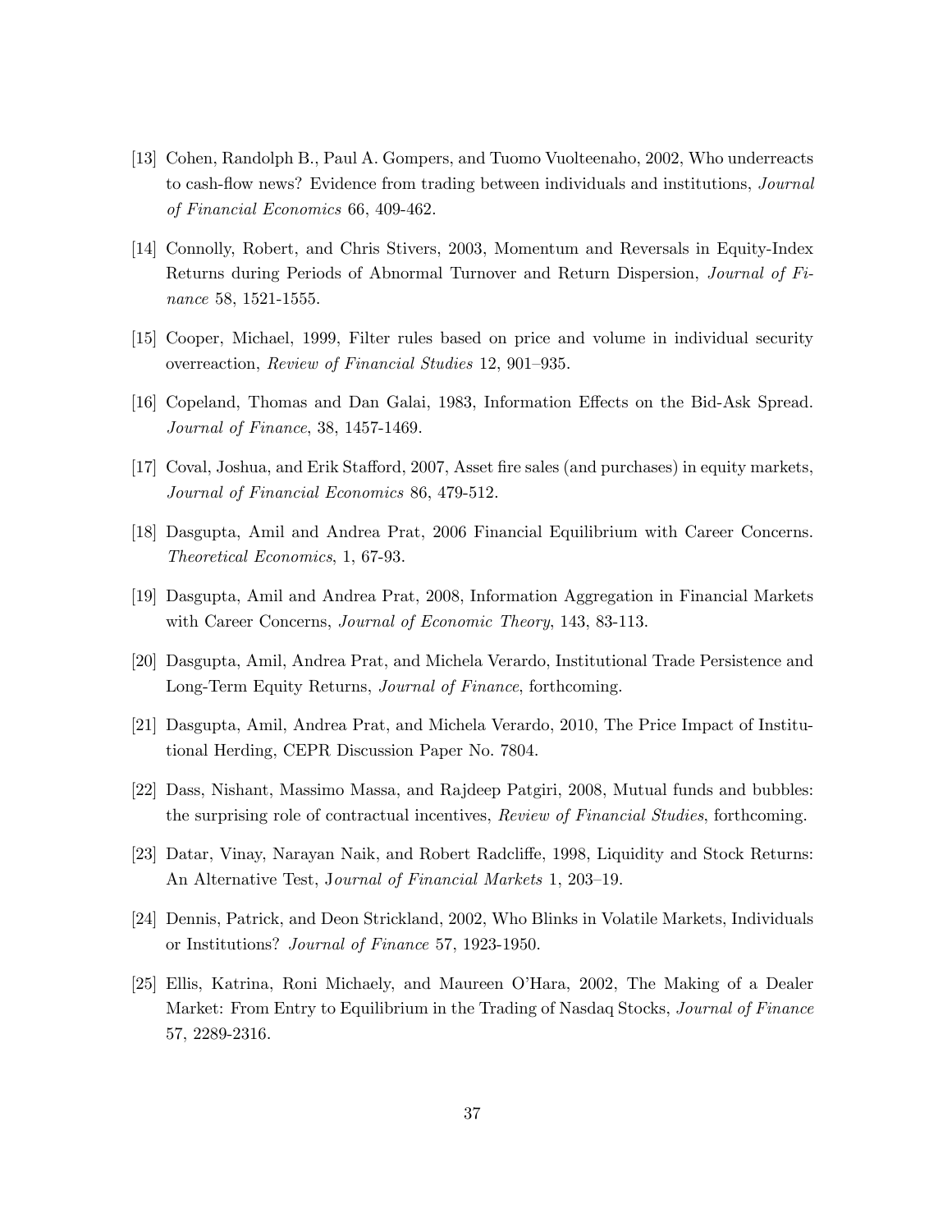[13] Cohen, Randolph B., Paul A. Gompers, and Tuomo Vuolteenaho, 2002, Who underreacts to cash-flow news? Evidence from trading between individuals and institutions, *Journal of Financial Economics* 66, 409-462.

[14] Connolly, Robert, and Chris Stivers, 2003, Momentum and Reversals in Equity-Index Returns during Periods of Abnormal Turnover and Return Dispersion, *Journal of Finance* 58, 1521-1555.

[15] Cooper, Michael, 1999, Filter rules based on price and volume in individual security overreaction, *Review of Financial Studies* 12, 901–935.

[16] Copeland, Thomas and Dan Galai, 1983, Information Effects on the Bid-Ask Spread. *Journal of Finance*, 38, 1457-1469.

[17] Coval, Joshua, and Erik Stafford, 2007, Asset fire sales (and purchases) in equity markets, *Journal of Financial Economics* 86, 479-512.

[18] Dasgupta, Amil and Andrea Prat, 2006 Financial Equilibrium with Career Concerns. *Theoretical Economics*, 1, 67-93.

[19] Dasgupta, Amil and Andrea Prat, 2008, Information Aggregation in Financial Markets with Career Concerns, *Journal of Economic Theory*, 143, 83-113.

[20] Dasgupta, Amil, Andrea Prat, and Michela Verardo, Institutional Trade Persistence and Long-Term Equity Returns, *Journal of Finance*, forthcoming.

[21] Dasgupta, Amil, Andrea Prat, and Michela Verardo, 2010, The Price Impact of Institutional Herding, CEPR Discussion Paper No. 7804.

[22] Dass, Nishant, Massimo Massa, and Rajdeep Patgiri, 2008, Mutual funds and bubbles: the surprising role of contractual incentives, *Review of Financial Studies*, forthcoming.

[23] Datar, Vinay, Narayan Naik, and Robert Radcliffe, 1998, Liquidity and Stock Returns: An Alternative Test, *Journal of Financial Markets* 1, 203–19.

[24] Dennis, Patrick, and Deon Strickland, 2002, Who Blinks in Volatile Markets, Individuals or Institutions? *Journal of Finance* 57, 1923-1950.

[25] Ellis, Katrina, Roni Michaely, and Maureen O'Hara, 2002, The Making of a Dealer Market: From Entry to Equilibrium in the Trading of Nasdaq Stocks, *Journal of Finance* 57, 2289-2316.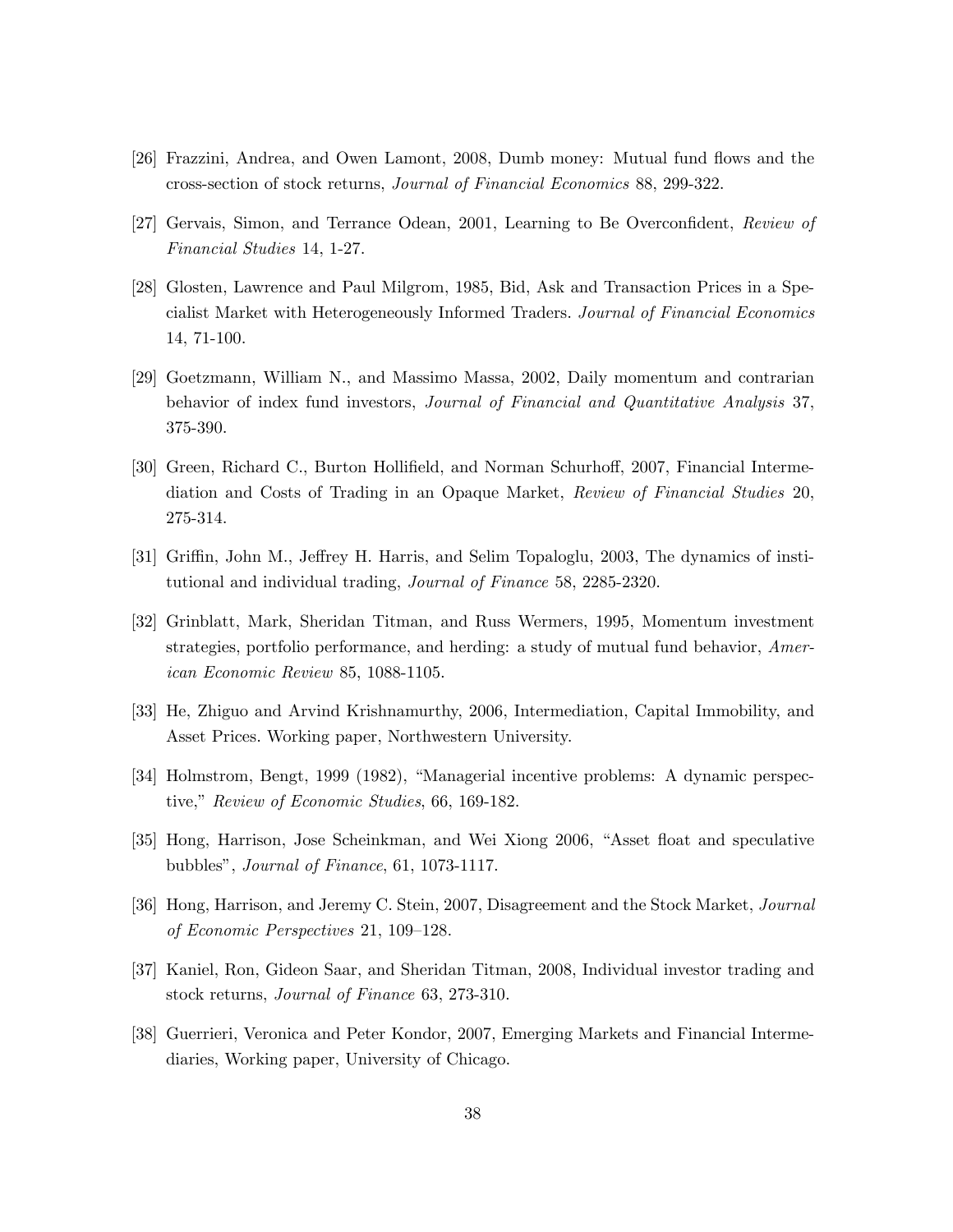[26] Frazzini, Andrea, and Owen Lamont, 2008, Dumb money: Mutual fund flows and the cross-section of stock returns, *Journal of Financial Economics* 88, 299-322.

[27] Gervais, Simon, and Terrance Odean, 2001, Learning to Be Overconfident, *Review of Financial Studies* 14, 1-27.

[28] Glosten, Lawrence and Paul Milgrom, 1985, Bid, Ask and Transaction Prices in a Specialist Market with Heterogeneously Informed Traders. *Journal of Financial Economics* 14, 71-100.

[29] Goetzmann, William N., and Massimo Massa, 2002, Daily momentum and contrarian behavior of index fund investors, *Journal of Financial and Quantitative Analysis* 37, 375-390.

[30] Green, Richard C., Burton Hollifield, and Norman Schurhoff, 2007, Financial Intermediation and Costs of Trading in an Opaque Market, *Review of Financial Studies* 20, 275-314.

[31] Griffin, John M., Jeffrey H. Harris, and Selim Topaloglu, 2003, The dynamics of institutional and individual trading, *Journal of Finance* 58, 2285-2320.

[32] Grinblatt, Mark, Sheridan Titman, and Russ Wermers, 1995, Momentum investment strategies, portfolio performance, and herding: a study of mutual fund behavior, *American Economic Review* 85, 1088-1105.

[33] He, Zhiguo and Arvind Krishnamurthy, 2006, Intermediation, Capital Immobility, and Asset Prices. Working paper, Northwestern University.

[34] Holmstrom, Bengt, 1999 (1982), "Managerial incentive problems: A dynamic perspective," *Review of Economic Studies*, 66, 169-182.

[35] Hong, Harrison, Jose Scheinkman, and Wei Xiong 2006, "Asset float and speculative bubbles", *Journal of Finance*, 61, 1073-1117.

[36] Hong, Harrison, and Jeremy C. Stein, 2007, Disagreement and the Stock Market, *Journal of Economic Perspectives* 21, 109–128.

[37] Kaniel, Ron, Gideon Saar, and Sheridan Titman, 2008, Individual investor trading and stock returns, *Journal of Finance* 63, 273-310.

[38] Guerrieri, Veronica and Peter Kondor, 2007, Emerging Markets and Financial Intermediaries, Working paper, University of Chicago.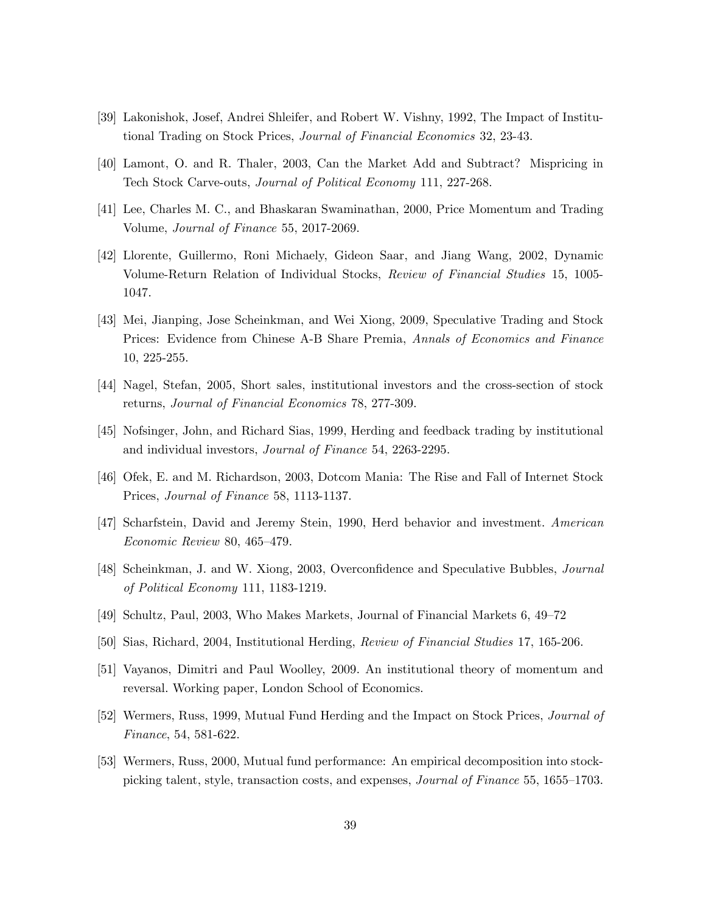[39] Lakonishok, Josef, Andrei Shleifer, and Robert W. Vishny, 1992, The Impact of Institutional Trading on Stock Prices, *Journal of Financial Economics* 32, 23-43.

[40] Lamont, O. and R. Thaler, 2003, Can the Market Add and Subtract? Mispricing in Tech Stock Carve-outs, *Journal of Political Economy* 111, 227-268.

[41] Lee, Charles M. C., and Bhaskaran Swaminathan, 2000, Price Momentum and Trading Volume, *Journal of Finance* 55, 2017-2069.

[42] Llorente, Guillermo, Roni Michaely, Gideon Saar, and Jiang Wang, 2002, Dynamic Volume-Return Relation of Individual Stocks, *Review of Financial Studies* 15, 1005-1047.

[43] Mei, Jianping, Jose Scheinkman, and Wei Xiong, 2009, Speculative Trading and Stock Prices: Evidence from Chinese A-B Share Premia, *Annals of Economics and Finance* 10, 225-255.

[44] Nagel, Stefan, 2005, Short sales, institutional investors and the cross-section of stock returns, *Journal of Financial Economics* 78, 277-309.

[45] Nofsinger, John, and Richard Sias, 1999, Herding and feedback trading by institutional and individual investors, *Journal of Finance* 54, 2263-2295.

[46] Ofek, E. and M. Richardson, 2003, Dotcom Mania: The Rise and Fall of Internet Stock Prices, *Journal of Finance* 58, 1113-1137.

[47] Scharfstein, David and Jeremy Stein, 1990, Herd behavior and investment. *American Economic Review* 80, 465–479.

[48] Scheinkman, J. and W. Xiong, 2003, Overconfidence and Speculative Bubbles, *Journal of Political Economy* 111, 1183-1219.

[49] Schultz, Paul, 2003, Who Makes Markets, Journal of Financial Markets 6, 49–72

[50] Sias, Richard, 2004, Institutional Herding, *Review of Financial Studies* 17, 165-206.

[51] Vayanos, Dimitri and Paul Woolley, 2009. An institutional theory of momentum and reversal. Working paper, London School of Economics.

[52] Wermers, Russ, 1999, Mutual Fund Herding and the Impact on Stock Prices, *Journal of Finance*, 54, 581-622.

[53] Wermers, Russ, 2000, Mutual fund performance: An empirical decomposition into stock-picking talent, style, transaction costs, and expenses, *Journal of Finance* 55, 1655–1703.